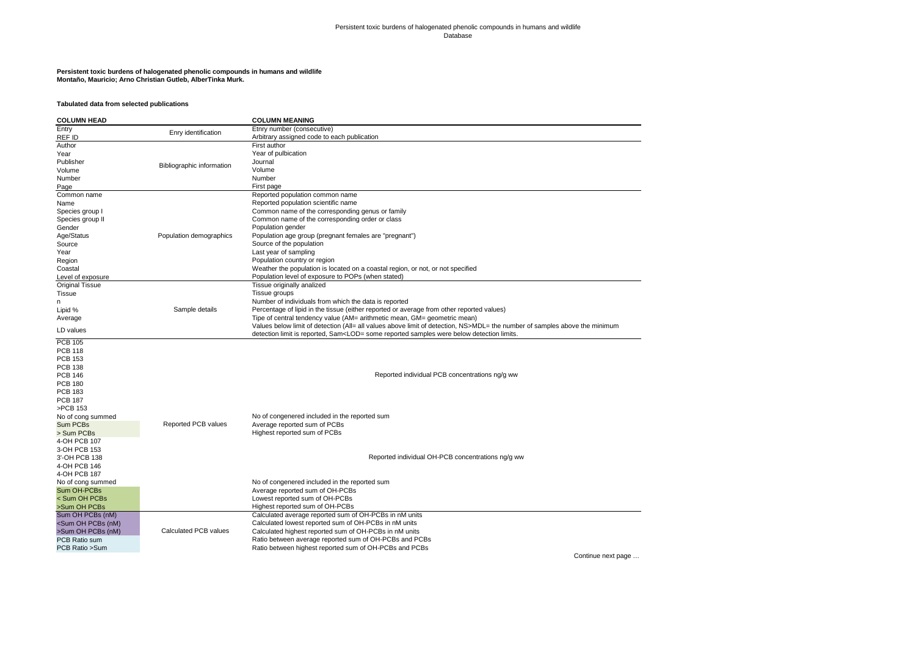Persistent toxic burdens of halogenated phenolic compounds in humans and wildlife
Database

**Persistent toxic burdens of halogenated phenolic compounds in humans and wildlife**
**Montaño, Mauricio; Arno Christian Gutleb, AlberTinka Murk.**

**Tabulated data from selected publications**

| COLUMN HEAD | | COLUMN MEANING |
|---|---|---|
| Entry | Enry identification | Etnry number (consecutive) |
| REF ID | | Arbitrary assigned code to each publication |
| Author | Bibliographic information | First author |
| Year | | Year of pulbication |
| Publisher | | Journal |
| Volume | | Volume |
| Number | | Number |
| Page | | First page |
| Common name | Population demographics | Reported population common name |
| Name | | Reported population scientific name |
| Species group I | | Common name of the corresponding genus or family |
| Species group II | | Common name of the corresponding order or class |
| Gender | | Population gender |
| Age/Status | | Population age group (pregnant females are "pregnant") |
| Source | | Source of the population |
| Year | | Last year of sampling |
| Region | | Population country or region |
| Coastal | | Weather the population is located on a coastal region, or not, or not specified |
| Level of exposure | | Population level of exposure to POPs (when stated) |
| Original Tissue | Sample details | Tissue originally analized |
| Tissue | | Tissue groups |
| n | | Number of individuals from which the data is reported |
| Lipid % | | Percentage of lipid in the tissue (either reported or average from other reported values) |
| Average | | Tipe of central tendency value (AM= arithmetic mean, GM= geometric mean) |
| LD values | | Values below limit of detection (All= all values above limit of detection, NS>MDL= the number of samples above the minimum detection limit is reported, Sam<LOD= some reported samples were below detection limits. |
| PCB 105 | Reported PCB values | Reported individual PCB concentrations ng/g ww |
| PCB 118 | | |
| PCB 153 | | |
| PCB 138 | | |
| PCB 146 | | |
| PCB 180 | | |
| PCB 183 | | |
| PCB 187 | | |
| >PCB 153 | | |
| No of cong summed | | No of congenered included in the reported sum |
| Sum PCBs | | Average reported sum of PCBs |
| > Sum PCBs | | Highest reported sum of PCBs |
| 4-OH PCB 107 | | Reported individual OH-PCB concentrations ng/g ww |
| 3-OH PCB 153 | | |
| 3'-OH PCB 138 | | |
| 4-OH PCB 146 | | |
| 4-OH PCB 187 | | |
| No of cong summed | | No of congenered included in the reported sum |
| Sum OH-PCBs | | Average reported sum of OH-PCBs |
| < Sum OH PCBs | | Lowest reported sum of OH-PCBs |
| >Sum OH PCBs | | Highest reported sum of OH-PCBs |
| Sum OH PCBs (nM) | Calculated PCB values | Calculated average reported sum of OH-PCBs in nM units |
| <Sum OH PCBs (nM) | | Calculated lowest reported sum of OH-PCBs in nM units |
| >Sum OH PCBs (nM) | | Calculated highest reported sum of OH-PCBs in nM units |
| PCB Ratio sum | | Ratio between average reported sum of OH-PCBs and PCBs |
| PCB Ratio >Sum | | Ratio between highest reported sum of OH-PCBs and PCBs |

Continue next page …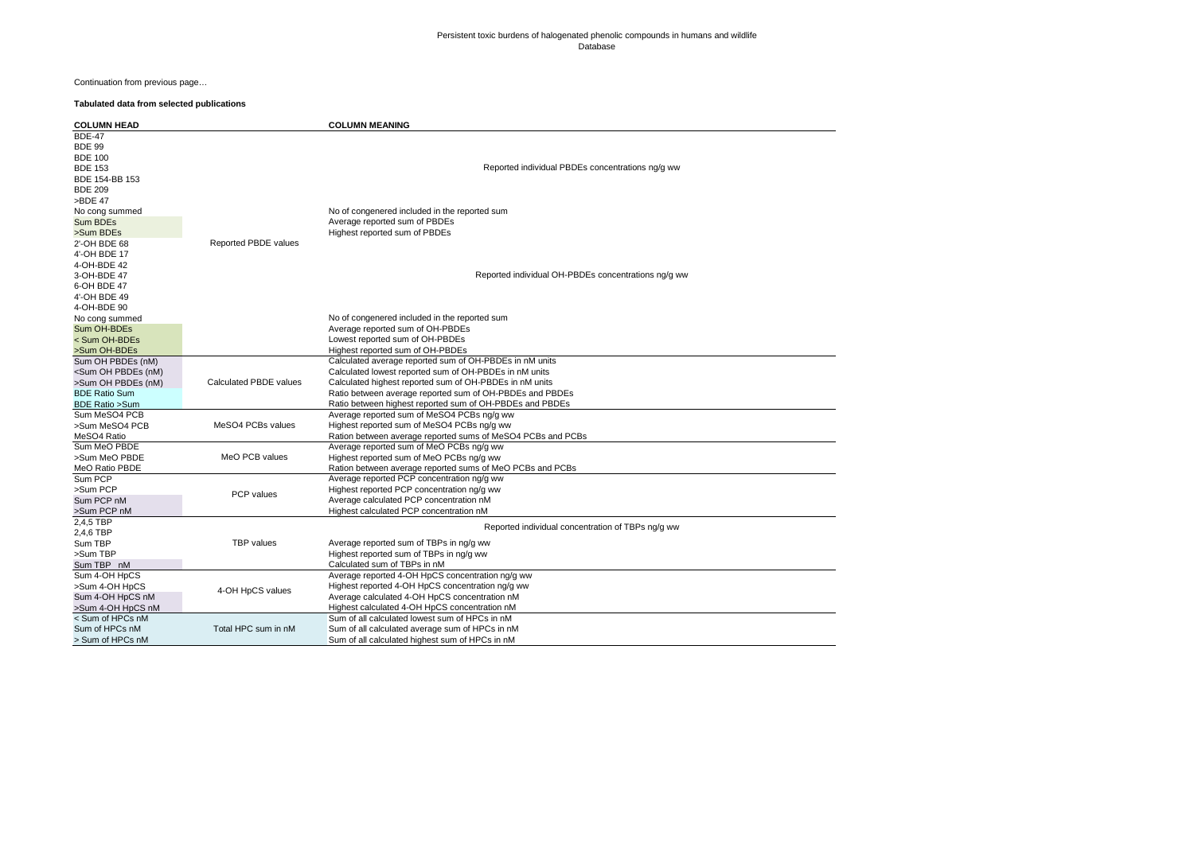Persistent toxic burdens of halogenated phenolic compounds in humans and wildlife
Database

Continuation from previous page…

**Tabulated data from selected publications**

| COLUMN HEAD | | COLUMN MEANING |
|---|---|---|
| BDE-47 | Reported PBDE values | Reported individual PBDEs concentrations ng/g ww |
| BDE 99 | | |
| BDE 100 | | |
| BDE 153 | | |
| BDE 154-BB 153 | | |
| BDE 209 | | |
| >BDE 47 | | |
| No cong summed | | No of congenered included in the reported sum |
| Sum BDEs | | Average reported sum of PBDEs |
| >Sum BDEs | | Highest reported sum of PBDEs |
| 2'-OH BDE 68 | | Reported individual OH-PBDEs concentrations ng/g ww |
| 4'-OH BDE 17 | | |
| 4-OH-BDE 42 | | |
| 3-OH-BDE 47 | | |
| 6-OH BDE 47 | | |
| 4'-OH BDE 49 | | |
| 4-OH-BDE 90 | | |
| No cong summed | | No of congenered included in the reported sum |
| Sum OH-BDEs | | Average reported sum of OH-PBDEs |
| < Sum OH-BDEs | | Lowest reported sum of OH-PBDEs |
| >Sum OH-BDEs | | Highest reported sum of OH-PBDEs |
| Sum OH PBDEs (nM) | Calculated PBDE values | Calculated average reported sum of OH-PBDEs in nM units |
| <Sum OH PBDEs (nM) | | Calculated lowest reported sum of OH-PBDEs in nM units |
| >Sum OH PBDEs (nM) | | Calculated highest reported sum of OH-PBDEs in nM units |
| BDE Ratio Sum | | Ratio between average reported sum of OH-PBDEs and PBDEs |
| BDE Ratio >Sum | | Ratio between highest reported sum of OH-PBDEs and PBDEs |
| Sum MeSO4 PCB | MeSO4 PCBs values | Average reported sum of MeSO4 PCBs ng/g ww |
| >Sum MeSO4 PCB | | Highest reported sum of MeSO4 PCBs ng/g ww |
| MeSO4 Ratio | | Ration between average reported sums of MeSO4 PCBs and PCBs |
| Sum MeO PBDE | MeO PCB values | Average reported sum of MeO PCBs ng/g ww |
| >Sum MeO PBDE | | Highest reported sum of MeO PCBs ng/g ww |
| MeO Ratio PBDE | | Ration between average reported sums of MeO PCBs and PCBs |
| Sum PCP | PCP values | Average reported PCP concentration ng/g ww |
| >Sum PCP | | Highest reported PCP concentration ng/g ww |
| Sum PCP nM | | Average calculated PCP concentration nM |
| >Sum PCP nM | | Highest calculated PCP concentration nM |
| 2,4,5 TBP | TBP values | Reported individual concentration of TBPs ng/g ww |
| 2,4,6 TBP | | |
| Sum TBP | | Average reported sum of TBPs in ng/g ww |
| >Sum TBP | | Highest reported sum of TBPs in ng/g ww |
| Sum TBP nM | | Calculated sum of TBPs in nM |
| Sum 4-OH HpCS | 4-OH HpCS values | Average reported 4-OH HpCS concentration ng/g ww |
| >Sum 4-OH HpCS | | Highest reported 4-OH HpCS concentration ng/g ww |
| Sum 4-OH HpCS nM | | Average calculated 4-OH HpCS concentration nM |
| >Sum 4-OH HpCS nM | | Highest calculated 4-OH HpCS concentration nM |
| < Sum of HPCs nM | Total HPC sum in nM | Sum of all calculated lowest sum of HPCs in nM |
| Sum of HPCs nM | | Sum of all calculated average sum of HPCs in nM |
| > Sum of HPCs nM | | Sum of all calculated highest sum of HPCs in nM |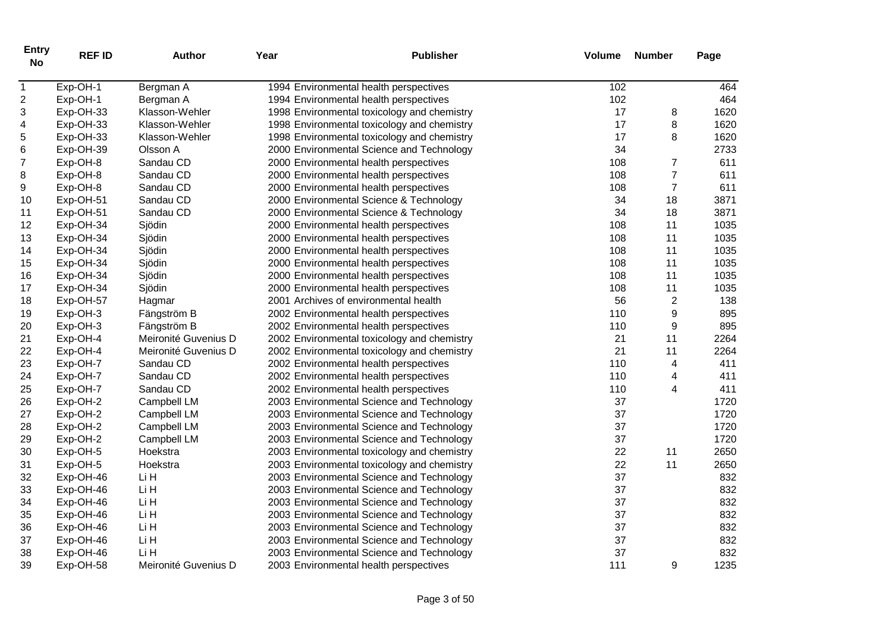| Entry No | REF ID | Author | Year | Publisher | Volume | Number | Page |
|---|---|---|---|---|---|---|---|
| 1 | Exp-OH-1 | Bergman A | 1994 | Environmental health perspectives | 102 | | 464 |
| 2 | Exp-OH-1 | Bergman A | 1994 | Environmental health perspectives | 102 | | 464 |
| 3 | Exp-OH-33 | Klasson-Wehler | 1998 | Environmental toxicology and chemistry | 17 | 8 | 1620 |
| 4 | Exp-OH-33 | Klasson-Wehler | 1998 | Environmental toxicology and chemistry | 17 | 8 | 1620 |
| 5 | Exp-OH-33 | Klasson-Wehler | 1998 | Environmental toxicology and chemistry | 17 | 8 | 1620 |
| 6 | Exp-OH-39 | Olsson A | 2000 | Environmental Science and Technology | 34 | | 2733 |
| 7 | Exp-OH-8 | Sandau CD | 2000 | Environmental health perspectives | 108 | 7 | 611 |
| 8 | Exp-OH-8 | Sandau CD | 2000 | Environmental health perspectives | 108 | 7 | 611 |
| 9 | Exp-OH-8 | Sandau CD | 2000 | Environmental health perspectives | 108 | 7 | 611 |
| 10 | Exp-OH-51 | Sandau CD | 2000 | Environmental Science & Technology | 34 | 18 | 3871 |
| 11 | Exp-OH-51 | Sandau CD | 2000 | Environmental Science & Technology | 34 | 18 | 3871 |
| 12 | Exp-OH-34 | Sjödin | 2000 | Environmental health perspectives | 108 | 11 | 1035 |
| 13 | Exp-OH-34 | Sjödin | 2000 | Environmental health perspectives | 108 | 11 | 1035 |
| 14 | Exp-OH-34 | Sjödin | 2000 | Environmental health perspectives | 108 | 11 | 1035 |
| 15 | Exp-OH-34 | Sjödin | 2000 | Environmental health perspectives | 108 | 11 | 1035 |
| 16 | Exp-OH-34 | Sjödin | 2000 | Environmental health perspectives | 108 | 11 | 1035 |
| 17 | Exp-OH-34 | Sjödin | 2000 | Environmental health perspectives | 108 | 11 | 1035 |
| 18 | Exp-OH-57 | Hagmar | 2001 | Archives of environmental health | 56 | 2 | 138 |
| 19 | Exp-OH-3 | Fängström B | 2002 | Environmental health perspectives | 110 | 9 | 895 |
| 20 | Exp-OH-3 | Fängström B | 2002 | Environmental health perspectives | 110 | 9 | 895 |
| 21 | Exp-OH-4 | Meironité Guvenius D | 2002 | Environmental toxicology and chemistry | 21 | 11 | 2264 |
| 22 | Exp-OH-4 | Meironité Guvenius D | 2002 | Environmental toxicology and chemistry | 21 | 11 | 2264 |
| 23 | Exp-OH-7 | Sandau CD | 2002 | Environmental health perspectives | 110 | 4 | 411 |
| 24 | Exp-OH-7 | Sandau CD | 2002 | Environmental health perspectives | 110 | 4 | 411 |
| 25 | Exp-OH-7 | Sandau CD | 2002 | Environmental health perspectives | 110 | 4 | 411 |
| 26 | Exp-OH-2 | Campbell LM | 2003 | Environmental Science and Technology | 37 | | 1720 |
| 27 | Exp-OH-2 | Campbell LM | 2003 | Environmental Science and Technology | 37 | | 1720 |
| 28 | Exp-OH-2 | Campbell LM | 2003 | Environmental Science and Technology | 37 | | 1720 |
| 29 | Exp-OH-2 | Campbell LM | 2003 | Environmental Science and Technology | 37 | | 1720 |
| 30 | Exp-OH-5 | Hoekstra | 2003 | Environmental toxicology and chemistry | 22 | 11 | 2650 |
| 31 | Exp-OH-5 | Hoekstra | 2003 | Environmental toxicology and chemistry | 22 | 11 | 2650 |
| 32 | Exp-OH-46 | Li H | 2003 | Environmental Science and Technology | 37 | | 832 |
| 33 | Exp-OH-46 | Li H | 2003 | Environmental Science and Technology | 37 | | 832 |
| 34 | Exp-OH-46 | Li H | 2003 | Environmental Science and Technology | 37 | | 832 |
| 35 | Exp-OH-46 | Li H | 2003 | Environmental Science and Technology | 37 | | 832 |
| 36 | Exp-OH-46 | Li H | 2003 | Environmental Science and Technology | 37 | | 832 |
| 37 | Exp-OH-46 | Li H | 2003 | Environmental Science and Technology | 37 | | 832 |
| 38 | Exp-OH-46 | Li H | 2003 | Environmental Science and Technology | 37 | | 832 |
| 39 | Exp-OH-58 | Meironité Guvenius D | 2003 | Environmental health perspectives | 111 | 9 | 1235 |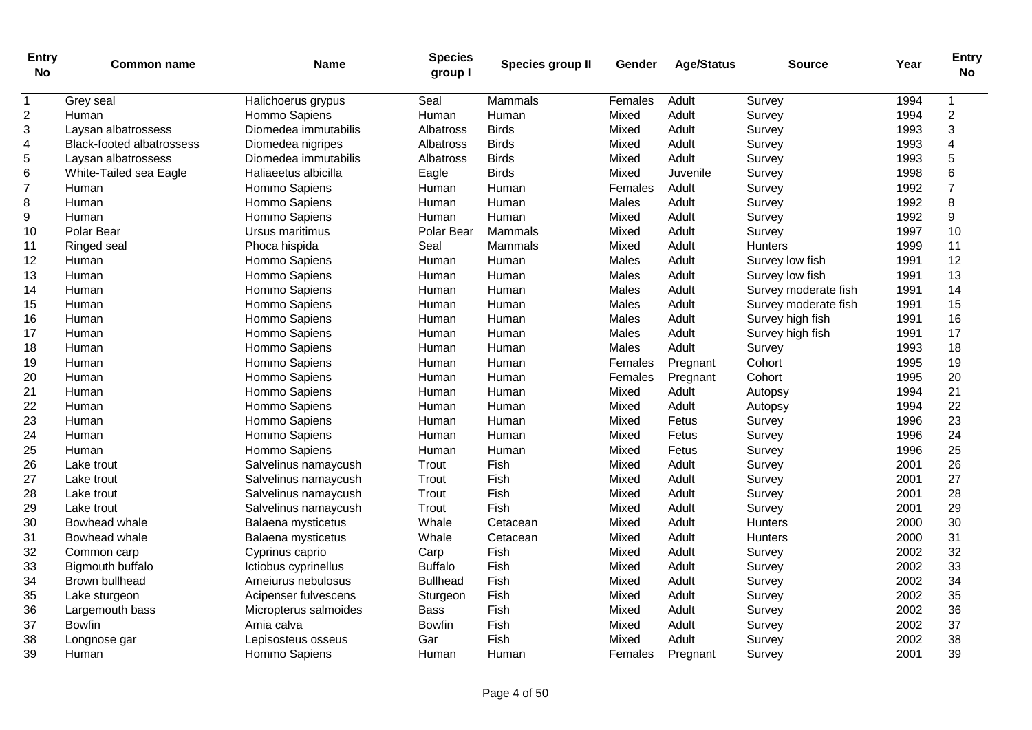| Entry No | Common name | Name | Species group I | Species group II | Gender | Age/Status | Source | Year | Entry No |
|---|---|---|---|---|---|---|---|---|---|
| 1 | Grey seal | Halichoerus grypus | Seal | Mammals | Females | Adult | Survey | 1994 | 1 |
| 2 | Human | Hommo Sapiens | Human | Human | Mixed | Adult | Survey | 1994 | 2 |
| 3 | Laysan albatrossess | Diomedea immutabilis | Albatross | Birds | Mixed | Adult | Survey | 1993 | 3 |
| 4 | Black-footed albatrossess | Diomedea nigripes | Albatross | Birds | Mixed | Adult | Survey | 1993 | 4 |
| 5 | Laysan albatrossess | Diomedea immutabilis | Albatross | Birds | Mixed | Adult | Survey | 1993 | 5 |
| 6 | White-Tailed sea Eagle | Haliaeetus albicilla | Eagle | Birds | Mixed | Juvenile | Survey | 1998 | 6 |
| 7 | Human | Hommo Sapiens | Human | Human | Females | Adult | Survey | 1992 | 7 |
| 8 | Human | Hommo Sapiens | Human | Human | Males | Adult | Survey | 1992 | 8 |
| 9 | Human | Hommo Sapiens | Human | Human | Mixed | Adult | Survey | 1992 | 9 |
| 10 | Polar Bear | Ursus maritimus | Polar Bear | Mammals | Mixed | Adult | Survey | 1997 | 10 |
| 11 | Ringed seal | Phoca hispida | Seal | Mammals | Mixed | Adult | Hunters | 1999 | 11 |
| 12 | Human | Hommo Sapiens | Human | Human | Males | Adult | Survey low fish | 1991 | 12 |
| 13 | Human | Hommo Sapiens | Human | Human | Males | Adult | Survey low fish | 1991 | 13 |
| 14 | Human | Hommo Sapiens | Human | Human | Males | Adult | Survey moderate fish | 1991 | 14 |
| 15 | Human | Hommo Sapiens | Human | Human | Males | Adult | Survey moderate fish | 1991 | 15 |
| 16 | Human | Hommo Sapiens | Human | Human | Males | Adult | Survey high fish | 1991 | 16 |
| 17 | Human | Hommo Sapiens | Human | Human | Males | Adult | Survey high fish | 1991 | 17 |
| 18 | Human | Hommo Sapiens | Human | Human | Males | Adult | Survey | 1993 | 18 |
| 19 | Human | Hommo Sapiens | Human | Human | Females | Pregnant | Cohort | 1995 | 19 |
| 20 | Human | Hommo Sapiens | Human | Human | Females | Pregnant | Cohort | 1995 | 20 |
| 21 | Human | Hommo Sapiens | Human | Human | Mixed | Adult | Autopsy | 1994 | 21 |
| 22 | Human | Hommo Sapiens | Human | Human | Mixed | Adult | Autopsy | 1994 | 22 |
| 23 | Human | Hommo Sapiens | Human | Human | Mixed | Fetus | Survey | 1996 | 23 |
| 24 | Human | Hommo Sapiens | Human | Human | Mixed | Fetus | Survey | 1996 | 24 |
| 25 | Human | Hommo Sapiens | Human | Human | Mixed | Fetus | Survey | 1996 | 25 |
| 26 | Lake trout | Salvelinus namaycush | Trout | Fish | Mixed | Adult | Survey | 2001 | 26 |
| 27 | Lake trout | Salvelinus namaycush | Trout | Fish | Mixed | Adult | Survey | 2001 | 27 |
| 28 | Lake trout | Salvelinus namaycush | Trout | Fish | Mixed | Adult | Survey | 2001 | 28 |
| 29 | Lake trout | Salvelinus namaycush | Trout | Fish | Mixed | Adult | Survey | 2001 | 29 |
| 30 | Bowhead whale | Balaena mysticetus | Whale | Cetacean | Mixed | Adult | Hunters | 2000 | 30 |
| 31 | Bowhead whale | Balaena mysticetus | Whale | Cetacean | Mixed | Adult | Hunters | 2000 | 31 |
| 32 | Common carp | Cyprinus caprio | Carp | Fish | Mixed | Adult | Survey | 2002 | 32 |
| 33 | Bigmouth buffalo | Ictiobus cyprinellus | Buffalo | Fish | Mixed | Adult | Survey | 2002 | 33 |
| 34 | Brown bullhead | Ameiurus nebulosus | Bullhead | Fish | Mixed | Adult | Survey | 2002 | 34 |
| 35 | Lake sturgeon | Acipenser fulvescens | Sturgeon | Fish | Mixed | Adult | Survey | 2002 | 35 |
| 36 | Largemouth bass | Micropterus salmoides | Bass | Fish | Mixed | Adult | Survey | 2002 | 36 |
| 37 | Bowfin | Amia calva | Bowfin | Fish | Mixed | Adult | Survey | 2002 | 37 |
| 38 | Longnose gar | Lepisosteus osseus | Gar | Fish | Mixed | Adult | Survey | 2002 | 38 |
| 39 | Human | Hommo Sapiens | Human | Human | Females | Pregnant | Survey | 2001 | 39 |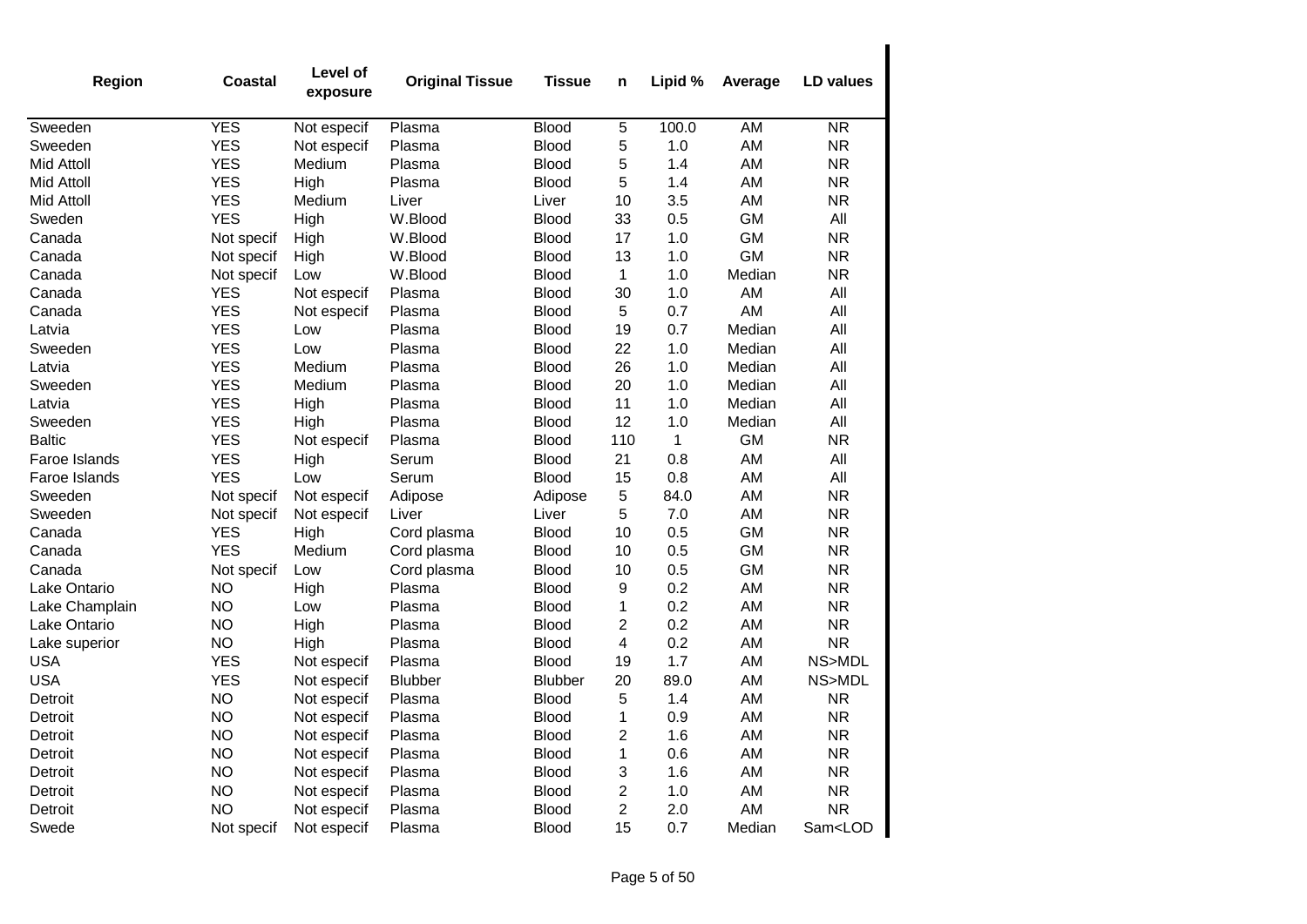| Region | Coastal | Level of exposure | Original Tissue | Tissue | n | Lipid % | Average | LD values |
|---|---|---|---|---|---|---|---|---|
| Sweeden | YES | Not especif | Plasma | Blood | 5 | 100.0 | AM | NR |
| Sweeden | YES | Not especif | Plasma | Blood | 5 | 1.0 | AM | NR |
| Mid Attoll | YES | Medium | Plasma | Blood | 5 | 1.4 | AM | NR |
| Mid Attoll | YES | High | Plasma | Blood | 5 | 1.4 | AM | NR |
| Mid Attoll | YES | Medium | Liver | Liver | 10 | 3.5 | AM | NR |
| Sweden | YES | High | W.Blood | Blood | 33 | 0.5 | GM | All |
| Canada | Not specif | High | W.Blood | Blood | 17 | 1.0 | GM | NR |
| Canada | Not specif | High | W.Blood | Blood | 13 | 1.0 | GM | NR |
| Canada | Not specif | Low | W.Blood | Blood | 1 | 1.0 | Median | NR |
| Canada | YES | Not especif | Plasma | Blood | 30 | 1.0 | AM | All |
| Canada | YES | Not especif | Plasma | Blood | 5 | 0.7 | AM | All |
| Latvia | YES | Low | Plasma | Blood | 19 | 0.7 | Median | All |
| Sweeden | YES | Low | Plasma | Blood | 22 | 1.0 | Median | All |
| Latvia | YES | Medium | Plasma | Blood | 26 | 1.0 | Median | All |
| Sweeden | YES | Medium | Plasma | Blood | 20 | 1.0 | Median | All |
| Latvia | YES | High | Plasma | Blood | 11 | 1.0 | Median | All |
| Sweeden | YES | High | Plasma | Blood | 12 | 1.0 | Median | All |
| Baltic | YES | Not especif | Plasma | Blood | 110 | 1 | GM | NR |
| Faroe Islands | YES | High | Serum | Blood | 21 | 0.8 | AM | All |
| Faroe Islands | YES | Low | Serum | Blood | 15 | 0.8 | AM | All |
| Sweeden | Not specif | Not especif | Adipose | Adipose | 5 | 84.0 | AM | NR |
| Sweeden | Not specif | Not especif | Liver | Liver | 5 | 7.0 | AM | NR |
| Canada | YES | High | Cord plasma | Blood | 10 | 0.5 | GM | NR |
| Canada | YES | Medium | Cord plasma | Blood | 10 | 0.5 | GM | NR |
| Canada | Not specif | Low | Cord plasma | Blood | 10 | 0.5 | GM | NR |
| Lake Ontario | NO | High | Plasma | Blood | 9 | 0.2 | AM | NR |
| Lake Champlain | NO | Low | Plasma | Blood | 1 | 0.2 | AM | NR |
| Lake Ontario | NO | High | Plasma | Blood | 2 | 0.2 | AM | NR |
| Lake superior | NO | High | Plasma | Blood | 4 | 0.2 | AM | NR |
| USA | YES | Not especif | Plasma | Blood | 19 | 1.7 | AM | NS>MDL |
| USA | YES | Not especif | Blubber | Blubber | 20 | 89.0 | AM | NS>MDL |
| Detroit | NO | Not especif | Plasma | Blood | 5 | 1.4 | AM | NR |
| Detroit | NO | Not especif | Plasma | Blood | 1 | 0.9 | AM | NR |
| Detroit | NO | Not especif | Plasma | Blood | 2 | 1.6 | AM | NR |
| Detroit | NO | Not especif | Plasma | Blood | 1 | 0.6 | AM | NR |
| Detroit | NO | Not especif | Plasma | Blood | 3 | 1.6 | AM | NR |
| Detroit | NO | Not especif | Plasma | Blood | 2 | 1.0 | AM | NR |
| Detroit | NO | Not especif | Plasma | Blood | 2 | 2.0 | AM | NR |
| Swede | Not specif | Not especif | Plasma | Blood | 15 | 0.7 | Median | Sam<LOD |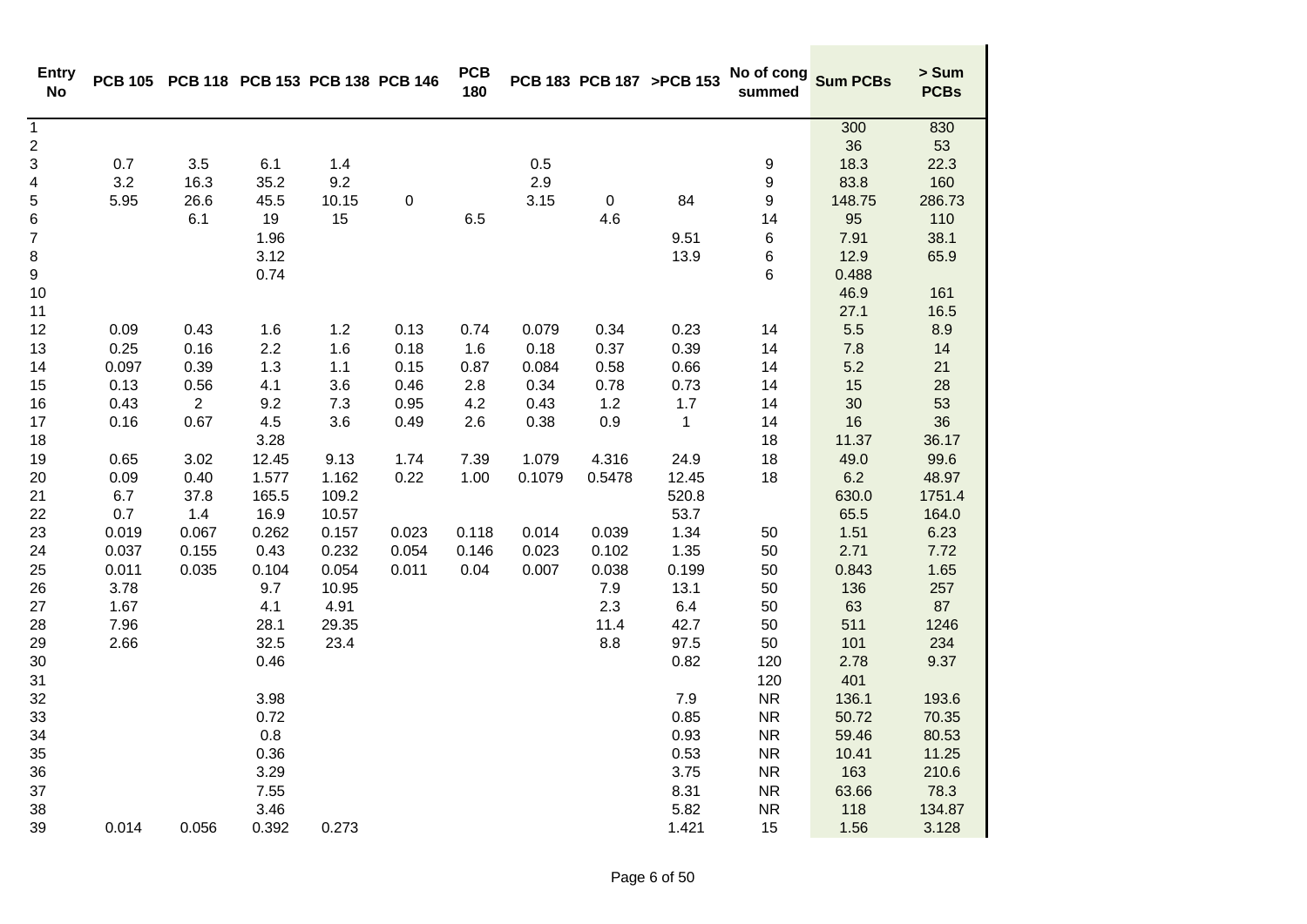| Entry No | PCB 105 | PCB 118 | PCB 153 | PCB 138 | PCB 146 | PCB 180 | PCB 183 | PCB 187 | >PCB 153 | No of cong summed | Sum PCBs | > Sum PCBs |
|---|---|---|---|---|---|---|---|---|---|---|---|---|
| 1 | | | | | | | | | | | 300 | 830 |
| 2 | | | | | | | | | | | 36 | 53 |
| 3 | 0.7 | 3.5 | 6.1 | 1.4 | | | 0.5 | | | 9 | 18.3 | 22.3 |
| 4 | 3.2 | 16.3 | 35.2 | 9.2 | | | 2.9 | | | 9 | 83.8 | 160 |
| 5 | 5.95 | 26.6 | 45.5 | 10.15 | 0 | | 3.15 | 0 | 84 | 9 | 148.75 | 286.73 |
| 6 | | 6.1 | 19 | 15 | | 6.5 | | 4.6 | | 14 | 95 | 110 |
| 7 | | | 1.96 | | | | | | 9.51 | 6 | 7.91 | 38.1 |
| 8 | | | 3.12 | | | | | | 13.9 | 6 | 12.9 | 65.9 |
| 9 | | | 0.74 | | | | | | | 6 | 0.488 | |
| 10 | | | | | | | | | | | 46.9 | 161 |
| 11 | | | | | | | | | | | 27.1 | 16.5 |
| 12 | 0.09 | 0.43 | 1.6 | 1.2 | 0.13 | 0.74 | 0.079 | 0.34 | 0.23 | 14 | 5.5 | 8.9 |
| 13 | 0.25 | 0.16 | 2.2 | 1.6 | 0.18 | 1.6 | 0.18 | 0.37 | 0.39 | 14 | 7.8 | 14 |
| 14 | 0.097 | 0.39 | 1.3 | 1.1 | 0.15 | 0.87 | 0.084 | 0.58 | 0.66 | 14 | 5.2 | 21 |
| 15 | 0.13 | 0.56 | 4.1 | 3.6 | 0.46 | 2.8 | 0.34 | 0.78 | 0.73 | 14 | 15 | 28 |
| 16 | 0.43 | 2 | 9.2 | 7.3 | 0.95 | 4.2 | 0.43 | 1.2 | 1.7 | 14 | 30 | 53 |
| 17 | 0.16 | 0.67 | 4.5 | 3.6 | 0.49 | 2.6 | 0.38 | 0.9 | 1 | 14 | 16 | 36 |
| 18 | | | 3.28 | | | | | | | 18 | 11.37 | 36.17 |
| 19 | 0.65 | 3.02 | 12.45 | 9.13 | 1.74 | 7.39 | 1.079 | 4.316 | 24.9 | 18 | 49.0 | 99.6 |
| 20 | 0.09 | 0.40 | 1.577 | 1.162 | 0.22 | 1.00 | 0.1079 | 0.5478 | 12.45 | 18 | 6.2 | 48.97 |
| 21 | 6.7 | 37.8 | 165.5 | 109.2 | | | | | 520.8 | | 630.0 | 1751.4 |
| 22 | 0.7 | 1.4 | 16.9 | 10.57 | | | | | 53.7 | | 65.5 | 164.0 |
| 23 | 0.019 | 0.067 | 0.262 | 0.157 | 0.023 | 0.118 | 0.014 | 0.039 | 1.34 | 50 | 1.51 | 6.23 |
| 24 | 0.037 | 0.155 | 0.43 | 0.232 | 0.054 | 0.146 | 0.023 | 0.102 | 1.35 | 50 | 2.71 | 7.72 |
| 25 | 0.011 | 0.035 | 0.104 | 0.054 | 0.011 | 0.04 | 0.007 | 0.038 | 0.199 | 50 | 0.843 | 1.65 |
| 26 | 3.78 | | 9.7 | 10.95 | | | | 7.9 | 13.1 | 50 | 136 | 257 |
| 27 | 1.67 | | 4.1 | 4.91 | | | | 2.3 | 6.4 | 50 | 63 | 87 |
| 28 | 7.96 | | 28.1 | 29.35 | | | | 11.4 | 42.7 | 50 | 511 | 1246 |
| 29 | 2.66 | | 32.5 | 23.4 | | | | 8.8 | 97.5 | 50 | 101 | 234 |
| 30 | | | 0.46 | | | | | | 0.82 | 120 | 2.78 | 9.37 |
| 31 | | | | | | | | | | 120 | 401 | |
| 32 | | | 3.98 | | | | | | 7.9 | NR | 136.1 | 193.6 |
| 33 | | | 0.72 | | | | | | 0.85 | NR | 50.72 | 70.35 |
| 34 | | | 0.8 | | | | | | 0.93 | NR | 59.46 | 80.53 |
| 35 | | | 0.36 | | | | | | 0.53 | NR | 10.41 | 11.25 |
| 36 | | | 3.29 | | | | | | 3.75 | NR | 163 | 210.6 |
| 37 | | | 7.55 | | | | | | 8.31 | NR | 63.66 | 78.3 |
| 38 | | | 3.46 | | | | | | 5.82 | NR | 118 | 134.87 |
| 39 | 0.014 | 0.056 | 0.392 | 0.273 | | | | | 1.421 | 15 | 1.56 | 3.128 |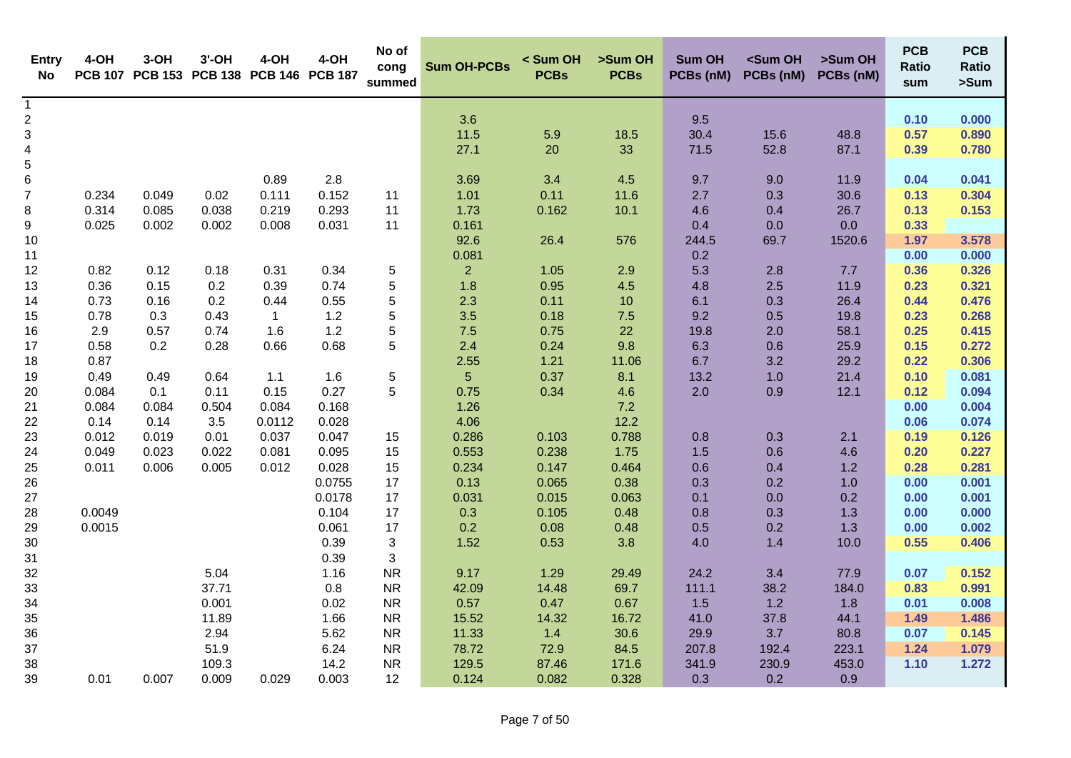| Entry No | 4-OH PCB 107 | 3-OH PCB 153 | 3'-OH PCB 138 | 4-OH PCB 146 | 4-OH PCB 187 | No of cong summed | Sum OH-PCBs | < Sum OH PCBs | >Sum OH PCBs | Sum OH PCBs (nM) | <Sum OH PCBs (nM) | >Sum OH PCBs (nM) | PCB Ratio sum | PCB Ratio >Sum |
|---|---|---|---|---|---|---|---|---|---|---|---|---|---|---|
| 1 | | | | | | | | | | | | | | |
| 2 | | | | | | | 3.6 | | | 9.5 | | | 0.10 | 0.000 |
| 3 | | | | | | | 11.5 | 5.9 | 18.5 | 30.4 | 15.6 | 48.8 | 0.57 | 0.890 |
| 4 | | | | | | | 27.1 | 20 | 33 | 71.5 | 52.8 | 87.1 | 0.39 | 0.780 |
| 5 | | | | | | | | | | | | | | |
| 6 | | | | 0.89 | 2.8 | | 3.69 | 3.4 | 4.5 | 9.7 | 9.0 | 11.9 | 0.04 | 0.041 |
| 7 | 0.234 | 0.049 | 0.02 | 0.111 | 0.152 | 11 | 1.01 | 0.11 | 11.6 | 2.7 | 0.3 | 30.6 | 0.13 | 0.304 |
| 8 | 0.314 | 0.085 | 0.038 | 0.219 | 0.293 | 11 | 1.73 | 0.162 | 10.1 | 4.6 | 0.4 | 26.7 | 0.13 | 0.153 |
| 9 | 0.025 | 0.002 | 0.002 | 0.008 | 0.031 | 11 | 0.161 | | | 0.4 | 0.0 | 0.0 | 0.33 | |
| 10 | | | | | | | 92.6 | 26.4 | 576 | 244.5 | 69.7 | 1520.6 | 1.97 | 3.578 |
| 11 | | | | | | | 0.081 | | | 0.2 | | | 0.00 | 0.000 |
| 12 | 0.82 | 0.12 | 0.18 | 0.31 | 0.34 | 5 | 2 | 1.05 | 2.9 | 5.3 | 2.8 | 7.7 | 0.36 | 0.326 |
| 13 | 0.36 | 0.15 | 0.2 | 0.39 | 0.74 | 5 | 1.8 | 0.95 | 4.5 | 4.8 | 2.5 | 11.9 | 0.23 | 0.321 |
| 14 | 0.73 | 0.16 | 0.2 | 0.44 | 0.55 | 5 | 2.3 | 0.11 | 10 | 6.1 | 0.3 | 26.4 | 0.44 | 0.476 |
| 15 | 0.78 | 0.3 | 0.43 | 1 | 1.2 | 5 | 3.5 | 0.18 | 7.5 | 9.2 | 0.5 | 19.8 | 0.23 | 0.268 |
| 16 | 2.9 | 0.57 | 0.74 | 1.6 | 1.2 | 5 | 7.5 | 0.75 | 22 | 19.8 | 2.0 | 58.1 | 0.25 | 0.415 |
| 17 | 0.58 | 0.2 | 0.28 | 0.66 | 0.68 | 5 | 2.4 | 0.24 | 9.8 | 6.3 | 0.6 | 25.9 | 0.15 | 0.272 |
| 18 | 0.87 | | | | | | 2.55 | 1.21 | 11.06 | 6.7 | 3.2 | 29.2 | 0.22 | 0.306 |
| 19 | 0.49 | 0.49 | 0.64 | 1.1 | 1.6 | 5 | 5 | 0.37 | 8.1 | 13.2 | 1.0 | 21.4 | 0.10 | 0.081 |
| 20 | 0.084 | 0.1 | 0.11 | 0.15 | 0.27 | 5 | 0.75 | 0.34 | 4.6 | 2.0 | 0.9 | 12.1 | 0.12 | 0.094 |
| 21 | 0.084 | 0.084 | 0.504 | 0.084 | 0.168 | | 1.26 | | 7.2 | | | | 0.00 | 0.004 |
| 22 | 0.14 | 0.14 | 3.5 | 0.0112 | 0.028 | | 4.06 | | 12.2 | | | | 0.06 | 0.074 |
| 23 | 0.012 | 0.019 | 0.01 | 0.037 | 0.047 | 15 | 0.286 | 0.103 | 0.788 | 0.8 | 0.3 | 2.1 | 0.19 | 0.126 |
| 24 | 0.049 | 0.023 | 0.022 | 0.081 | 0.095 | 15 | 0.553 | 0.238 | 1.75 | 1.5 | 0.6 | 4.6 | 0.20 | 0.227 |
| 25 | 0.011 | 0.006 | 0.005 | 0.012 | 0.028 | 15 | 0.234 | 0.147 | 0.464 | 0.6 | 0.4 | 1.2 | 0.28 | 0.281 |
| 26 | | | | | 0.0755 | 17 | 0.13 | 0.065 | 0.38 | 0.3 | 0.2 | 1.0 | 0.00 | 0.001 |
| 27 | | | | | 0.0178 | 17 | 0.031 | 0.015 | 0.063 | 0.1 | 0.0 | 0.2 | 0.00 | 0.001 |
| 28 | 0.0049 | | | | 0.104 | 17 | 0.3 | 0.105 | 0.48 | 0.8 | 0.3 | 1.3 | 0.00 | 0.000 |
| 29 | 0.0015 | | | | 0.061 | 17 | 0.2 | 0.08 | 0.48 | 0.5 | 0.2 | 1.3 | 0.00 | 0.002 |
| 30 | | | | | 0.39 | 3 | 1.52 | 0.53 | 3.8 | 4.0 | 1.4 | 10.0 | 0.55 | 0.406 |
| 31 | | | | | 0.39 | 3 | | | | | | | | |
| 32 | | | 5.04 | | 1.16 | NR | 9.17 | 1.29 | 29.49 | 24.2 | 3.4 | 77.9 | 0.07 | 0.152 |
| 33 | | | 37.71 | | 0.8 | NR | 42.09 | 14.48 | 69.7 | 111.1 | 38.2 | 184.0 | 0.83 | 0.991 |
| 34 | | | 0.001 | | 0.02 | NR | 0.57 | 0.47 | 0.67 | 1.5 | 1.2 | 1.8 | 0.01 | 0.008 |
| 35 | | | 11.89 | | 1.66 | NR | 15.52 | 14.32 | 16.72 | 41.0 | 37.8 | 44.1 | 1.49 | 1.486 |
| 36 | | | 2.94 | | 5.62 | NR | 11.33 | 1.4 | 30.6 | 29.9 | 3.7 | 80.8 | 0.07 | 0.145 |
| 37 | | | 51.9 | | 6.24 | NR | 78.72 | 72.9 | 84.5 | 207.8 | 192.4 | 223.1 | 1.24 | 1.079 |
| 38 | | | 109.3 | | 14.2 | NR | 129.5 | 87.46 | 171.6 | 341.9 | 230.9 | 453.0 | 1.10 | 1.272 |
| 39 | 0.01 | 0.007 | 0.009 | 0.029 | 0.003 | 12 | 0.124 | 0.082 | 0.328 | 0.3 | 0.2 | 0.9 | | |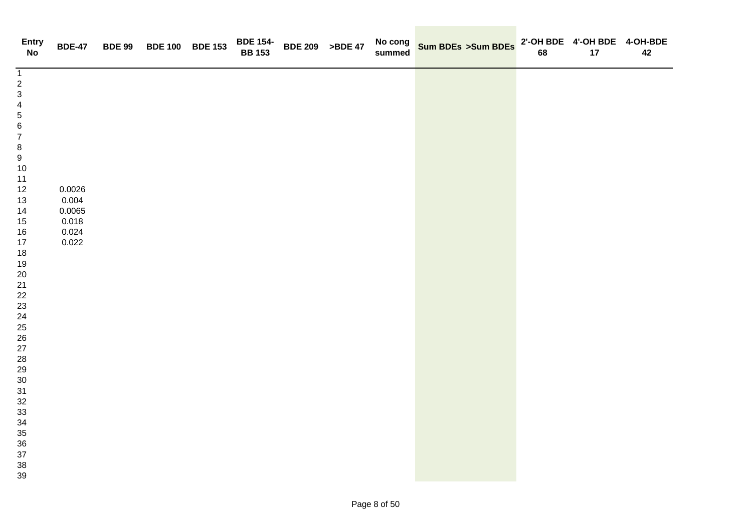| Entry No | BDE-47 | BDE 99 | BDE 100 | BDE 153 | BDE 154-BB 153 | BDE 209 | >BDE 47 | No cong summed | Sum BDEs | >Sum BDEs | 2'-OH BDE 68 | 4'-OH BDE 17 | 4-OH-BDE 42 |
|---|---|---|---|---|---|---|---|---|---|---|---|---|---|
| 1 | | | | | | | | | | | | | |
| 2 | | | | | | | | | | | | | |
| 3 | | | | | | | | | | | | | |
| 4 | | | | | | | | | | | | | |
| 5 | | | | | | | | | | | | | |
| 6 | | | | | | | | | | | | | |
| 7 | | | | | | | | | | | | | |
| 8 | | | | | | | | | | | | | |
| 9 | | | | | | | | | | | | | |
| 10 | | | | | | | | | | | | | |
| 11 | | | | | | | | | | | | | |
| 12 | 0.0026 | | | | | | | | | | | | |
| 13 | 0.004 | | | | | | | | | | | | |
| 14 | 0.0065 | | | | | | | | | | | | |
| 15 | 0.018 | | | | | | | | | | | | |
| 16 | 0.024 | | | | | | | | | | | | |
| 17 | 0.022 | | | | | | | | | | | | |
| 18 | | | | | | | | | | | | | |
| 19 | | | | | | | | | | | | | |
| 20 | | | | | | | | | | | | | |
| 21 | | | | | | | | | | | | | |
| 22 | | | | | | | | | | | | | |
| 23 | | | | | | | | | | | | | |
| 24 | | | | | | | | | | | | | |
| 25 | | | | | | | | | | | | | |
| 26 | | | | | | | | | | | | | |
| 27 | | | | | | | | | | | | | |
| 28 | | | | | | | | | | | | | |
| 29 | | | | | | | | | | | | | |
| 30 | | | | | | | | | | | | | |
| 31 | | | | | | | | | | | | | |
| 32 | | | | | | | | | | | | | |
| 33 | | | | | | | | | | | | | |
| 34 | | | | | | | | | | | | | |
| 35 | | | | | | | | | | | | | |
| 36 | | | | | | | | | | | | | |
| 37 | | | | | | | | | | | | | |
| 38 | | | | | | | | | | | | | |
| 39 | | | | | | | | | | | | | |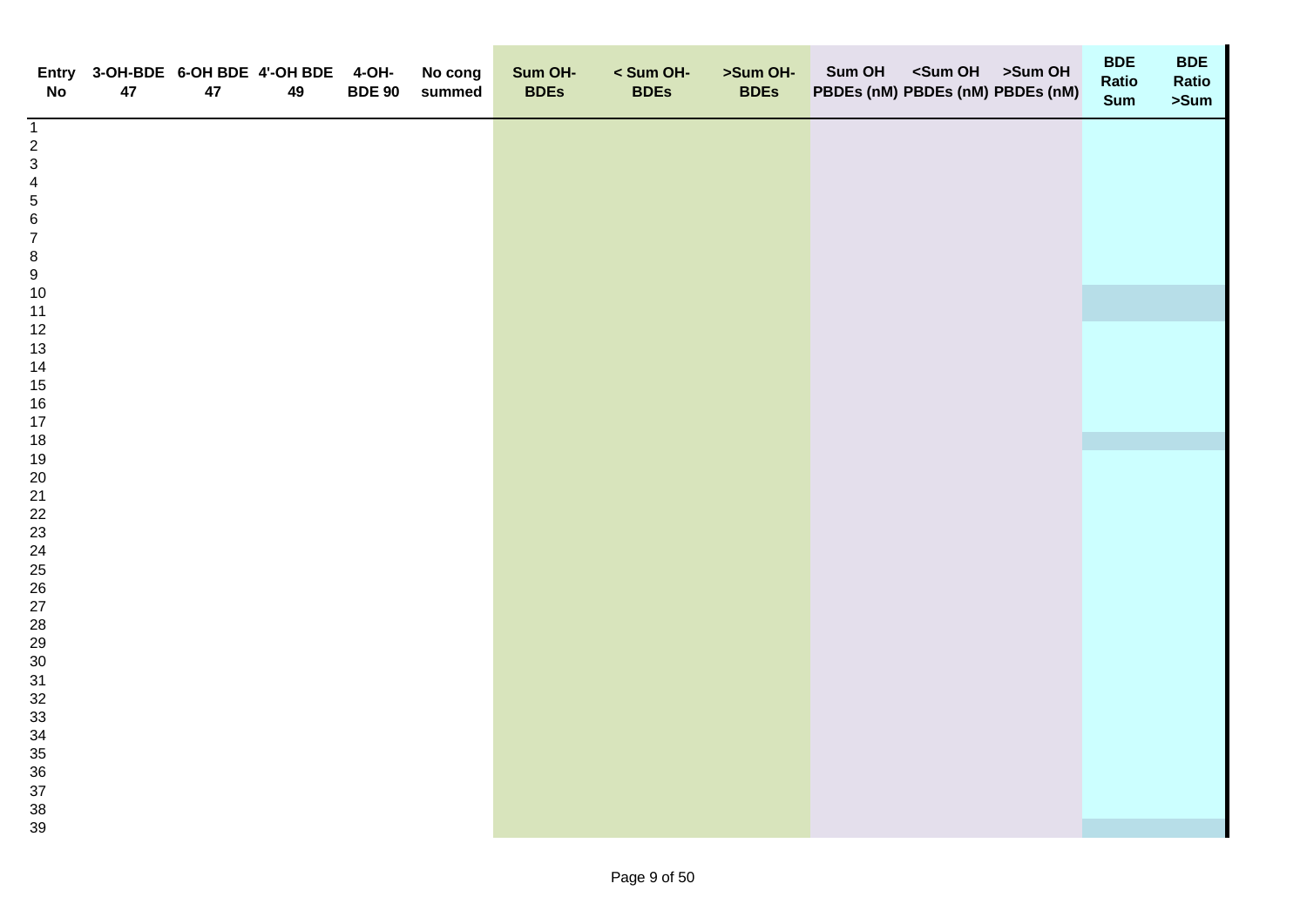| Entry No | 3-OH-BDE 47 | 6-OH BDE 47 | 4'-OH BDE 49 | 4-OH-BDE 90 | No cong summed | Sum OH-BDEs | < Sum OH-BDEs | >Sum OH-BDEs | Sum OH PBDEs (nM) | <Sum OH PBDEs (nM) | >Sum OH PBDEs (nM) | BDE Ratio Sum | BDE Ratio >Sum |
|---|---|---|---|---|---|---|---|---|---|---|---|---|---|
| 1 | | | | | | | | | | | | | |
| 2 | | | | | | | | | | | | | |
| 3 | | | | | | | | | | | | | |
| 4 | | | | | | | | | | | | | |
| 5 | | | | | | | | | | | | | |
| 6 | | | | | | | | | | | | | |
| 7 | | | | | | | | | | | | | |
| 8 | | | | | | | | | | | | | |
| 9 | | | | | | | | | | | | | |
| 10 | | | | | | | | | | | | | |
| 11 | | | | | | | | | | | | | |
| 12 | | | | | | | | | | | | | |
| 13 | | | | | | | | | | | | | |
| 14 | | | | | | | | | | | | | |
| 15 | | | | | | | | | | | | | |
| 16 | | | | | | | | | | | | | |
| 17 | | | | | | | | | | | | | |
| 18 | | | | | | | | | | | | | |
| 19 | | | | | | | | | | | | | |
| 20 | | | | | | | | | | | | | |
| 21 | | | | | | | | | | | | | |
| 22 | | | | | | | | | | | | | |
| 23 | | | | | | | | | | | | | |
| 24 | | | | | | | | | | | | | |
| 25 | | | | | | | | | | | | | |
| 26 | | | | | | | | | | | | | |
| 27 | | | | | | | | | | | | | |
| 28 | | | | | | | | | | | | | |
| 29 | | | | | | | | | | | | | |
| 30 | | | | | | | | | | | | | |
| 31 | | | | | | | | | | | | | |
| 32 | | | | | | | | | | | | | |
| 33 | | | | | | | | | | | | | |
| 34 | | | | | | | | | | | | | |
| 35 | | | | | | | | | | | | | |
| 36 | | | | | | | | | | | | | |
| 37 | | | | | | | | | | | | | |
| 38 | | | | | | | | | | | | | |
| 39 | | | | | | | | | | | | | |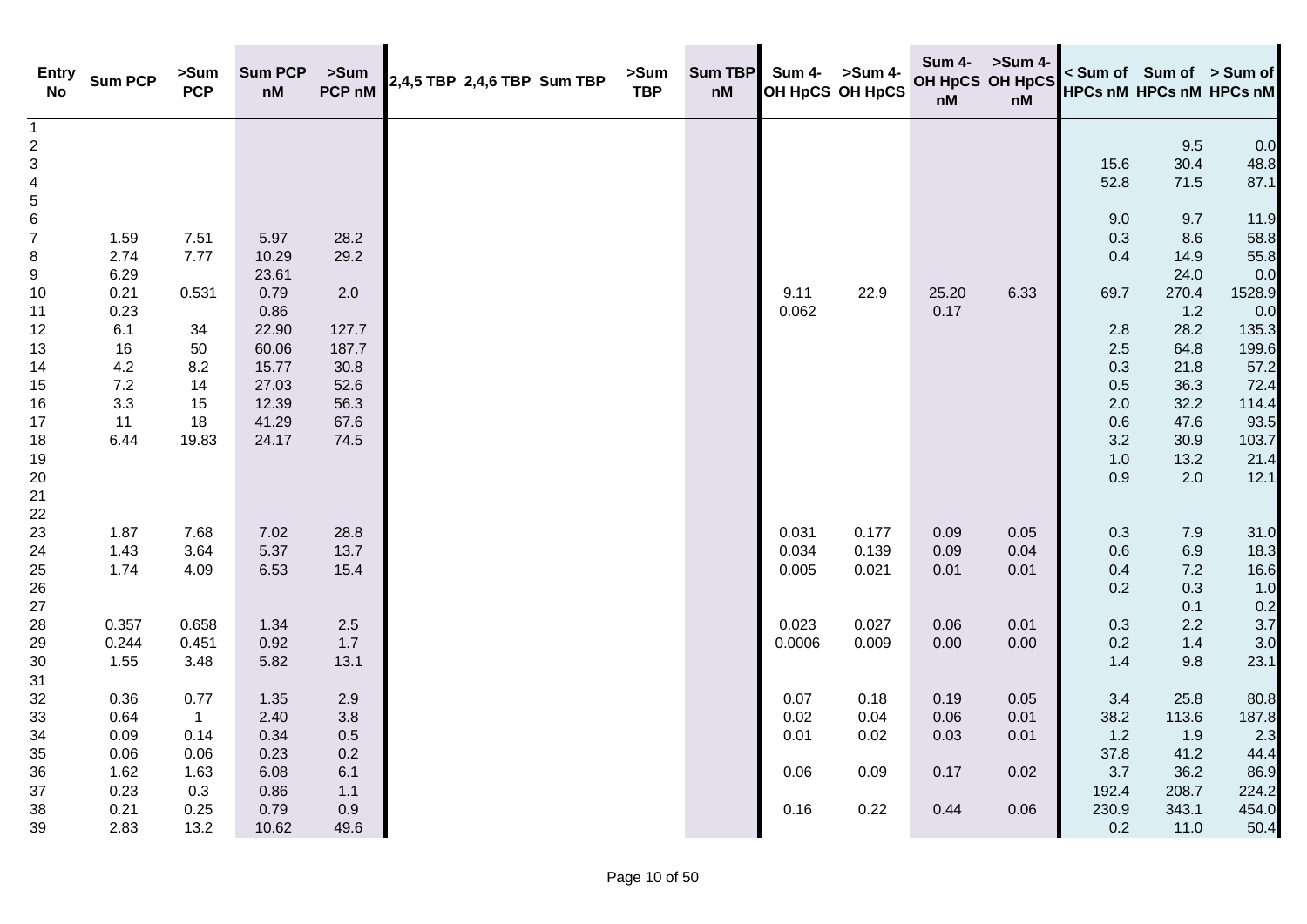| Entry No | Sum PCP | >Sum PCP | Sum PCP nM | >Sum PCP nM | 2,4,5 TBP | 2,4,6 TBP | Sum TBP | >Sum TBP | Sum TBP nM | Sum 4-OH HpCS | >Sum 4-OH HpCS | Sum 4-OH HpCS nM | >Sum 4-OH HpCS nM | < Sum of HPCs nM | Sum of HPCs nM | > Sum of HPCs nM |
|---|---|---|---|---|---|---|---|---|---|---|---|---|---|---|---|---|
| 1 | | | | | | | | | | | | | | | | |
| 2 | | | | | | | | | | | | | | | 9.5 | 0.0 |
| 3 | | | | | | | | | | | | | | 15.6 | 30.4 | 48.8 |
| 4 | | | | | | | | | | | | | | 52.8 | 71.5 | 87.1 |
| 5 | | | | | | | | | | | | | | | | |
| 6 | | | | | | | | | | | | | | 9.0 | 9.7 | 11.9 |
| 7 | 1.59 | 7.51 | 5.97 | 28.2 | | | | | | | | | | 0.3 | 8.6 | 58.8 |
| 8 | 2.74 | 7.77 | 10.29 | 29.2 | | | | | | | | | | 0.4 | 14.9 | 55.8 |
| 9 | 6.29 | | 23.61 | | | | | | | | | | | | 24.0 | 0.0 |
| 10 | 0.21 | 0.531 | 0.79 | 2.0 | | | | | | 9.11 | 22.9 | 25.20 | 6.33 | 69.7 | 270.4 | 1528.9 |
| 11 | 0.23 | | 0.86 | | | | | | | 0.062 | | 0.17 | | | 1.2 | 0.0 |
| 12 | 6.1 | 34 | 22.90 | 127.7 | | | | | | | | | | 2.8 | 28.2 | 135.3 |
| 13 | 16 | 50 | 60.06 | 187.7 | | | | | | | | | | 2.5 | 64.8 | 199.6 |
| 14 | 4.2 | 8.2 | 15.77 | 30.8 | | | | | | | | | | 0.3 | 21.8 | 57.2 |
| 15 | 7.2 | 14 | 27.03 | 52.6 | | | | | | | | | | 0.5 | 36.3 | 72.4 |
| 16 | 3.3 | 15 | 12.39 | 56.3 | | | | | | | | | | 2.0 | 32.2 | 114.4 |
| 17 | 11 | 18 | 41.29 | 67.6 | | | | | | | | | | 0.6 | 47.6 | 93.5 |
| 18 | 6.44 | 19.83 | 24.17 | 74.5 | | | | | | | | | | 3.2 | 30.9 | 103.7 |
| 19 | | | | | | | | | | | | | | 1.0 | 13.2 | 21.4 |
| 20 | | | | | | | | | | | | | | 0.9 | 2.0 | 12.1 |
| 21 | | | | | | | | | | | | | | | | |
| 22 | | | | | | | | | | | | | | | | |
| 23 | 1.87 | 7.68 | 7.02 | 28.8 | | | | | | 0.031 | 0.177 | 0.09 | 0.05 | 0.3 | 7.9 | 31.0 |
| 24 | 1.43 | 3.64 | 5.37 | 13.7 | | | | | | 0.034 | 0.139 | 0.09 | 0.04 | 0.6 | 6.9 | 18.3 |
| 25 | 1.74 | 4.09 | 6.53 | 15.4 | | | | | | 0.005 | 0.021 | 0.01 | 0.01 | 0.4 | 7.2 | 16.6 |
| 26 | | | | | | | | | | | | | | 0.2 | 0.3 | 1.0 |
| 27 | | | | | | | | | | | | | | | 0.1 | 0.2 |
| 28 | 0.357 | 0.658 | 1.34 | 2.5 | | | | | | 0.023 | 0.027 | 0.06 | 0.01 | 0.3 | 2.2 | 3.7 |
| 29 | 0.244 | 0.451 | 0.92 | 1.7 | | | | | | 0.0006 | 0.009 | 0.00 | 0.00 | 0.2 | 1.4 | 3.0 |
| 30 | 1.55 | 3.48 | 5.82 | 13.1 | | | | | | | | | | 1.4 | 9.8 | 23.1 |
| 31 | | | | | | | | | | | | | | | | |
| 32 | 0.36 | 0.77 | 1.35 | 2.9 | | | | | | 0.07 | 0.18 | 0.19 | 0.05 | 3.4 | 25.8 | 80.8 |
| 33 | 0.64 | 1 | 2.40 | 3.8 | | | | | | 0.02 | 0.04 | 0.06 | 0.01 | 38.2 | 113.6 | 187.8 |
| 34 | 0.09 | 0.14 | 0.34 | 0.5 | | | | | | 0.01 | 0.02 | 0.03 | 0.01 | 1.2 | 1.9 | 2.3 |
| 35 | 0.06 | 0.06 | 0.23 | 0.2 | | | | | | | | | | 37.8 | 41.2 | 44.4 |
| 36 | 1.62 | 1.63 | 6.08 | 6.1 | | | | | | 0.06 | 0.09 | 0.17 | 0.02 | 3.7 | 36.2 | 86.9 |
| 37 | 0.23 | 0.3 | 0.86 | 1.1 | | | | | | | | | | 192.4 | 208.7 | 224.2 |
| 38 | 0.21 | 0.25 | 0.79 | 0.9 | | | | | | 0.16 | 0.22 | 0.44 | 0.06 | 230.9 | 343.1 | 454.0 |
| 39 | 2.83 | 13.2 | 10.62 | 49.6 | | | | | | | | | | 0.2 | 11.0 | 50.4 |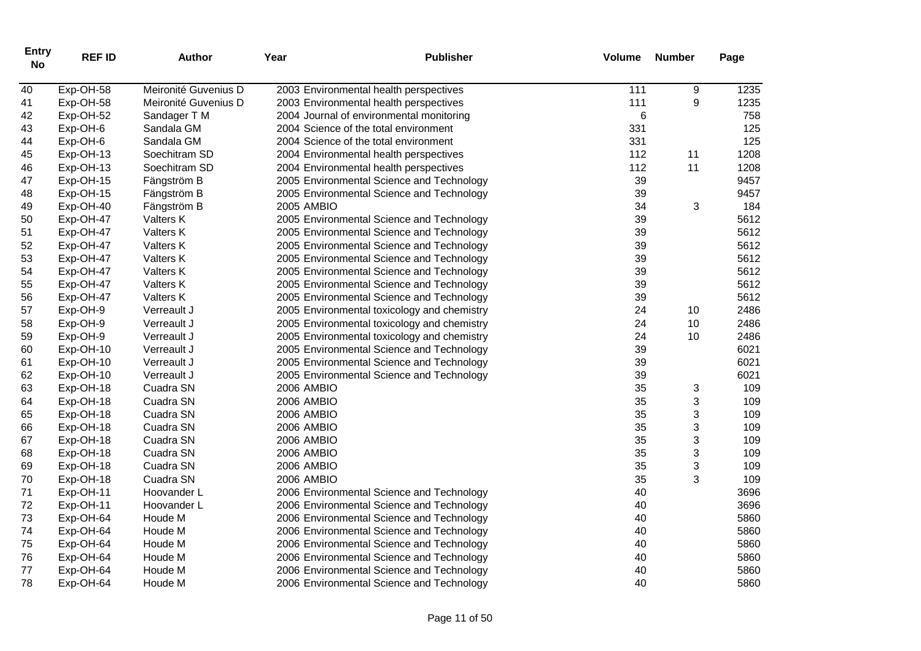| Entry No | REF ID | Author | Year | Publisher | Volume | Number | Page |
|---|---|---|---|---|---|---|---|
| 40 | Exp-OH-58 | Meironité Guvenius D | 2003 | Environmental health perspectives | 111 | 9 | 1235 |
| 41 | Exp-OH-58 | Meironité Guvenius D | 2003 | Environmental health perspectives | 111 | 9 | 1235 |
| 42 | Exp-OH-52 | Sandager T M | 2004 | Journal of environmental monitoring | 6 | | 758 |
| 43 | Exp-OH-6 | Sandala GM | 2004 | Science of the total environment | 331 | | 125 |
| 44 | Exp-OH-6 | Sandala GM | 2004 | Science of the total environment | 331 | | 125 |
| 45 | Exp-OH-13 | Soechitram SD | 2004 | Environmental health perspectives | 112 | 11 | 1208 |
| 46 | Exp-OH-13 | Soechitram SD | 2004 | Environmental health perspectives | 112 | 11 | 1208 |
| 47 | Exp-OH-15 | Fängström B | 2005 | Environmental Science and Technology | 39 | | 9457 |
| 48 | Exp-OH-15 | Fängström B | 2005 | Environmental Science and Technology | 39 | | 9457 |
| 49 | Exp-OH-40 | Fängström B | 2005 | AMBIO | 34 | 3 | 184 |
| 50 | Exp-OH-47 | Valters K | 2005 | Environmental Science and Technology | 39 | | 5612 |
| 51 | Exp-OH-47 | Valters K | 2005 | Environmental Science and Technology | 39 | | 5612 |
| 52 | Exp-OH-47 | Valters K | 2005 | Environmental Science and Technology | 39 | | 5612 |
| 53 | Exp-OH-47 | Valters K | 2005 | Environmental Science and Technology | 39 | | 5612 |
| 54 | Exp-OH-47 | Valters K | 2005 | Environmental Science and Technology | 39 | | 5612 |
| 55 | Exp-OH-47 | Valters K | 2005 | Environmental Science and Technology | 39 | | 5612 |
| 56 | Exp-OH-47 | Valters K | 2005 | Environmental Science and Technology | 39 | | 5612 |
| 57 | Exp-OH-9 | Verreault J | 2005 | Environmental toxicology and chemistry | 24 | 10 | 2486 |
| 58 | Exp-OH-9 | Verreault J | 2005 | Environmental toxicology and chemistry | 24 | 10 | 2486 |
| 59 | Exp-OH-9 | Verreault J | 2005 | Environmental toxicology and chemistry | 24 | 10 | 2486 |
| 60 | Exp-OH-10 | Verreault J | 2005 | Environmental Science and Technology | 39 | | 6021 |
| 61 | Exp-OH-10 | Verreault J | 2005 | Environmental Science and Technology | 39 | | 6021 |
| 62 | Exp-OH-10 | Verreault J | 2005 | Environmental Science and Technology | 39 | | 6021 |
| 63 | Exp-OH-18 | Cuadra SN | 2006 | AMBIO | 35 | 3 | 109 |
| 64 | Exp-OH-18 | Cuadra SN | 2006 | AMBIO | 35 | 3 | 109 |
| 65 | Exp-OH-18 | Cuadra SN | 2006 | AMBIO | 35 | 3 | 109 |
| 66 | Exp-OH-18 | Cuadra SN | 2006 | AMBIO | 35 | 3 | 109 |
| 67 | Exp-OH-18 | Cuadra SN | 2006 | AMBIO | 35 | 3 | 109 |
| 68 | Exp-OH-18 | Cuadra SN | 2006 | AMBIO | 35 | 3 | 109 |
| 69 | Exp-OH-18 | Cuadra SN | 2006 | AMBIO | 35 | 3 | 109 |
| 70 | Exp-OH-18 | Cuadra SN | 2006 | AMBIO | 35 | 3 | 109 |
| 71 | Exp-OH-11 | Hoovander L | 2006 | Environmental Science and Technology | 40 | | 3696 |
| 72 | Exp-OH-11 | Hoovander L | 2006 | Environmental Science and Technology | 40 | | 3696 |
| 73 | Exp-OH-64 | Houde M | 2006 | Environmental Science and Technology | 40 | | 5860 |
| 74 | Exp-OH-64 | Houde M | 2006 | Environmental Science and Technology | 40 | | 5860 |
| 75 | Exp-OH-64 | Houde M | 2006 | Environmental Science and Technology | 40 | | 5860 |
| 76 | Exp-OH-64 | Houde M | 2006 | Environmental Science and Technology | 40 | | 5860 |
| 77 | Exp-OH-64 | Houde M | 2006 | Environmental Science and Technology | 40 | | 5860 |
| 78 | Exp-OH-64 | Houde M | 2006 | Environmental Science and Technology | 40 | | 5860 |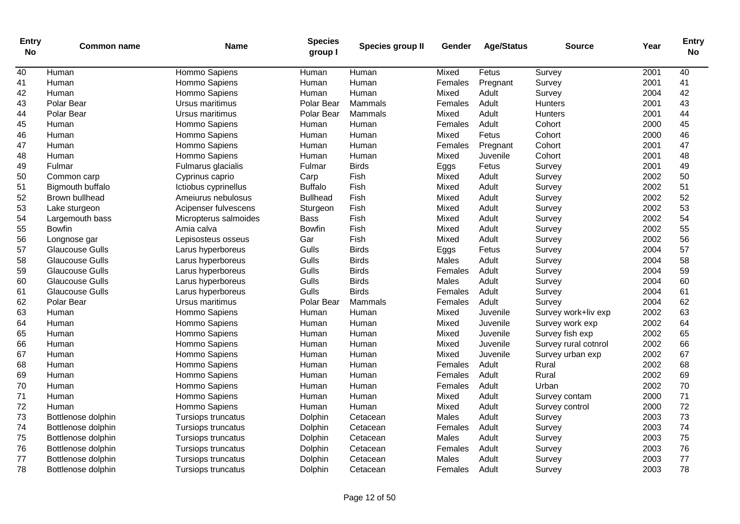| Entry No | Common name | Name | Species group I | Species group II | Gender | Age/Status | Source | Year | Entry No |
|---|---|---|---|---|---|---|---|---|---|
| 40 | Human | Hommo Sapiens | Human | Human | Mixed | Fetus | Survey | 2001 | 40 |
| 41 | Human | Hommo Sapiens | Human | Human | Females | Pregnant | Survey | 2001 | 41 |
| 42 | Human | Hommo Sapiens | Human | Human | Mixed | Adult | Survey | 2004 | 42 |
| 43 | Polar Bear | Ursus maritimus | Polar Bear | Mammals | Females | Adult | Hunters | 2001 | 43 |
| 44 | Polar Bear | Ursus maritimus | Polar Bear | Mammals | Mixed | Adult | Hunters | 2001 | 44 |
| 45 | Human | Hommo Sapiens | Human | Human | Females | Adult | Cohort | 2000 | 45 |
| 46 | Human | Hommo Sapiens | Human | Human | Mixed | Fetus | Cohort | 2000 | 46 |
| 47 | Human | Hommo Sapiens | Human | Human | Females | Pregnant | Cohort | 2001 | 47 |
| 48 | Human | Hommo Sapiens | Human | Human | Mixed | Juvenile | Cohort | 2001 | 48 |
| 49 | Fulmar | Fulmarus glacialis | Fulmar | Birds | Eggs | Fetus | Survey | 2001 | 49 |
| 50 | Common carp | Cyprinus caprio | Carp | Fish | Mixed | Adult | Survey | 2002 | 50 |
| 51 | Bigmouth buffalo | Ictiobus cyprinellus | Buffalo | Fish | Mixed | Adult | Survey | 2002 | 51 |
| 52 | Brown bullhead | Ameiurus nebulosus | Bullhead | Fish | Mixed | Adult | Survey | 2002 | 52 |
| 53 | Lake sturgeon | Acipenser fulvescens | Sturgeon | Fish | Mixed | Adult | Survey | 2002 | 53 |
| 54 | Largemouth bass | Micropterus salmoides | Bass | Fish | Mixed | Adult | Survey | 2002 | 54 |
| 55 | Bowfin | Amia calva | Bowfin | Fish | Mixed | Adult | Survey | 2002 | 55 |
| 56 | Longnose gar | Lepisosteus osseus | Gar | Fish | Mixed | Adult | Survey | 2002 | 56 |
| 57 | Glaucouse Gulls | Larus hyperboreus | Gulls | Birds | Eggs | Fetus | Survey | 2004 | 57 |
| 58 | Glaucouse Gulls | Larus hyperboreus | Gulls | Birds | Males | Adult | Survey | 2004 | 58 |
| 59 | Glaucouse Gulls | Larus hyperboreus | Gulls | Birds | Females | Adult | Survey | 2004 | 59 |
| 60 | Glaucouse Gulls | Larus hyperboreus | Gulls | Birds | Males | Adult | Survey | 2004 | 60 |
| 61 | Glaucouse Gulls | Larus hyperboreus | Gulls | Birds | Females | Adult | Survey | 2004 | 61 |
| 62 | Polar Bear | Ursus maritimus | Polar Bear | Mammals | Females | Adult | Survey | 2004 | 62 |
| 63 | Human | Hommo Sapiens | Human | Human | Mixed | Juvenile | Survey work+liv exp | 2002 | 63 |
| 64 | Human | Hommo Sapiens | Human | Human | Mixed | Juvenile | Survey work exp | 2002 | 64 |
| 65 | Human | Hommo Sapiens | Human | Human | Mixed | Juvenile | Survey fish exp | 2002 | 65 |
| 66 | Human | Hommo Sapiens | Human | Human | Mixed | Juvenile | Survey rural cotnrol | 2002 | 66 |
| 67 | Human | Hommo Sapiens | Human | Human | Mixed | Juvenile | Survey urban exp | 2002 | 67 |
| 68 | Human | Hommo Sapiens | Human | Human | Females | Adult | Rural | 2002 | 68 |
| 69 | Human | Hommo Sapiens | Human | Human | Females | Adult | Rural | 2002 | 69 |
| 70 | Human | Hommo Sapiens | Human | Human | Females | Adult | Urban | 2002 | 70 |
| 71 | Human | Hommo Sapiens | Human | Human | Mixed | Adult | Survey contam | 2000 | 71 |
| 72 | Human | Hommo Sapiens | Human | Human | Mixed | Adult | Survey control | 2000 | 72 |
| 73 | Bottlenose dolphin | Tursiops truncatus | Dolphin | Cetacean | Males | Adult | Survey | 2003 | 73 |
| 74 | Bottlenose dolphin | Tursiops truncatus | Dolphin | Cetacean | Females | Adult | Survey | 2003 | 74 |
| 75 | Bottlenose dolphin | Tursiops truncatus | Dolphin | Cetacean | Males | Adult | Survey | 2003 | 75 |
| 76 | Bottlenose dolphin | Tursiops truncatus | Dolphin | Cetacean | Females | Adult | Survey | 2003 | 76 |
| 77 | Bottlenose dolphin | Tursiops truncatus | Dolphin | Cetacean | Males | Adult | Survey | 2003 | 77 |
| 78 | Bottlenose dolphin | Tursiops truncatus | Dolphin | Cetacean | Females | Adult | Survey | 2003 | 78 |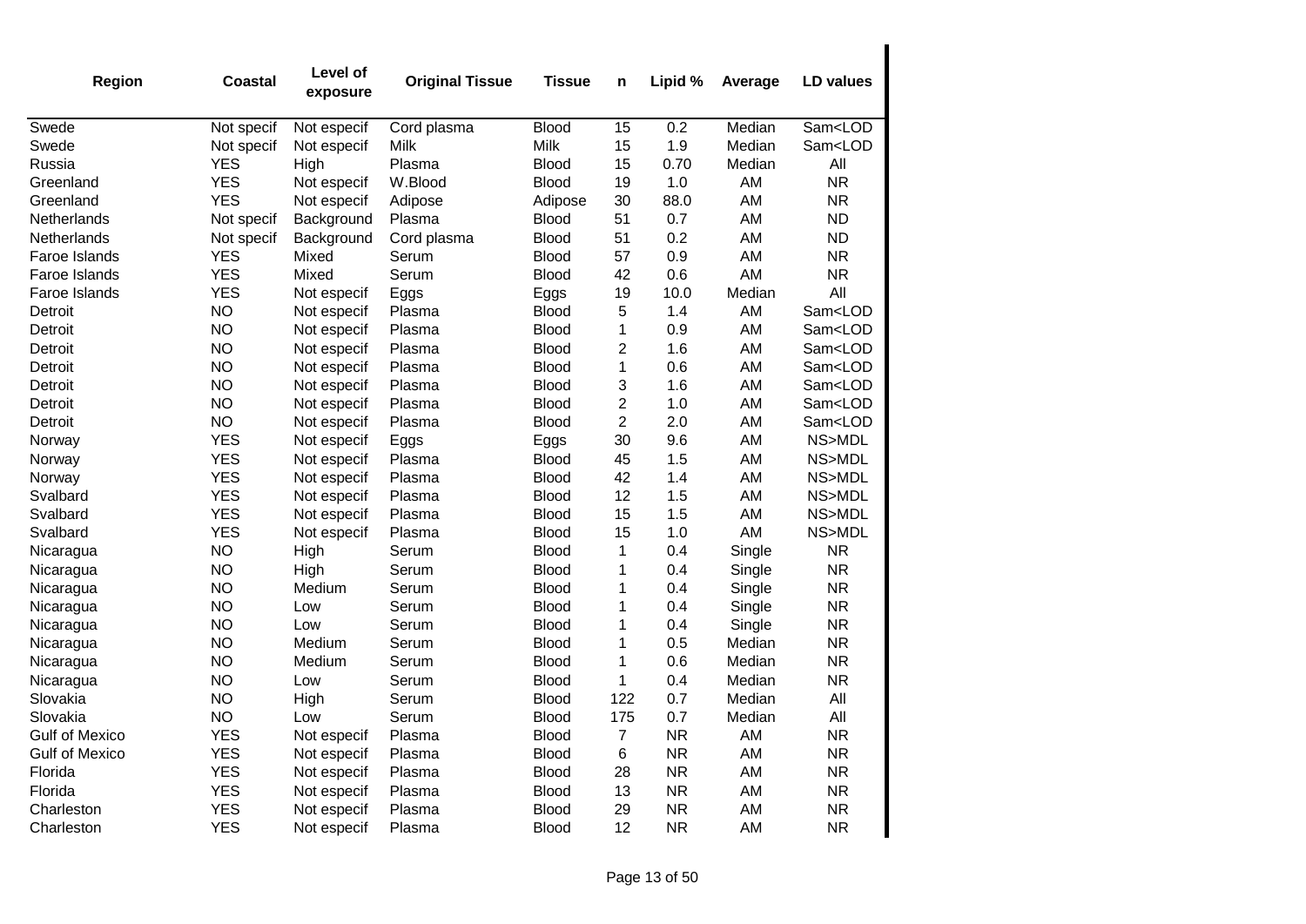| Region | Coastal | Level of exposure | Original Tissue | Tissue | n | Lipid % | Average | LD values |
|---|---|---|---|---|---|---|---|---|
| Swede | Not specif | Not especif | Cord plasma | Blood | 15 | 0.2 | Median | Sam<LOD |
| Swede | Not specif | Not especif | Milk | Milk | 15 | 1.9 | Median | Sam<LOD |
| Russia | YES | High | Plasma | Blood | 15 | 0.70 | Median | All |
| Greenland | YES | Not especif | W.Blood | Blood | 19 | 1.0 | AM | NR |
| Greenland | YES | Not especif | Adipose | Adipose | 30 | 88.0 | AM | NR |
| Netherlands | Not specif | Background | Plasma | Blood | 51 | 0.7 | AM | ND |
| Netherlands | Not specif | Background | Cord plasma | Blood | 51 | 0.2 | AM | ND |
| Faroe Islands | YES | Mixed | Serum | Blood | 57 | 0.9 | AM | NR |
| Faroe Islands | YES | Mixed | Serum | Blood | 42 | 0.6 | AM | NR |
| Faroe Islands | YES | Not especif | Eggs | Eggs | 19 | 10.0 | Median | All |
| Detroit | NO | Not especif | Plasma | Blood | 5 | 1.4 | AM | Sam<LOD |
| Detroit | NO | Not especif | Plasma | Blood | 1 | 0.9 | AM | Sam<LOD |
| Detroit | NO | Not especif | Plasma | Blood | 2 | 1.6 | AM | Sam<LOD |
| Detroit | NO | Not especif | Plasma | Blood | 1 | 0.6 | AM | Sam<LOD |
| Detroit | NO | Not especif | Plasma | Blood | 3 | 1.6 | AM | Sam<LOD |
| Detroit | NO | Not especif | Plasma | Blood | 2 | 1.0 | AM | Sam<LOD |
| Detroit | NO | Not especif | Plasma | Blood | 2 | 2.0 | AM | Sam<LOD |
| Norway | YES | Not especif | Eggs | Eggs | 30 | 9.6 | AM | NS>MDL |
| Norway | YES | Not especif | Plasma | Blood | 45 | 1.5 | AM | NS>MDL |
| Norway | YES | Not especif | Plasma | Blood | 42 | 1.4 | AM | NS>MDL |
| Svalbard | YES | Not especif | Plasma | Blood | 12 | 1.5 | AM | NS>MDL |
| Svalbard | YES | Not especif | Plasma | Blood | 15 | 1.5 | AM | NS>MDL |
| Svalbard | YES | Not especif | Plasma | Blood | 15 | 1.0 | AM | NS>MDL |
| Nicaragua | NO | High | Serum | Blood | 1 | 0.4 | Single | NR |
| Nicaragua | NO | High | Serum | Blood | 1 | 0.4 | Single | NR |
| Nicaragua | NO | Medium | Serum | Blood | 1 | 0.4 | Single | NR |
| Nicaragua | NO | Low | Serum | Blood | 1 | 0.4 | Single | NR |
| Nicaragua | NO | Low | Serum | Blood | 1 | 0.4 | Single | NR |
| Nicaragua | NO | Medium | Serum | Blood | 1 | 0.5 | Median | NR |
| Nicaragua | NO | Medium | Serum | Blood | 1 | 0.6 | Median | NR |
| Nicaragua | NO | Low | Serum | Blood | 1 | 0.4 | Median | NR |
| Slovakia | NO | High | Serum | Blood | 122 | 0.7 | Median | All |
| Slovakia | NO | Low | Serum | Blood | 175 | 0.7 | Median | All |
| Gulf of Mexico | YES | Not especif | Plasma | Blood | 7 | NR | AM | NR |
| Gulf of Mexico | YES | Not especif | Plasma | Blood | 6 | NR | AM | NR |
| Florida | YES | Not especif | Plasma | Blood | 28 | NR | AM | NR |
| Florida | YES | Not especif | Plasma | Blood | 13 | NR | AM | NR |
| Charleston | YES | Not especif | Plasma | Blood | 29 | NR | AM | NR |
| Charleston | YES | Not especif | Plasma | Blood | 12 | NR | AM | NR |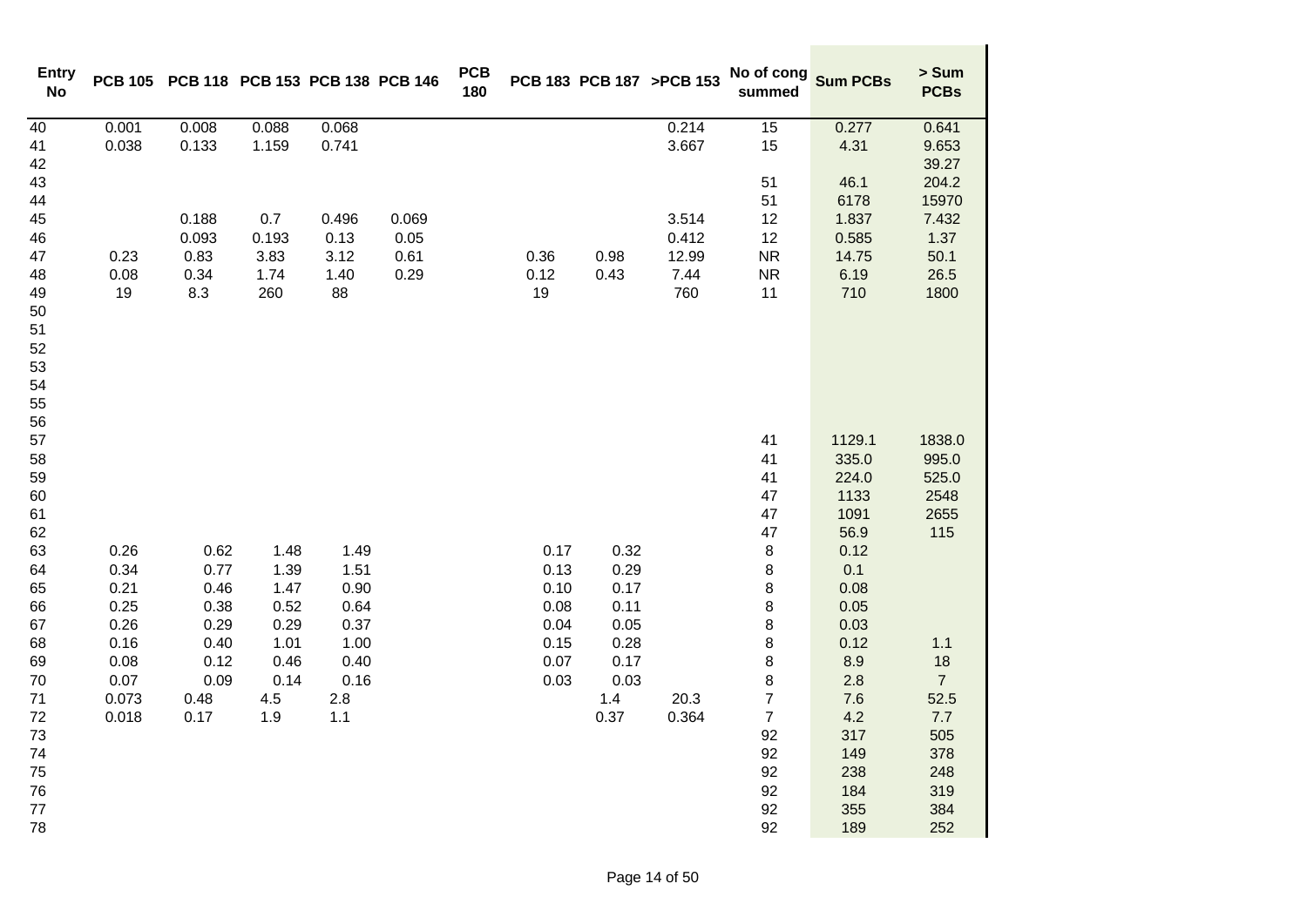| Entry No | PCB 105 | PCB 118 | PCB 153 | PCB 138 | PCB 146 | PCB 180 | PCB 183 | PCB 187 | >PCB 153 | No of cong summed | Sum PCBs | > Sum PCBs |
|---|---|---|---|---|---|---|---|---|---|---|---|---|
| 40 | 0.001 | 0.008 | 0.088 | 0.068 | | | | | 0.214 | 15 | 0.277 | 0.641 |
| 41 | 0.038 | 0.133 | 1.159 | 0.741 | | | | | 3.667 | 15 | 4.31 | 9.653 |
| 42 | | | | | | | | | | | | 39.27 |
| 43 | | | | | | | | | | 51 | 46.1 | 204.2 |
| 44 | | | | | | | | | | 51 | 6178 | 15970 |
| 45 | | 0.188 | 0.7 | 0.496 | 0.069 | | | | 3.514 | 12 | 1.837 | 7.432 |
| 46 | | 0.093 | 0.193 | 0.13 | 0.05 | | | | 0.412 | 12 | 0.585 | 1.37 |
| 47 | 0.23 | 0.83 | 3.83 | 3.12 | 0.61 | | 0.36 | 0.98 | 12.99 | NR | 14.75 | 50.1 |
| 48 | 0.08 | 0.34 | 1.74 | 1.40 | 0.29 | | 0.12 | 0.43 | 7.44 | NR | 6.19 | 26.5 |
| 49 | 19 | 8.3 | 260 | 88 | | | 19 | | 760 | 11 | 710 | 1800 |
| 50 | | | | | | | | | | | | |
| 51 | | | | | | | | | | | | |
| 52 | | | | | | | | | | | | |
| 53 | | | | | | | | | | | | |
| 54 | | | | | | | | | | | | |
| 55 | | | | | | | | | | | | |
| 56 | | | | | | | | | | | | |
| 57 | | | | | | | | | | 41 | 1129.1 | 1838.0 |
| 58 | | | | | | | | | | 41 | 335.0 | 995.0 |
| 59 | | | | | | | | | | 41 | 224.0 | 525.0 |
| 60 | | | | | | | | | | 47 | 1133 | 2548 |
| 61 | | | | | | | | | | 47 | 1091 | 2655 |
| 62 | | | | | | | | | | 47 | 56.9 | 115 |
| 63 | 0.26 | 0.62 | 1.48 | 1.49 | | | 0.17 | 0.32 | | 8 | 0.12 | |
| 64 | 0.34 | 0.77 | 1.39 | 1.51 | | | 0.13 | 0.29 | | 8 | 0.1 | |
| 65 | 0.21 | 0.46 | 1.47 | 0.90 | | | 0.10 | 0.17 | | 8 | 0.08 | |
| 66 | 0.25 | 0.38 | 0.52 | 0.64 | | | 0.08 | 0.11 | | 8 | 0.05 | |
| 67 | 0.26 | 0.29 | 0.29 | 0.37 | | | 0.04 | 0.05 | | 8 | 0.03 | |
| 68 | 0.16 | 0.40 | 1.01 | 1.00 | | | 0.15 | 0.28 | | 8 | 0.12 | 1.1 |
| 69 | 0.08 | 0.12 | 0.46 | 0.40 | | | 0.07 | 0.17 | | 8 | 8.9 | 18 |
| 70 | 0.07 | 0.09 | 0.14 | 0.16 | | | 0.03 | 0.03 | | 8 | 2.8 | 7 |
| 71 | 0.073 | 0.48 | 4.5 | 2.8 | | | | 1.4 | 20.3 | 7 | 7.6 | 52.5 |
| 72 | 0.018 | 0.17 | 1.9 | 1.1 | | | | 0.37 | 0.364 | 7 | 4.2 | 7.7 |
| 73 | | | | | | | | | | 92 | 317 | 505 |
| 74 | | | | | | | | | | 92 | 149 | 378 |
| 75 | | | | | | | | | | 92 | 238 | 248 |
| 76 | | | | | | | | | | 92 | 184 | 319 |
| 77 | | | | | | | | | | 92 | 355 | 384 |
| 78 | | | | | | | | | | 92 | 189 | 252 |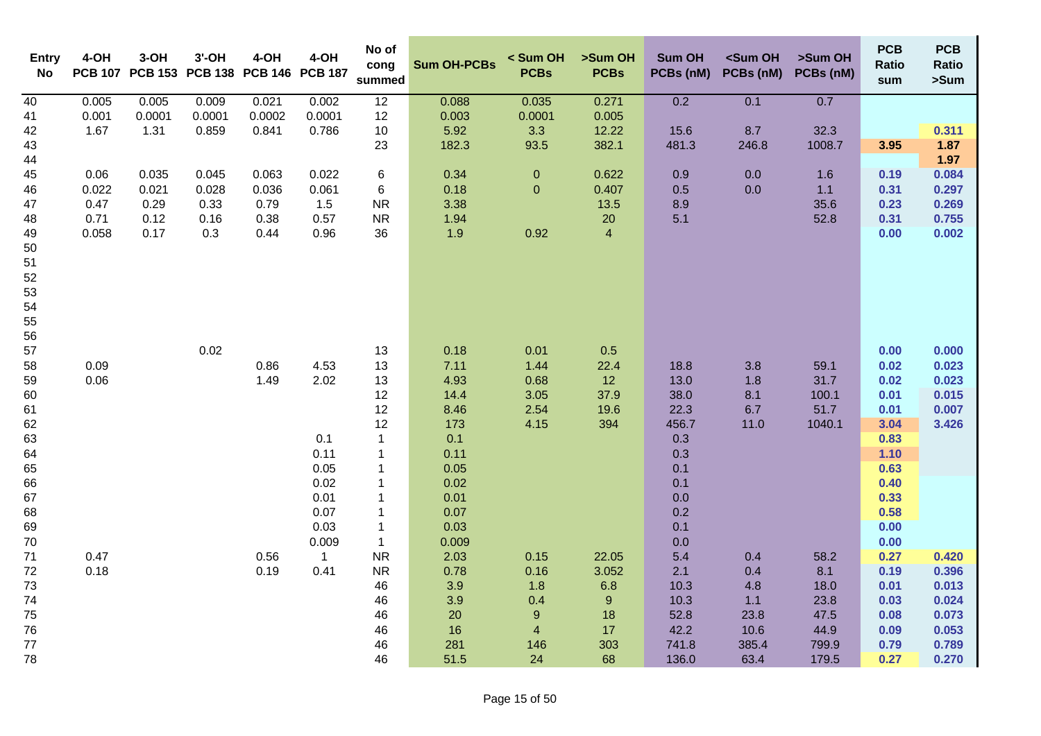| Entry No | 4-OH PCB 107 | 3-OH PCB 153 | 3'-OH PCB 138 | 4-OH PCB 146 | 4-OH PCB 187 | No of cong summed | Sum OH-PCBs | < Sum OH PCBs | >Sum OH PCBs | Sum OH PCBs (nM) | <Sum OH PCBs (nM) | >Sum OH PCBs (nM) | PCB Ratio sum | PCB Ratio >Sum |
|---|---|---|---|---|---|---|---|---|---|---|---|---|---|---|
| 40 | 0.005 | 0.005 | 0.009 | 0.021 | 0.002 | 12 | 0.088 | 0.035 | 0.271 | 0.2 | 0.1 | 0.7 | | |
| 41 | 0.001 | 0.0001 | 0.0001 | 0.0002 | 0.0001 | 12 | 0.003 | 0.0001 | 0.005 | | | | | |
| 42 | 1.67 | 1.31 | 0.859 | 0.841 | 0.786 | 10 | 5.92 | 3.3 | 12.22 | 15.6 | 8.7 | 32.3 | | 0.311 |
| 43 | | | | | | 23 | 182.3 | 93.5 | 382.1 | 481.3 | 246.8 | 1008.7 | 3.95 | 1.87 |
| 44 | | | | | | | | | | | | | | 1.97 |
| 45 | 0.06 | 0.035 | 0.045 | 0.063 | 0.022 | 6 | 0.34 | 0 | 0.622 | 0.9 | 0.0 | 1.6 | 0.19 | 0.084 |
| 46 | 0.022 | 0.021 | 0.028 | 0.036 | 0.061 | 6 | 0.18 | 0 | 0.407 | 0.5 | 0.0 | 1.1 | 0.31 | 0.297 |
| 47 | 0.47 | 0.29 | 0.33 | 0.79 | 1.5 | NR | 3.38 | | 13.5 | 8.9 | | 35.6 | 0.23 | 0.269 |
| 48 | 0.71 | 0.12 | 0.16 | 0.38 | 0.57 | NR | 1.94 | | 20 | 5.1 | | 52.8 | 0.31 | 0.755 |
| 49 | 0.058 | 0.17 | 0.3 | 0.44 | 0.96 | 36 | 1.9 | 0.92 | 4 | | | | 0.00 | 0.002 |
| 50 | | | | | | | | | | | | | | |
| 51 | | | | | | | | | | | | | | |
| 52 | | | | | | | | | | | | | | |
| 53 | | | | | | | | | | | | | | |
| 54 | | | | | | | | | | | | | | |
| 55 | | | | | | | | | | | | | | |
| 56 | | | | | | | | | | | | | | |
| 57 | | | 0.02 | | | 13 | 0.18 | 0.01 | 0.5 | | | | 0.00 | 0.000 |
| 58 | 0.09 | | | 0.86 | 4.53 | 13 | 7.11 | 1.44 | 22.4 | 18.8 | 3.8 | 59.1 | 0.02 | 0.023 |
| 59 | 0.06 | | | 1.49 | 2.02 | 13 | 4.93 | 0.68 | 12 | 13.0 | 1.8 | 31.7 | 0.02 | 0.023 |
| 60 | | | | | | 12 | 14.4 | 3.05 | 37.9 | 38.0 | 8.1 | 100.1 | 0.01 | 0.015 |
| 61 | | | | | | 12 | 8.46 | 2.54 | 19.6 | 22.3 | 6.7 | 51.7 | 0.01 | 0.007 |
| 62 | | | | | | 12 | 173 | 4.15 | 394 | 456.7 | 11.0 | 1040.1 | 3.04 | 3.426 |
| 63 | | | | | 0.1 | 1 | 0.1 | | | 0.3 | | | 0.83 | |
| 64 | | | | | 0.11 | 1 | 0.11 | | | 0.3 | | | 1.10 | |
| 65 | | | | | 0.05 | 1 | 0.05 | | | 0.1 | | | 0.63 | |
| 66 | | | | | 0.02 | 1 | 0.02 | | | 0.1 | | | 0.40 | |
| 67 | | | | | 0.01 | 1 | 0.01 | | | 0.0 | | | 0.33 | |
| 68 | | | | | 0.07 | 1 | 0.07 | | | 0.2 | | | 0.58 | |
| 69 | | | | | 0.03 | 1 | 0.03 | | | 0.1 | | | 0.00 | |
| 70 | | | | | 0.009 | 1 | 0.009 | | | 0.0 | | | 0.00 | |
| 71 | 0.47 | | | 0.56 | 1 | NR | 2.03 | 0.15 | 22.05 | 5.4 | 0.4 | 58.2 | 0.27 | 0.420 |
| 72 | 0.18 | | | 0.19 | 0.41 | NR | 0.78 | 0.16 | 3.052 | 2.1 | 0.4 | 8.1 | 0.19 | 0.396 |
| 73 | | | | | | 46 | 3.9 | 1.8 | 6.8 | 10.3 | 4.8 | 18.0 | 0.01 | 0.013 |
| 74 | | | | | | 46 | 3.9 | 0.4 | 9 | 10.3 | 1.1 | 23.8 | 0.03 | 0.024 |
| 75 | | | | | | 46 | 20 | 9 | 18 | 52.8 | 23.8 | 47.5 | 0.08 | 0.073 |
| 76 | | | | | | 46 | 16 | 4 | 17 | 42.2 | 10.6 | 44.9 | 0.09 | 0.053 |
| 77 | | | | | | 46 | 281 | 146 | 303 | 741.8 | 385.4 | 799.9 | 0.79 | 0.789 |
| 78 | | | | | | 46 | 51.5 | 24 | 68 | 136.0 | 63.4 | 179.5 | 0.27 | 0.270 |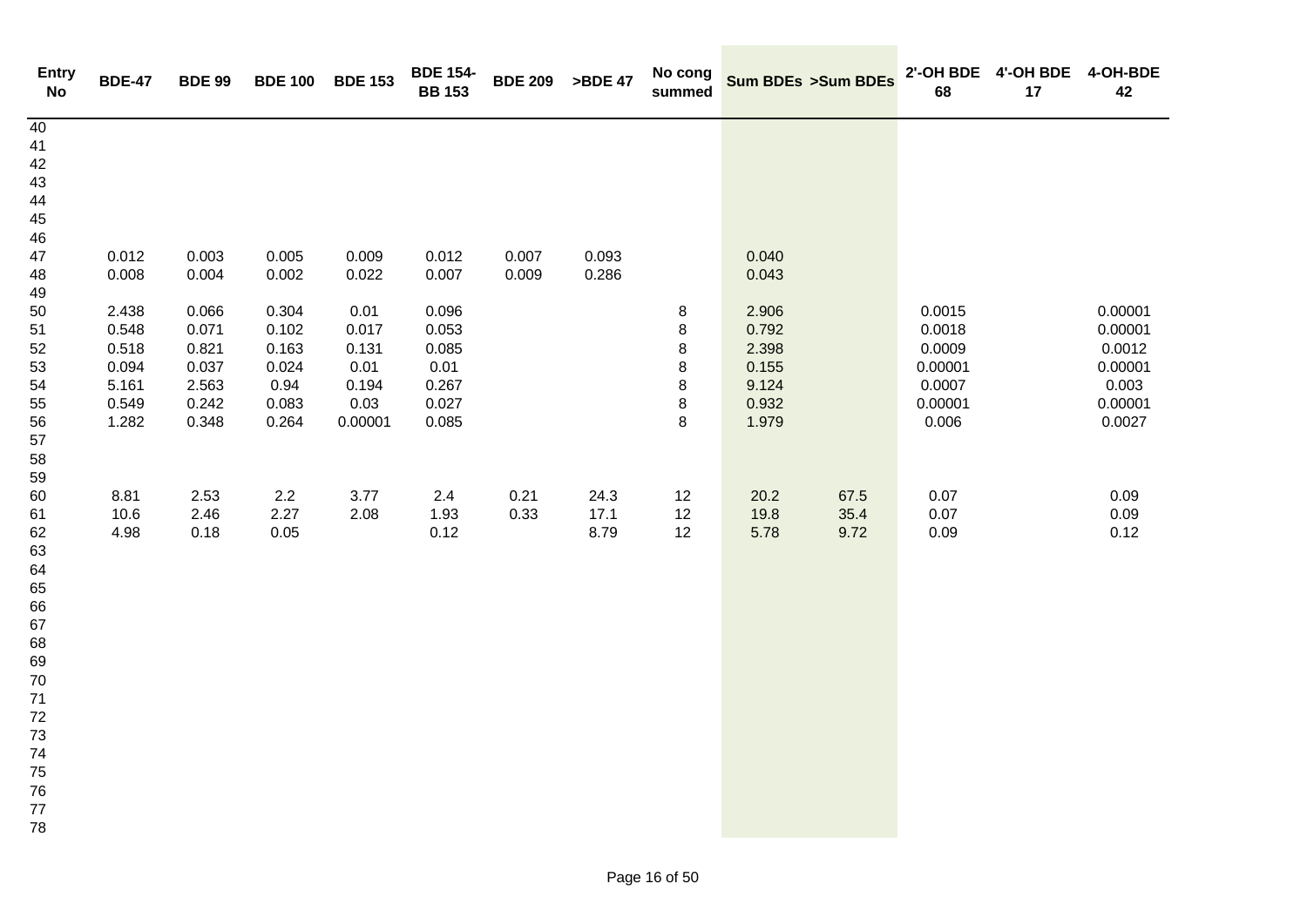| Entry No | BDE-47 | BDE 99 | BDE 100 | BDE 153 | BDE 154-BB 153 | BDE 209 | >BDE 47 | No cong summed | Sum BDEs | >Sum BDEs | 2'-OH BDE 68 | 4'-OH BDE 17 | 4-OH-BDE 42 |
|---|---|---|---|---|---|---|---|---|---|---|---|---|---|
| 40 | | | | | | | | | | | | | |
| 41 | | | | | | | | | | | | | |
| 42 | | | | | | | | | | | | | |
| 43 | | | | | | | | | | | | | |
| 44 | | | | | | | | | | | | | |
| 45 | | | | | | | | | | | | | |
| 46 | | | | | | | | | | | | | |
| 47 | 0.012 | 0.003 | 0.005 | 0.009 | 0.012 | 0.007 | 0.093 | | 0.040 | | | | |
| 48 | 0.008 | 0.004 | 0.002 | 0.022 | 0.007 | 0.009 | 0.286 | | 0.043 | | | | |
| 49 | | | | | | | | | | | | | |
| 50 | 2.438 | 0.066 | 0.304 | 0.01 | 0.096 | | | 8 | 2.906 | | 0.0015 | | 0.00001 |
| 51 | 0.548 | 0.071 | 0.102 | 0.017 | 0.053 | | | 8 | 0.792 | | 0.0018 | | 0.00001 |
| 52 | 0.518 | 0.821 | 0.163 | 0.131 | 0.085 | | | 8 | 2.398 | | 0.0009 | | 0.0012 |
| 53 | 0.094 | 0.037 | 0.024 | 0.01 | 0.01 | | | 8 | 0.155 | | 0.00001 | | 0.00001 |
| 54 | 5.161 | 2.563 | 0.94 | 0.194 | 0.267 | | | 8 | 9.124 | | 0.0007 | | 0.003 |
| 55 | 0.549 | 0.242 | 0.083 | 0.03 | 0.027 | | | 8 | 0.932 | | 0.00001 | | 0.00001 |
| 56 | 1.282 | 0.348 | 0.264 | 0.00001 | 0.085 | | | 8 | 1.979 | | 0.006 | | 0.0027 |
| 57 | | | | | | | | | | | | | |
| 58 | | | | | | | | | | | | | |
| 59 | | | | | | | | | | | | | |
| 60 | 8.81 | 2.53 | 2.2 | 3.77 | 2.4 | 0.21 | 24.3 | 12 | 20.2 | 67.5 | 0.07 | | 0.09 |
| 61 | 10.6 | 2.46 | 2.27 | 2.08 | 1.93 | 0.33 | 17.1 | 12 | 19.8 | 35.4 | 0.07 | | 0.09 |
| 62 | 4.98 | 0.18 | 0.05 | | 0.12 | | 8.79 | 12 | 5.78 | 9.72 | 0.09 | | 0.12 |
| 63 | | | | | | | | | | | | | |
| 64 | | | | | | | | | | | | | |
| 65 | | | | | | | | | | | | | |
| 66 | | | | | | | | | | | | | |
| 67 | | | | | | | | | | | | | |
| 68 | | | | | | | | | | | | | |
| 69 | | | | | | | | | | | | | |
| 70 | | | | | | | | | | | | | |
| 71 | | | | | | | | | | | | | |
| 72 | | | | | | | | | | | | | |
| 73 | | | | | | | | | | | | | |
| 74 | | | | | | | | | | | | | |
| 75 | | | | | | | | | | | | | |
| 76 | | | | | | | | | | | | | |
| 77 | | | | | | | | | | | | | |
| 78 | | | | | | | | | | | | | |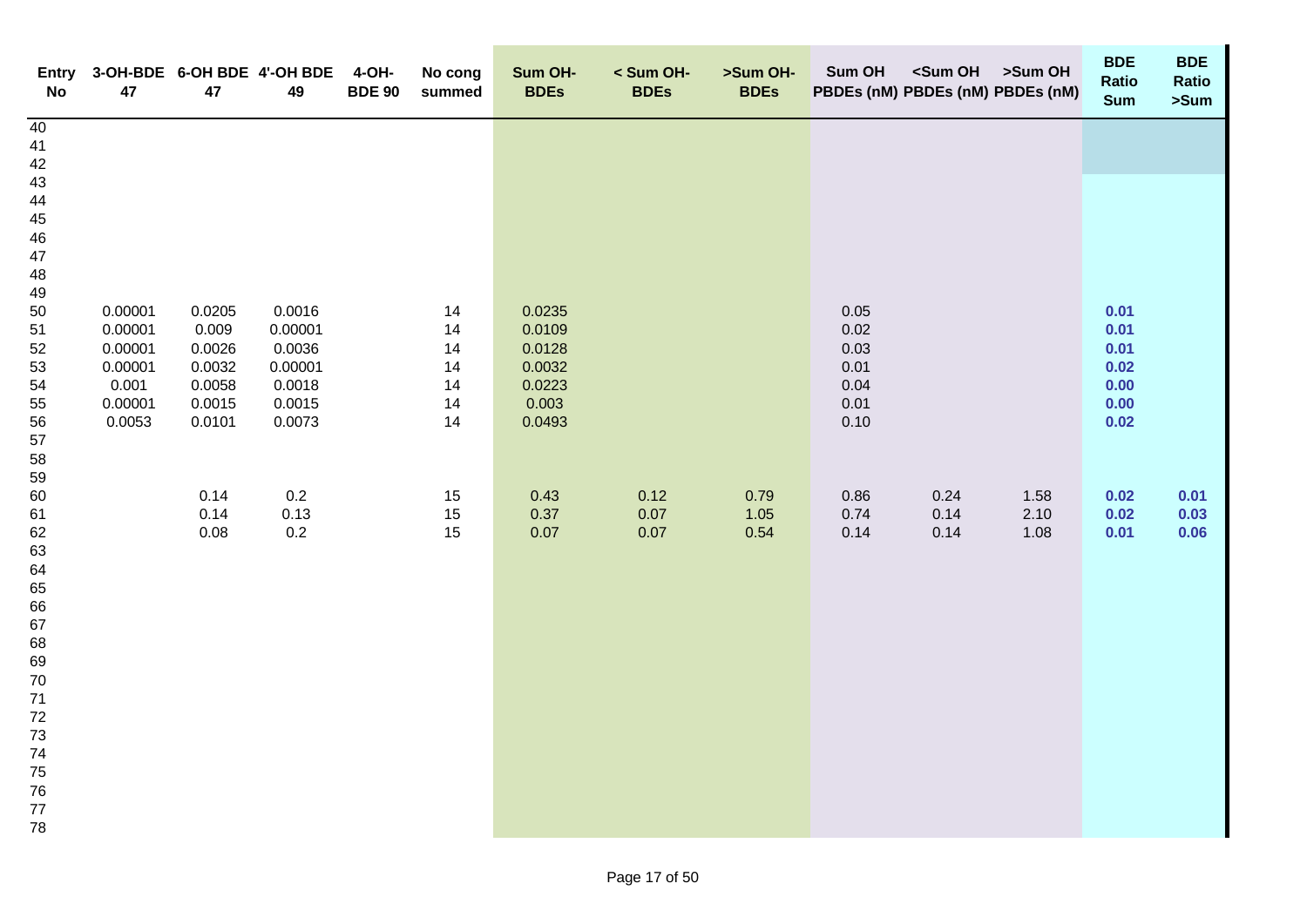| Entry No | 3-OH-BDE 47 | 6-OH BDE 47 | 4'-OH BDE 49 | 4-OH-BDE 90 | No cong summed | Sum OH-BDEs | < Sum OH-BDEs | >Sum OH-BDEs | Sum OH PBDEs (nM) | <Sum OH PBDEs (nM) | >Sum OH PBDEs (nM) | BDE Ratio Sum | BDE Ratio >Sum |
|---|---|---|---|---|---|---|---|---|---|---|---|---|---|
| 40 | | | | | | | | | | | | | |
| 41 | | | | | | | | | | | | | |
| 42 | | | | | | | | | | | | | |
| 43 | | | | | | | | | | | | | |
| 44 | | | | | | | | | | | | | |
| 45 | | | | | | | | | | | | | |
| 46 | | | | | | | | | | | | | |
| 47 | | | | | | | | | | | | | |
| 48 | | | | | | | | | | | | | |
| 49 | | | | | | | | | | | | | |
| 50 | 0.00001 | 0.0205 | 0.0016 | | 14 | 0.0235 | | | 0.05 | | | **0.01** | |
| 51 | 0.00001 | 0.009 | 0.00001 | | 14 | 0.0109 | | | 0.02 | | | **0.01** | |
| 52 | 0.00001 | 0.0026 | 0.0036 | | 14 | 0.0128 | | | 0.03 | | | **0.01** | |
| 53 | 0.00001 | 0.0032 | 0.00001 | | 14 | 0.0032 | | | 0.01 | | | **0.02** | |
| 54 | 0.001 | 0.0058 | 0.0018 | | 14 | 0.0223 | | | 0.04 | | | **0.00** | |
| 55 | 0.00001 | 0.0015 | 0.0015 | | 14 | 0.003 | | | 0.01 | | | **0.00** | |
| 56 | 0.0053 | 0.0101 | 0.0073 | | 14 | 0.0493 | | | 0.10 | | | **0.02** | |
| 57 | | | | | | | | | | | | | |
| 58 | | | | | | | | | | | | | |
| 59 | | | | | | | | | | | | | |
| 60 | | 0.14 | 0.2 | | 15 | 0.43 | 0.12 | 0.79 | 0.86 | 0.24 | 1.58 | **0.02** | **0.01** |
| 61 | | 0.14 | 0.13 | | 15 | 0.37 | 0.07 | 1.05 | 0.74 | 0.14 | 2.10 | **0.02** | **0.03** |
| 62 | | 0.08 | 0.2 | | 15 | 0.07 | 0.07 | 0.54 | 0.14 | 0.14 | 1.08 | **0.01** | **0.06** |
| 63 | | | | | | | | | | | | | |
| 64 | | | | | | | | | | | | | |
| 65 | | | | | | | | | | | | | |
| 66 | | | | | | | | | | | | | |
| 67 | | | | | | | | | | | | | |
| 68 | | | | | | | | | | | | | |
| 69 | | | | | | | | | | | | | |
| 70 | | | | | | | | | | | | | |
| 71 | | | | | | | | | | | | | |
| 72 | | | | | | | | | | | | | |
| 73 | | | | | | | | | | | | | |
| 74 | | | | | | | | | | | | | |
| 75 | | | | | | | | | | | | | |
| 76 | | | | | | | | | | | | | |
| 77 | | | | | | | | | | | | | |
| 78 | | | | | | | | | | | | | |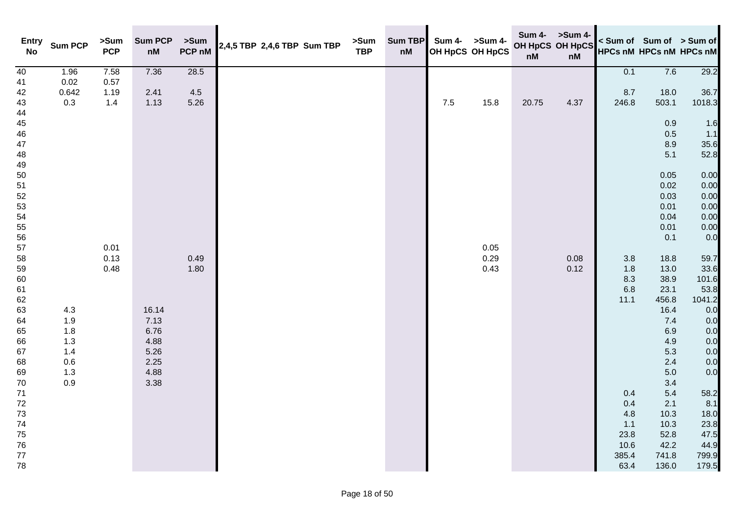| Entry No | Sum PCP | >Sum PCP | Sum PCP nM | >Sum PCP nM | 2,4,5 TBP | 2,4,6 TBP | Sum TBP | >Sum TBP | Sum TBP nM | Sum 4-OH HpCS | >Sum 4-OH HpCS | Sum 4-OH HpCS nM | >Sum 4-OH HpCS nM | < Sum of HPCs nM | Sum of HPCs nM | > Sum of HPCs nM |
|---|---|---|---|---|---|---|---|---|---|---|---|---|---|---|---|---|
| 40 | 1.96 | 7.58 | 7.36 | 28.5 | | | | | | | | | | 0.1 | 7.6 | 29.2 |
| 41 | 0.02 | 0.57 | | | | | | | | | | | | | | |
| 42 | 0.642 | 1.19 | 2.41 | 4.5 | | | | | | | | | | 8.7 | 18.0 | 36.7 |
| 43 | 0.3 | 1.4 | 1.13 | 5.26 | | | | | | 7.5 | 15.8 | 20.75 | 4.37 | 246.8 | 503.1 | 1018.3 |
| 44 | | | | | | | | | | | | | | | | |
| 45 | | | | | | | | | | | | | | | 0.9 | 1.6 |
| 46 | | | | | | | | | | | | | | | 0.5 | 1.1 |
| 47 | | | | | | | | | | | | | | | 8.9 | 35.6 |
| 48 | | | | | | | | | | | | | | | 5.1 | 52.8 |
| 49 | | | | | | | | | | | | | | | | |
| 50 | | | | | | | | | | | | | | | 0.05 | 0.00 |
| 51 | | | | | | | | | | | | | | | 0.02 | 0.00 |
| 52 | | | | | | | | | | | | | | | 0.03 | 0.00 |
| 53 | | | | | | | | | | | | | | | 0.01 | 0.00 |
| 54 | | | | | | | | | | | | | | | 0.04 | 0.00 |
| 55 | | | | | | | | | | | | | | | 0.01 | 0.00 |
| 56 | | | | | | | | | | | | | | | 0.1 | 0.0 |
| 57 | | 0.01 | | | | | | | | | 0.05 | | | | | |
| 58 | | 0.13 | | 0.49 | | | | | | | 0.29 | | 0.08 | 3.8 | 18.8 | 59.7 |
| 59 | | 0.48 | | 1.80 | | | | | | | 0.43 | | 0.12 | 1.8 | 13.0 | 33.6 |
| 60 | | | | | | | | | | | | | | 8.3 | 38.9 | 101.6 |
| 61 | | | | | | | | | | | | | | 6.8 | 23.1 | 53.8 |
| 62 | | | | | | | | | | | | | | 11.1 | 456.8 | 1041.2 |
| 63 | 4.3 | | 16.14 | | | | | | | | | | | | 16.4 | 0.0 |
| 64 | 1.9 | | 7.13 | | | | | | | | | | | | 7.4 | 0.0 |
| 65 | 1.8 | | 6.76 | | | | | | | | | | | | 6.9 | 0.0 |
| 66 | 1.3 | | 4.88 | | | | | | | | | | | | 4.9 | 0.0 |
| 67 | 1.4 | | 5.26 | | | | | | | | | | | | 5.3 | 0.0 |
| 68 | 0.6 | | 2.25 | | | | | | | | | | | | 2.4 | 0.0 |
| 69 | 1.3 | | 4.88 | | | | | | | | | | | | 5.0 | 0.0 |
| 70 | 0.9 | | 3.38 | | | | | | | | | | | | 3.4 | |
| 71 | | | | | | | | | | | | | | 0.4 | 5.4 | 58.2 |
| 72 | | | | | | | | | | | | | | 0.4 | 2.1 | 8.1 |
| 73 | | | | | | | | | | | | | | 4.8 | 10.3 | 18.0 |
| 74 | | | | | | | | | | | | | | 1.1 | 10.3 | 23.8 |
| 75 | | | | | | | | | | | | | | 23.8 | 52.8 | 47.5 |
| 76 | | | | | | | | | | | | | | 10.6 | 42.2 | 44.9 |
| 77 | | | | | | | | | | | | | | 385.4 | 741.8 | 799.9 |
| 78 | | | | | | | | | | | | | | 63.4 | 136.0 | 179.5 |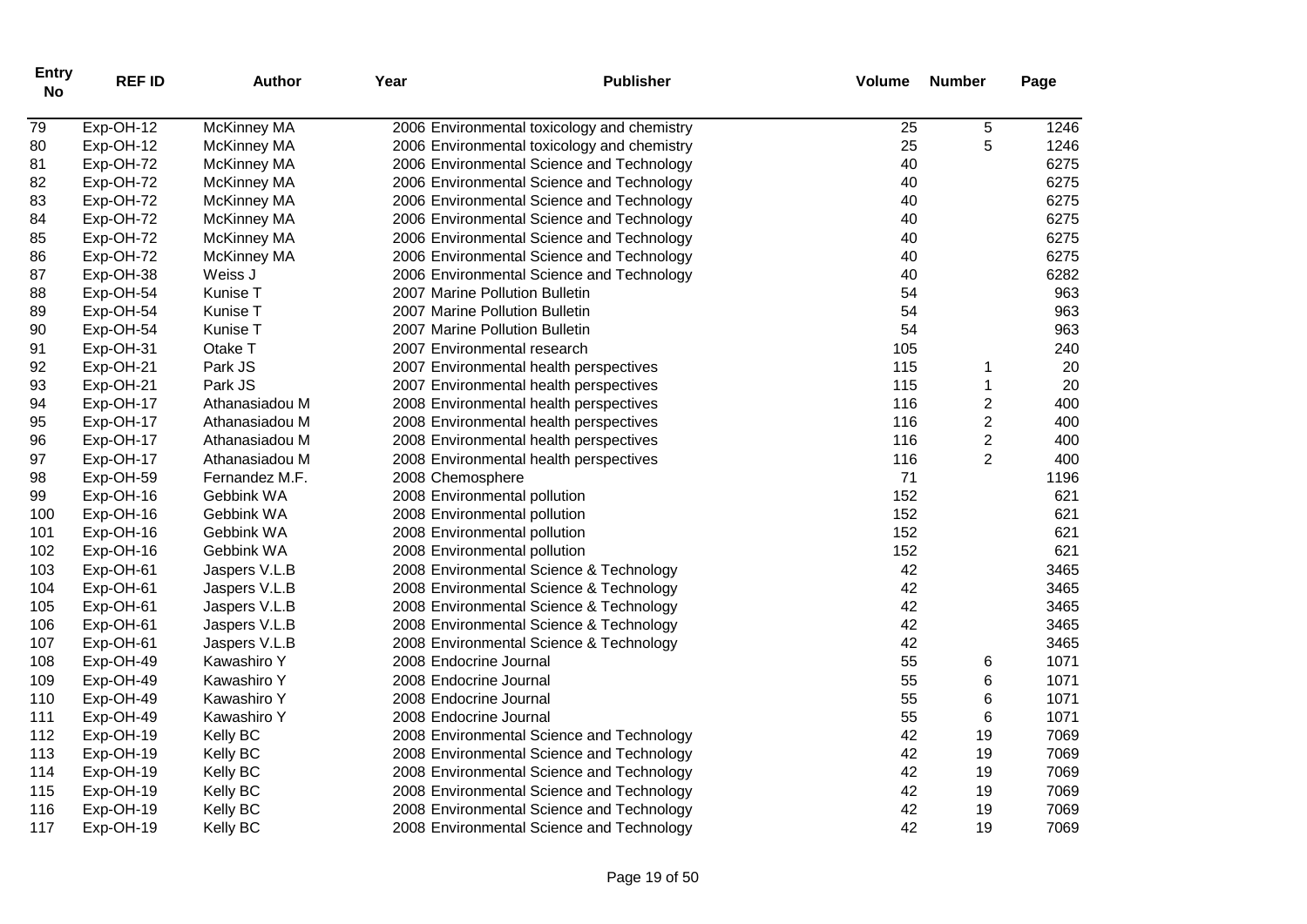| Entry No | REF ID | Author | Year | Publisher | Volume | Number | Page |
|---|---|---|---|---|---|---|---|
| 79 | Exp-OH-12 | McKinney MA | 2006 | Environmental toxicology and chemistry | 25 | 5 | 1246 |
| 80 | Exp-OH-12 | McKinney MA | 2006 | Environmental toxicology and chemistry | 25 | 5 | 1246 |
| 81 | Exp-OH-72 | McKinney MA | 2006 | Environmental Science and Technology | 40 | | 6275 |
| 82 | Exp-OH-72 | McKinney MA | 2006 | Environmental Science and Technology | 40 | | 6275 |
| 83 | Exp-OH-72 | McKinney MA | 2006 | Environmental Science and Technology | 40 | | 6275 |
| 84 | Exp-OH-72 | McKinney MA | 2006 | Environmental Science and Technology | 40 | | 6275 |
| 85 | Exp-OH-72 | McKinney MA | 2006 | Environmental Science and Technology | 40 | | 6275 |
| 86 | Exp-OH-72 | McKinney MA | 2006 | Environmental Science and Technology | 40 | | 6275 |
| 87 | Exp-OH-38 | Weiss J | 2006 | Environmental Science and Technology | 40 | | 6282 |
| 88 | Exp-OH-54 | Kunise T | 2007 | Marine Pollution Bulletin | 54 | | 963 |
| 89 | Exp-OH-54 | Kunise T | 2007 | Marine Pollution Bulletin | 54 | | 963 |
| 90 | Exp-OH-54 | Kunise T | 2007 | Marine Pollution Bulletin | 54 | | 963 |
| 91 | Exp-OH-31 | Otake T | 2007 | Environmental research | 105 | | 240 |
| 92 | Exp-OH-21 | Park JS | 2007 | Environmental health perspectives | 115 | 1 | 20 |
| 93 | Exp-OH-21 | Park JS | 2007 | Environmental health perspectives | 115 | 1 | 20 |
| 94 | Exp-OH-17 | Athanasiadou M | 2008 | Environmental health perspectives | 116 | 2 | 400 |
| 95 | Exp-OH-17 | Athanasiadou M | 2008 | Environmental health perspectives | 116 | 2 | 400 |
| 96 | Exp-OH-17 | Athanasiadou M | 2008 | Environmental health perspectives | 116 | 2 | 400 |
| 97 | Exp-OH-17 | Athanasiadou M | 2008 | Environmental health perspectives | 116 | 2 | 400 |
| 98 | Exp-OH-59 | Fernandez M.F. | 2008 | Chemosphere | 71 | | 1196 |
| 99 | Exp-OH-16 | Gebbink WA | 2008 | Environmental pollution | 152 | | 621 |
| 100 | Exp-OH-16 | Gebbink WA | 2008 | Environmental pollution | 152 | | 621 |
| 101 | Exp-OH-16 | Gebbink WA | 2008 | Environmental pollution | 152 | | 621 |
| 102 | Exp-OH-16 | Gebbink WA | 2008 | Environmental pollution | 152 | | 621 |
| 103 | Exp-OH-61 | Jaspers V.L.B | 2008 | Environmental Science & Technology | 42 | | 3465 |
| 104 | Exp-OH-61 | Jaspers V.L.B | 2008 | Environmental Science & Technology | 42 | | 3465 |
| 105 | Exp-OH-61 | Jaspers V.L.B | 2008 | Environmental Science & Technology | 42 | | 3465 |
| 106 | Exp-OH-61 | Jaspers V.L.B | 2008 | Environmental Science & Technology | 42 | | 3465 |
| 107 | Exp-OH-61 | Jaspers V.L.B | 2008 | Environmental Science & Technology | 42 | | 3465 |
| 108 | Exp-OH-49 | Kawashiro Y | 2008 | Endocrine Journal | 55 | 6 | 1071 |
| 109 | Exp-OH-49 | Kawashiro Y | 2008 | Endocrine Journal | 55 | 6 | 1071 |
| 110 | Exp-OH-49 | Kawashiro Y | 2008 | Endocrine Journal | 55 | 6 | 1071 |
| 111 | Exp-OH-49 | Kawashiro Y | 2008 | Endocrine Journal | 55 | 6 | 1071 |
| 112 | Exp-OH-19 | Kelly BC | 2008 | Environmental Science and Technology | 42 | 19 | 7069 |
| 113 | Exp-OH-19 | Kelly BC | 2008 | Environmental Science and Technology | 42 | 19 | 7069 |
| 114 | Exp-OH-19 | Kelly BC | 2008 | Environmental Science and Technology | 42 | 19 | 7069 |
| 115 | Exp-OH-19 | Kelly BC | 2008 | Environmental Science and Technology | 42 | 19 | 7069 |
| 116 | Exp-OH-19 | Kelly BC | 2008 | Environmental Science and Technology | 42 | 19 | 7069 |
| 117 | Exp-OH-19 | Kelly BC | 2008 | Environmental Science and Technology | 42 | 19 | 7069 |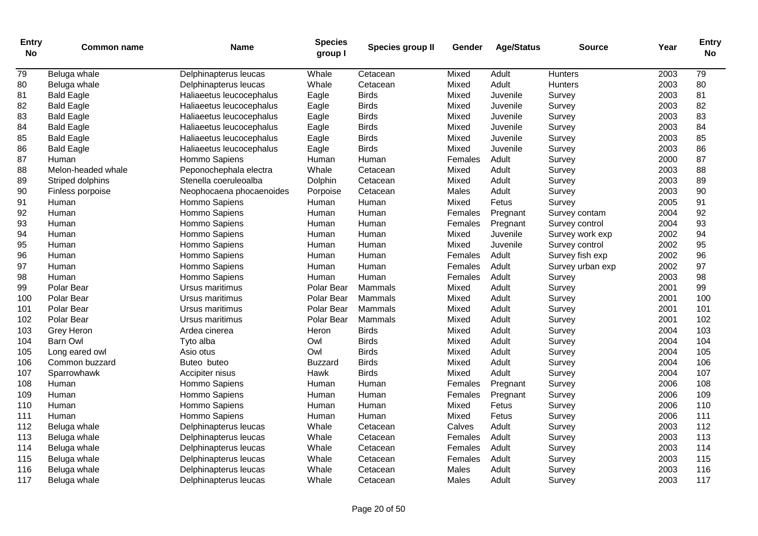| Entry No | Common name | Name | Species group I | Species group II | Gender | Age/Status | Source | Year | Entry No |
|---|---|---|---|---|---|---|---|---|---|
| 79 | Beluga whale | Delphinapterus leucas | Whale | Cetacean | Mixed | Adult | Hunters | 2003 | 79 |
| 80 | Beluga whale | Delphinapterus leucas | Whale | Cetacean | Mixed | Adult | Hunters | 2003 | 80 |
| 81 | Bald Eagle | Haliaeetus leucocephalus | Eagle | Birds | Mixed | Juvenile | Survey | 2003 | 81 |
| 82 | Bald Eagle | Haliaeetus leucocephalus | Eagle | Birds | Mixed | Juvenile | Survey | 2003 | 82 |
| 83 | Bald Eagle | Haliaeetus leucocephalus | Eagle | Birds | Mixed | Juvenile | Survey | 2003 | 83 |
| 84 | Bald Eagle | Haliaeetus leucocephalus | Eagle | Birds | Mixed | Juvenile | Survey | 2003 | 84 |
| 85 | Bald Eagle | Haliaeetus leucocephalus | Eagle | Birds | Mixed | Juvenile | Survey | 2003 | 85 |
| 86 | Bald Eagle | Haliaeetus leucocephalus | Eagle | Birds | Mixed | Juvenile | Survey | 2003 | 86 |
| 87 | Human | Hommo Sapiens | Human | Human | Females | Adult | Survey | 2000 | 87 |
| 88 | Melon-headed whale | Peponochephala electra | Whale | Cetacean | Mixed | Adult | Survey | 2003 | 88 |
| 89 | Striped dolphins | Stenella coeruleoalba | Dolphin | Cetacean | Mixed | Adult | Survey | 2003 | 89 |
| 90 | Finless porpoise | Neophocaena phocaenoides | Porpoise | Cetacean | Males | Adult | Survey | 2003 | 90 |
| 91 | Human | Hommo Sapiens | Human | Human | Mixed | Fetus | Survey | 2005 | 91 |
| 92 | Human | Hommo Sapiens | Human | Human | Females | Pregnant | Survey contam | 2004 | 92 |
| 93 | Human | Hommo Sapiens | Human | Human | Females | Pregnant | Survey control | 2004 | 93 |
| 94 | Human | Hommo Sapiens | Human | Human | Mixed | Juvenile | Survey work exp | 2002 | 94 |
| 95 | Human | Hommo Sapiens | Human | Human | Mixed | Juvenile | Survey control | 2002 | 95 |
| 96 | Human | Hommo Sapiens | Human | Human | Females | Adult | Survey fish exp | 2002 | 96 |
| 97 | Human | Hommo Sapiens | Human | Human | Females | Adult | Survey urban exp | 2002 | 97 |
| 98 | Human | Hommo Sapiens | Human | Human | Females | Adult | Survey | 2003 | 98 |
| 99 | Polar Bear | Ursus maritimus | Polar Bear | Mammals | Mixed | Adult | Survey | 2001 | 99 |
| 100 | Polar Bear | Ursus maritimus | Polar Bear | Mammals | Mixed | Adult | Survey | 2001 | 100 |
| 101 | Polar Bear | Ursus maritimus | Polar Bear | Mammals | Mixed | Adult | Survey | 2001 | 101 |
| 102 | Polar Bear | Ursus maritimus | Polar Bear | Mammals | Mixed | Adult | Survey | 2001 | 102 |
| 103 | Grey Heron | Ardea cinerea | Heron | Birds | Mixed | Adult | Survey | 2004 | 103 |
| 104 | Barn Owl | Tyto alba | Owl | Birds | Mixed | Adult | Survey | 2004 | 104 |
| 105 | Long eared owl | Asio otus | Owl | Birds | Mixed | Adult | Survey | 2004 | 105 |
| 106 | Common buzzard | Buteo buteo | Buzzard | Birds | Mixed | Adult | Survey | 2004 | 106 |
| 107 | Sparrowhawk | Accipiter nisus | Hawk | Birds | Mixed | Adult | Survey | 2004 | 107 |
| 108 | Human | Hommo Sapiens | Human | Human | Females | Pregnant | Survey | 2006 | 108 |
| 109 | Human | Hommo Sapiens | Human | Human | Females | Pregnant | Survey | 2006 | 109 |
| 110 | Human | Hommo Sapiens | Human | Human | Mixed | Fetus | Survey | 2006 | 110 |
| 111 | Human | Hommo Sapiens | Human | Human | Mixed | Fetus | Survey | 2006 | 111 |
| 112 | Beluga whale | Delphinapterus leucas | Whale | Cetacean | Calves | Adult | Survey | 2003 | 112 |
| 113 | Beluga whale | Delphinapterus leucas | Whale | Cetacean | Females | Adult | Survey | 2003 | 113 |
| 114 | Beluga whale | Delphinapterus leucas | Whale | Cetacean | Females | Adult | Survey | 2003 | 114 |
| 115 | Beluga whale | Delphinapterus leucas | Whale | Cetacean | Females | Adult | Survey | 2003 | 115 |
| 116 | Beluga whale | Delphinapterus leucas | Whale | Cetacean | Males | Adult | Survey | 2003 | 116 |
| 117 | Beluga whale | Delphinapterus leucas | Whale | Cetacean | Males | Adult | Survey | 2003 | 117 |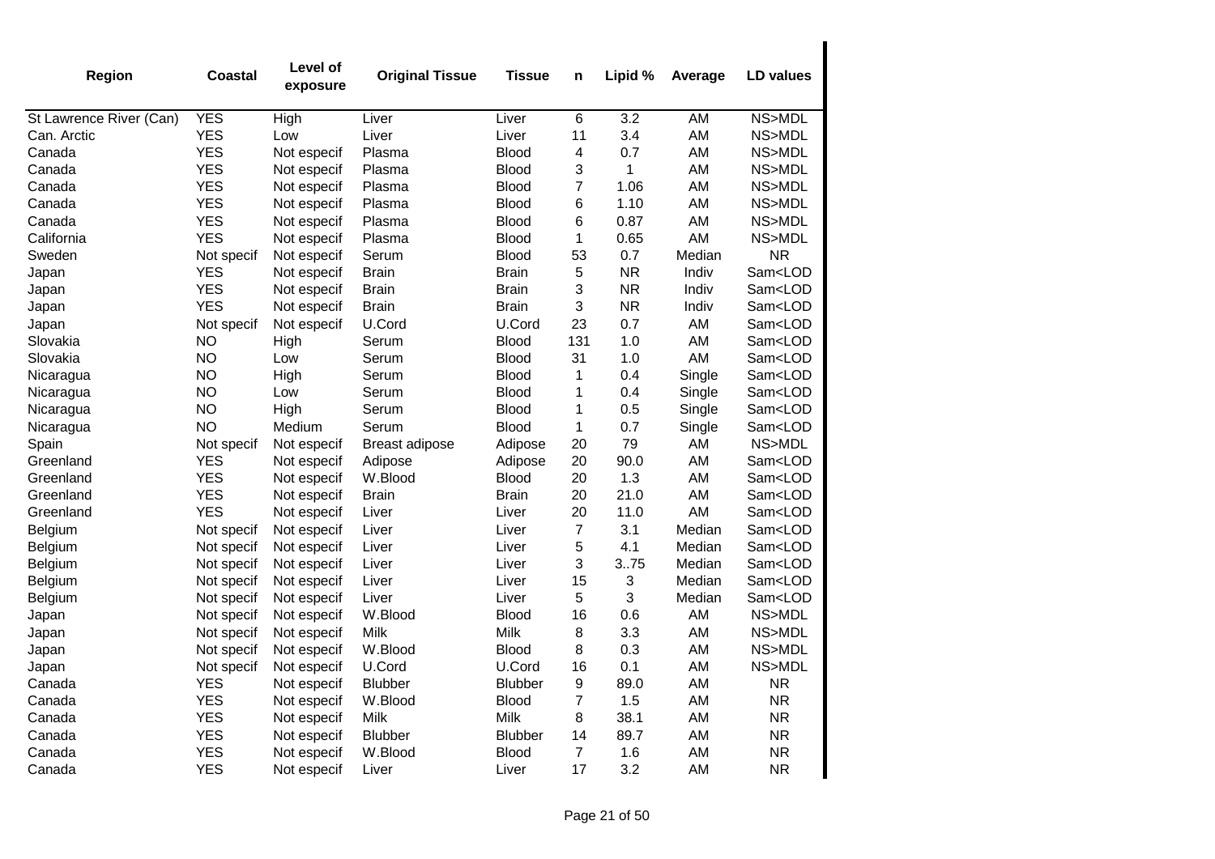| Region | Coastal | Level of exposure | Original Tissue | Tissue | n | Lipid % | Average | LD values |
|---|---|---|---|---|---|---|---|---|
| St Lawrence River (Can) | YES | High | Liver | Liver | 6 | 3.2 | AM | NS>MDL |
| Can. Arctic | YES | Low | Liver | Liver | 11 | 3.4 | AM | NS>MDL |
| Canada | YES | Not especif | Plasma | Blood | 4 | 0.7 | AM | NS>MDL |
| Canada | YES | Not especif | Plasma | Blood | 3 | 1 | AM | NS>MDL |
| Canada | YES | Not especif | Plasma | Blood | 7 | 1.06 | AM | NS>MDL |
| Canada | YES | Not especif | Plasma | Blood | 6 | 1.10 | AM | NS>MDL |
| Canada | YES | Not especif | Plasma | Blood | 6 | 0.87 | AM | NS>MDL |
| California | YES | Not especif | Plasma | Blood | 1 | 0.65 | AM | NS>MDL |
| Sweden | Not specif | Not especif | Serum | Blood | 53 | 0.7 | Median | NR |
| Japan | YES | Not especif | Brain | Brain | 5 | NR | Indiv | Sam<LOD |
| Japan | YES | Not especif | Brain | Brain | 3 | NR | Indiv | Sam<LOD |
| Japan | YES | Not especif | Brain | Brain | 3 | NR | Indiv | Sam<LOD |
| Japan | Not specif | Not especif | U.Cord | U.Cord | 23 | 0.7 | AM | Sam<LOD |
| Slovakia | NO | High | Serum | Blood | 131 | 1.0 | AM | Sam<LOD |
| Slovakia | NO | Low | Serum | Blood | 31 | 1.0 | AM | Sam<LOD |
| Nicaragua | NO | High | Serum | Blood | 1 | 0.4 | Single | Sam<LOD |
| Nicaragua | NO | Low | Serum | Blood | 1 | 0.4 | Single | Sam<LOD |
| Nicaragua | NO | High | Serum | Blood | 1 | 0.5 | Single | Sam<LOD |
| Nicaragua | NO | Medium | Serum | Blood | 1 | 0.7 | Single | Sam<LOD |
| Spain | Not specif | Not especif | Breast adipose | Adipose | 20 | 79 | AM | NS>MDL |
| Greenland | YES | Not especif | Adipose | Adipose | 20 | 90.0 | AM | Sam<LOD |
| Greenland | YES | Not especif | W.Blood | Blood | 20 | 1.3 | AM | Sam<LOD |
| Greenland | YES | Not especif | Brain | Brain | 20 | 21.0 | AM | Sam<LOD |
| Greenland | YES | Not especif | Liver | Liver | 20 | 11.0 | AM | Sam<LOD |
| Belgium | Not specif | Not especif | Liver | Liver | 7 | 3.1 | Median | Sam<LOD |
| Belgium | Not specif | Not especif | Liver | Liver | 5 | 4.1 | Median | Sam<LOD |
| Belgium | Not specif | Not especif | Liver | Liver | 3 | 3..75 | Median | Sam<LOD |
| Belgium | Not specif | Not especif | Liver | Liver | 15 | 3 | Median | Sam<LOD |
| Belgium | Not specif | Not especif | Liver | Liver | 5 | 3 | Median | Sam<LOD |
| Japan | Not specif | Not especif | W.Blood | Blood | 16 | 0.6 | AM | NS>MDL |
| Japan | Not specif | Not especif | Milk | Milk | 8 | 3.3 | AM | NS>MDL |
| Japan | Not specif | Not especif | W.Blood | Blood | 8 | 0.3 | AM | NS>MDL |
| Japan | Not specif | Not especif | U.Cord | U.Cord | 16 | 0.1 | AM | NS>MDL |
| Canada | YES | Not especif | Blubber | Blubber | 9 | 89.0 | AM | NR |
| Canada | YES | Not especif | W.Blood | Blood | 7 | 1.5 | AM | NR |
| Canada | YES | Not especif | Milk | Milk | 8 | 38.1 | AM | NR |
| Canada | YES | Not especif | Blubber | Blubber | 14 | 89.7 | AM | NR |
| Canada | YES | Not especif | W.Blood | Blood | 7 | 1.6 | AM | NR |
| Canada | YES | Not especif | Liver | Liver | 17 | 3.2 | AM | NR |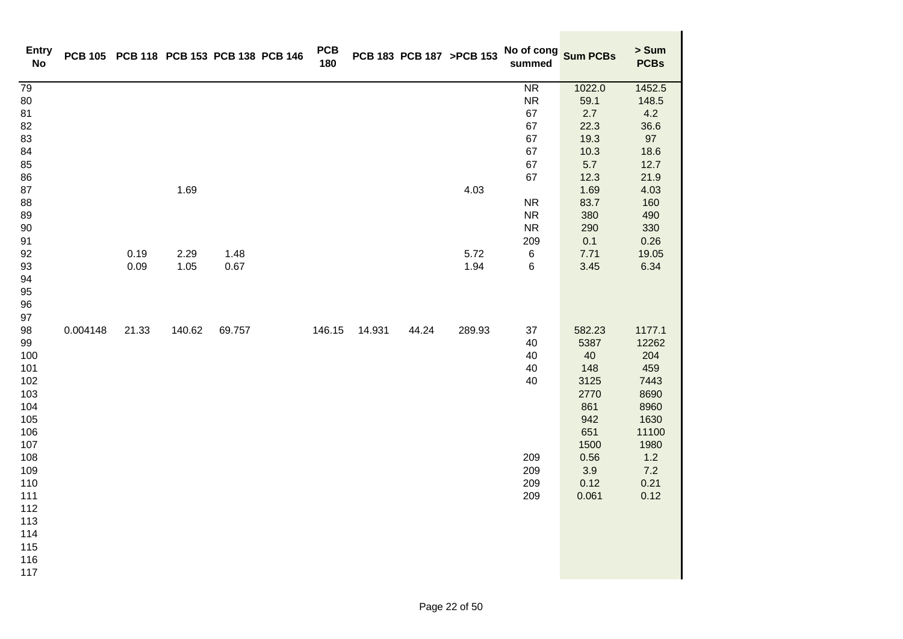| Entry No | PCB 105 | PCB 118 | PCB 153 | PCB 138 | PCB 146 | PCB 180 | PCB 183 | PCB 187 | >PCB 153 | No of cong summed | Sum PCBs | > Sum PCBs |
|---|---|---|---|---|---|---|---|---|---|---|---|---|
| 79 | | | | | | | | | | NR | 1022.0 | 1452.5 |
| 80 | | | | | | | | | | NR | 59.1 | 148.5 |
| 81 | | | | | | | | | | 67 | 2.7 | 4.2 |
| 82 | | | | | | | | | | 67 | 22.3 | 36.6 |
| 83 | | | | | | | | | | 67 | 19.3 | 97 |
| 84 | | | | | | | | | | 67 | 10.3 | 18.6 |
| 85 | | | | | | | | | | 67 | 5.7 | 12.7 |
| 86 | | | | | | | | | | 67 | 12.3 | 21.9 |
| 87 | | | 1.69 | | | | | | 4.03 | | 1.69 | 4.03 |
| 88 | | | | | | | | | | NR | 83.7 | 160 |
| 89 | | | | | | | | | | NR | 380 | 490 |
| 90 | | | | | | | | | | NR | 290 | 330 |
| 91 | | | | | | | | | | 209 | 0.1 | 0.26 |
| 92 | | 0.19 | 2.29 | 1.48 | | | | | 5.72 | 6 | 7.71 | 19.05 |
| 93 | | 0.09 | 1.05 | 0.67 | | | | | 1.94 | 6 | 3.45 | 6.34 |
| 94 | | | | | | | | | | | | |
| 95 | | | | | | | | | | | | |
| 96 | | | | | | | | | | | | |
| 97 | | | | | | | | | | | | |
| 98 | 0.004148 | 21.33 | 140.62 | 69.757 | | 146.15 | 14.931 | 44.24 | 289.93 | 37 | 582.23 | 1177.1 |
| 99 | | | | | | | | | | 40 | 5387 | 12262 |
| 100 | | | | | | | | | | 40 | 40 | 204 |
| 101 | | | | | | | | | | 40 | 148 | 459 |
| 102 | | | | | | | | | | 40 | 3125 | 7443 |
| 103 | | | | | | | | | | | 2770 | 8690 |
| 104 | | | | | | | | | | | 861 | 8960 |
| 105 | | | | | | | | | | | 942 | 1630 |
| 106 | | | | | | | | | | | 651 | 11100 |
| 107 | | | | | | | | | | | 1500 | 1980 |
| 108 | | | | | | | | | | 209 | 0.56 | 1.2 |
| 109 | | | | | | | | | | 209 | 3.9 | 7.2 |
| 110 | | | | | | | | | | 209 | 0.12 | 0.21 |
| 111 | | | | | | | | | | 209 | 0.061 | 0.12 |
| 112 | | | | | | | | | | | | |
| 113 | | | | | | | | | | | | |
| 114 | | | | | | | | | | | | |
| 115 | | | | | | | | | | | | |
| 116 | | | | | | | | | | | | |
| 117 | | | | | | | | | | | | |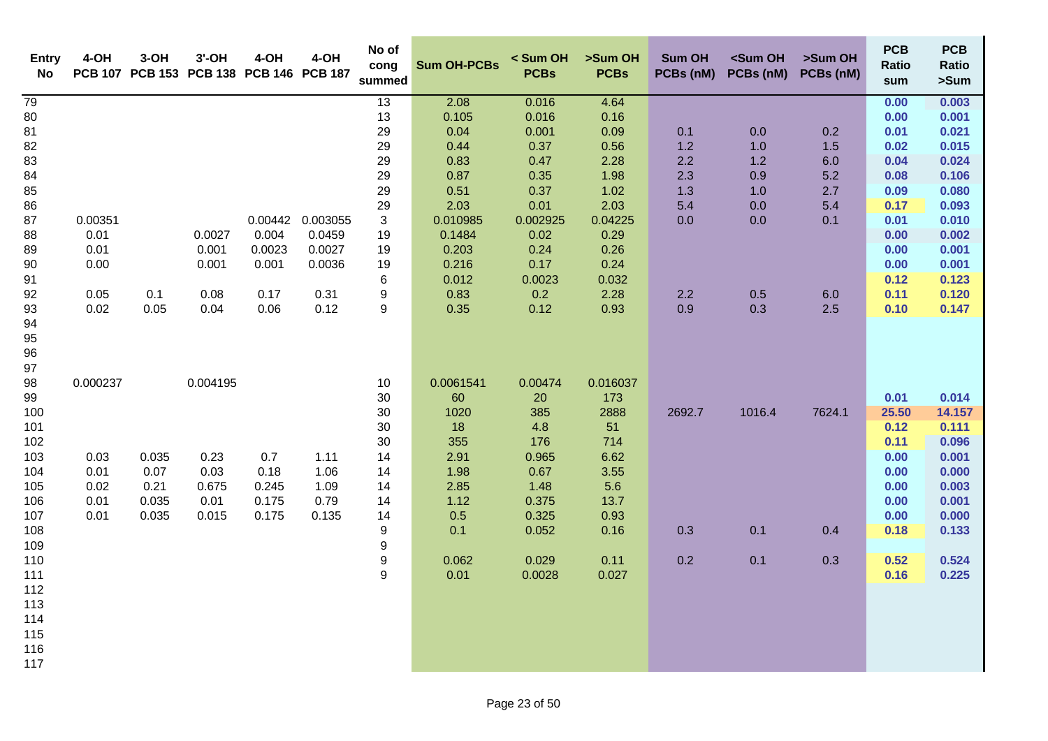| Entry No | 4-OH PCB 107 | 3-OH PCB 153 | 3'-OH PCB 138 | 4-OH PCB 146 | 4-OH PCB 187 | No of cong summed | Sum OH-PCBs | < Sum OH PCBs | >Sum OH PCBs | Sum OH PCBs (nM) | <Sum OH PCBs (nM) | >Sum OH PCBs (nM) | PCB Ratio sum | PCB Ratio >Sum |
|---|---|---|---|---|---|---|---|---|---|---|---|---|---|---|
| 79 | | | | | | 13 | 2.08 | 0.016 | 4.64 | | | | 0.00 | 0.003 |
| 80 | | | | | | 13 | 0.105 | 0.016 | 0.16 | | | | 0.00 | 0.001 |
| 81 | | | | | | 29 | 0.04 | 0.001 | 0.09 | 0.1 | 0.0 | 0.2 | 0.01 | 0.021 |
| 82 | | | | | | 29 | 0.44 | 0.37 | 0.56 | 1.2 | 1.0 | 1.5 | 0.02 | 0.015 |
| 83 | | | | | | 29 | 0.83 | 0.47 | 2.28 | 2.2 | 1.2 | 6.0 | 0.04 | 0.024 |
| 84 | | | | | | 29 | 0.87 | 0.35 | 1.98 | 2.3 | 0.9 | 5.2 | 0.08 | 0.106 |
| 85 | | | | | | 29 | 0.51 | 0.37 | 1.02 | 1.3 | 1.0 | 2.7 | 0.09 | 0.080 |
| 86 | | | | | | 29 | 2.03 | 0.01 | 2.03 | 5.4 | 0.0 | 5.4 | 0.17 | 0.093 |
| 87 | 0.00351 | | | 0.00442 | 0.003055 | 3 | 0.010985 | 0.002925 | 0.04225 | 0.0 | 0.0 | 0.1 | 0.01 | 0.010 |
| 88 | 0.01 | | 0.0027 | 0.004 | 0.0459 | 19 | 0.1484 | 0.02 | 0.29 | | | | 0.00 | 0.002 |
| 89 | 0.01 | | 0.001 | 0.0023 | 0.0027 | 19 | 0.203 | 0.24 | 0.26 | | | | 0.00 | 0.001 |
| 90 | 0.00 | | 0.001 | 0.001 | 0.0036 | 19 | 0.216 | 0.17 | 0.24 | | | | 0.00 | 0.001 |
| 91 | | | | | | 6 | 0.012 | 0.0023 | 0.032 | | | | 0.12 | 0.123 |
| 92 | 0.05 | 0.1 | 0.08 | 0.17 | 0.31 | 9 | 0.83 | 0.2 | 2.28 | 2.2 | 0.5 | 6.0 | 0.11 | 0.120 |
| 93 | 0.02 | 0.05 | 0.04 | 0.06 | 0.12 | 9 | 0.35 | 0.12 | 0.93 | 0.9 | 0.3 | 2.5 | 0.10 | 0.147 |
| 94 | | | | | | | | | | | | | | |
| 95 | | | | | | | | | | | | | | |
| 96 | | | | | | | | | | | | | | |
| 97 | | | | | | | | | | | | | | |
| 98 | 0.000237 | | 0.004195 | | | 10 | 0.0061541 | 0.00474 | 0.016037 | | | | | |
| 99 | | | | | | 30 | 60 | 20 | 173 | | | | 0.01 | 0.014 |
| 100 | | | | | | 30 | 1020 | 385 | 2888 | 2692.7 | 1016.4 | 7624.1 | 25.50 | 14.157 |
| 101 | | | | | | 30 | 18 | 4.8 | 51 | | | | 0.12 | 0.111 |
| 102 | | | | | | 30 | 355 | 176 | 714 | | | | 0.11 | 0.096 |
| 103 | 0.03 | 0.035 | 0.23 | 0.7 | 1.11 | 14 | 2.91 | 0.965 | 6.62 | | | | 0.00 | 0.001 |
| 104 | 0.01 | 0.07 | 0.03 | 0.18 | 1.06 | 14 | 1.98 | 0.67 | 3.55 | | | | 0.00 | 0.000 |
| 105 | 0.02 | 0.21 | 0.675 | 0.245 | 1.09 | 14 | 2.85 | 1.48 | 5.6 | | | | 0.00 | 0.003 |
| 106 | 0.01 | 0.035 | 0.01 | 0.175 | 0.79 | 14 | 1.12 | 0.375 | 13.7 | | | | 0.00 | 0.001 |
| 107 | 0.01 | 0.035 | 0.015 | 0.175 | 0.135 | 14 | 0.5 | 0.325 | 0.93 | | | | 0.00 | 0.000 |
| 108 | | | | | | 9 | 0.1 | 0.052 | 0.16 | 0.3 | 0.1 | 0.4 | 0.18 | 0.133 |
| 109 | | | | | | 9 | | | | | | | | |
| 110 | | | | | | 9 | 0.062 | 0.029 | 0.11 | 0.2 | 0.1 | 0.3 | 0.52 | 0.524 |
| 111 | | | | | | 9 | 0.01 | 0.0028 | 0.027 | | | | 0.16 | 0.225 |
| 112 | | | | | | | | | | | | | | |
| 113 | | | | | | | | | | | | | | |
| 114 | | | | | | | | | | | | | | |
| 115 | | | | | | | | | | | | | | |
| 116 | | | | | | | | | | | | | | |
| 117 | | | | | | | | | | | | | | |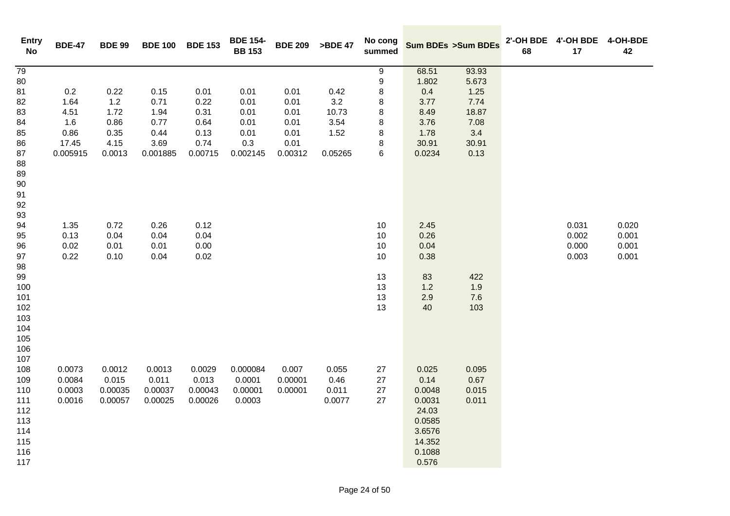| Entry No | BDE-47 | BDE 99 | BDE 100 | BDE 153 | BDE 154-BB 153 | BDE 209 | >BDE 47 | No cong summed | Sum BDEs | >Sum BDEs | 2'-OH BDE 68 | 4'-OH BDE 17 | 4-OH-BDE 42 |
|---|---|---|---|---|---|---|---|---|---|---|---|---|---|
| 79 | | | | | | | | 9 | 68.51 | 93.93 | | | |
| 80 | | | | | | | | 9 | 1.802 | 5.673 | | | |
| 81 | 0.2 | 0.22 | 0.15 | 0.01 | 0.01 | 0.01 | 0.42 | 8 | 0.4 | 1.25 | | | |
| 82 | 1.64 | 1.2 | 0.71 | 0.22 | 0.01 | 0.01 | 3.2 | 8 | 3.77 | 7.74 | | | |
| 83 | 4.51 | 1.72 | 1.94 | 0.31 | 0.01 | 0.01 | 10.73 | 8 | 8.49 | 18.87 | | | |
| 84 | 1.6 | 0.86 | 0.77 | 0.64 | 0.01 | 0.01 | 3.54 | 8 | 3.76 | 7.08 | | | |
| 85 | 0.86 | 0.35 | 0.44 | 0.13 | 0.01 | 0.01 | 1.52 | 8 | 1.78 | 3.4 | | | |
| 86 | 17.45 | 4.15 | 3.69 | 0.74 | 0.3 | 0.01 | | 8 | 30.91 | 30.91 | | | |
| 87 | 0.005915 | 0.0013 | 0.001885 | 0.00715 | 0.002145 | 0.00312 | 0.05265 | 6 | 0.0234 | 0.13 | | | |
| 88 | | | | | | | | | | | | | |
| 89 | | | | | | | | | | | | | |
| 90 | | | | | | | | | | | | | |
| 91 | | | | | | | | | | | | | |
| 92 | | | | | | | | | | | | | |
| 93 | | | | | | | | | | | | | |
| 94 | 1.35 | 0.72 | 0.26 | 0.12 | | | | 10 | 2.45 | | | 0.031 | 0.020 |
| 95 | 0.13 | 0.04 | 0.04 | 0.04 | | | | 10 | 0.26 | | | 0.002 | 0.001 |
| 96 | 0.02 | 0.01 | 0.01 | 0.00 | | | | 10 | 0.04 | | | 0.000 | 0.001 |
| 97 | 0.22 | 0.10 | 0.04 | 0.02 | | | | 10 | 0.38 | | | 0.003 | 0.001 |
| 98 | | | | | | | | | | | | | |
| 99 | | | | | | | | 13 | 83 | 422 | | | |
| 100 | | | | | | | | 13 | 1.2 | 1.9 | | | |
| 101 | | | | | | | | 13 | 2.9 | 7.6 | | | |
| 102 | | | | | | | | 13 | 40 | 103 | | | |
| 103 | | | | | | | | | | | | | |
| 104 | | | | | | | | | | | | | |
| 105 | | | | | | | | | | | | | |
| 106 | | | | | | | | | | | | | |
| 107 | | | | | | | | | | | | | |
| 108 | 0.0073 | 0.0012 | 0.0013 | 0.0029 | 0.000084 | 0.007 | 0.055 | 27 | 0.025 | 0.095 | | | |
| 109 | 0.0084 | 0.015 | 0.011 | 0.013 | 0.0001 | 0.00001 | 0.46 | 27 | 0.14 | 0.67 | | | |
| 110 | 0.0003 | 0.00035 | 0.00037 | 0.00043 | 0.00001 | 0.00001 | 0.011 | 27 | 0.0048 | 0.015 | | | |
| 111 | 0.0016 | 0.00057 | 0.00025 | 0.00026 | 0.0003 | | 0.0077 | 27 | 0.0031 | 0.011 | | | |
| 112 | | | | | | | | | 24.03 | | | | |
| 113 | | | | | | | | | 0.0585 | | | | |
| 114 | | | | | | | | | 3.6576 | | | | |
| 115 | | | | | | | | | 14.352 | | | | |
| 116 | | | | | | | | | 0.1088 | | | | |
| 117 | | | | | | | | | 0.576 | | | | |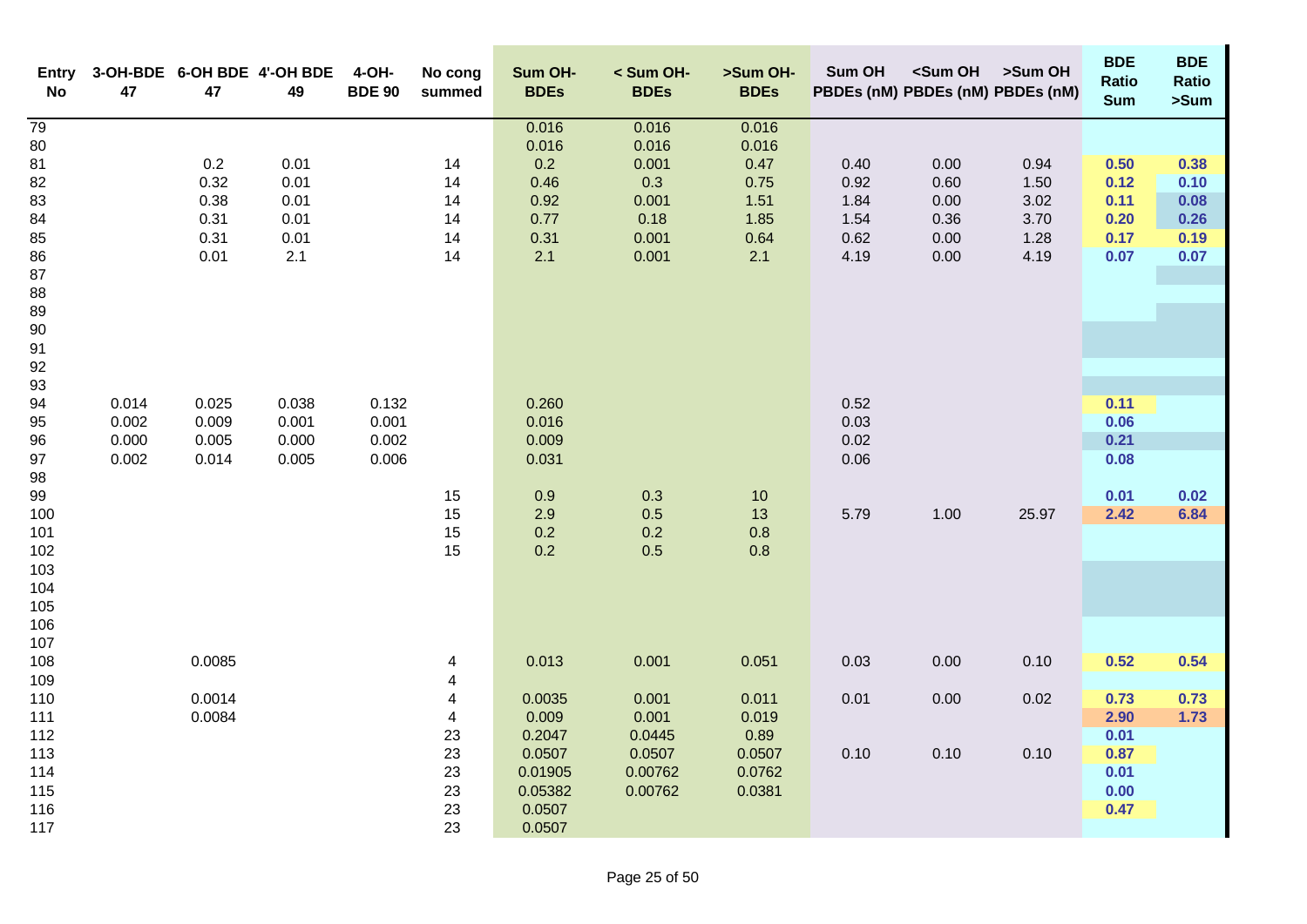| Entry No | 3-OH-BDE 47 | 6-OH BDE 47 | 4'-OH BDE 49 | 4-OH-BDE 90 | No cong summed | Sum OH-BDEs | < Sum OH-BDEs | >Sum OH-BDEs | Sum OH PBDEs (nM) | <Sum OH PBDEs (nM) | >Sum OH PBDEs (nM) | BDE Ratio Sum | BDE Ratio >Sum |
|---|---|---|---|---|---|---|---|---|---|---|---|---|---|
| 79 | | | | | | 0.016 | 0.016 | 0.016 | | | | | |
| 80 | | | | | | 0.016 | 0.016 | 0.016 | | | | | |
| 81 | | 0.2 | 0.01 | | 14 | 0.2 | 0.001 | 0.47 | 0.40 | 0.00 | 0.94 | **0.50** | **0.38** |
| 82 | | 0.32 | 0.01 | | 14 | 0.46 | 0.3 | 0.75 | 0.92 | 0.60 | 1.50 | **0.12** | **0.10** |
| 83 | | 0.38 | 0.01 | | 14 | 0.92 | 0.001 | 1.51 | 1.84 | 0.00 | 3.02 | **0.11** | **0.08** |
| 84 | | 0.31 | 0.01 | | 14 | 0.77 | 0.18 | 1.85 | 1.54 | 0.36 | 3.70 | **0.20** | **0.26** |
| 85 | | 0.31 | 0.01 | | 14 | 0.31 | 0.001 | 0.64 | 0.62 | 0.00 | 1.28 | **0.17** | **0.19** |
| 86 | | 0.01 | 2.1 | | 14 | 2.1 | 0.001 | 2.1 | 4.19 | 0.00 | 4.19 | **0.07** | **0.07** |
| 87 | | | | | | | | | | | | | |
| 88 | | | | | | | | | | | | | |
| 89 | | | | | | | | | | | | | |
| 90 | | | | | | | | | | | | | |
| 91 | | | | | | | | | | | | | |
| 92 | | | | | | | | | | | | | |
| 93 | | | | | | | | | | | | | |
| 94 | 0.014 | 0.025 | 0.038 | 0.132 | | 0.260 | | | 0.52 | | | **0.11** | |
| 95 | 0.002 | 0.009 | 0.001 | 0.001 | | 0.016 | | | 0.03 | | | **0.06** | |
| 96 | 0.000 | 0.005 | 0.000 | 0.002 | | 0.009 | | | 0.02 | | | **0.21** | |
| 97 | 0.002 | 0.014 | 0.005 | 0.006 | | 0.031 | | | 0.06 | | | **0.08** | |
| 98 | | | | | | | | | | | | | |
| 99 | | | | | 15 | 0.9 | 0.3 | 10 | | | | **0.01** | **0.02** |
| 100 | | | | | 15 | 2.9 | 0.5 | 13 | 5.79 | 1.00 | 25.97 | **2.42** | **6.84** |
| 101 | | | | | 15 | 0.2 | 0.2 | 0.8 | | | | | |
| 102 | | | | | 15 | 0.2 | 0.5 | 0.8 | | | | | |
| 103 | | | | | | | | | | | | | |
| 104 | | | | | | | | | | | | | |
| 105 | | | | | | | | | | | | | |
| 106 | | | | | | | | | | | | | |
| 107 | | | | | | | | | | | | | |
| 108 | | 0.0085 | | | 4 | 0.013 | 0.001 | 0.051 | 0.03 | 0.00 | 0.10 | **0.52** | **0.54** |
| 109 | | | | | 4 | | | | | | | | |
| 110 | | 0.0014 | | | 4 | 0.0035 | 0.001 | 0.011 | 0.01 | 0.00 | 0.02 | **0.73** | **0.73** |
| 111 | | 0.0084 | | | 4 | 0.009 | 0.001 | 0.019 | | | | **2.90** | **1.73** |
| 112 | | | | | 23 | 0.2047 | 0.0445 | 0.89 | | | | **0.01** | |
| 113 | | | | | 23 | 0.0507 | 0.0507 | 0.0507 | 0.10 | 0.10 | 0.10 | **0.87** | |
| 114 | | | | | 23 | 0.01905 | 0.00762 | 0.0762 | | | | **0.01** | |
| 115 | | | | | 23 | 0.05382 | 0.00762 | 0.0381 | | | | **0.00** | |
| 116 | | | | | 23 | 0.0507 | | | | | | **0.47** | |
| 117 | | | | | 23 | 0.0507 | | | | | | | |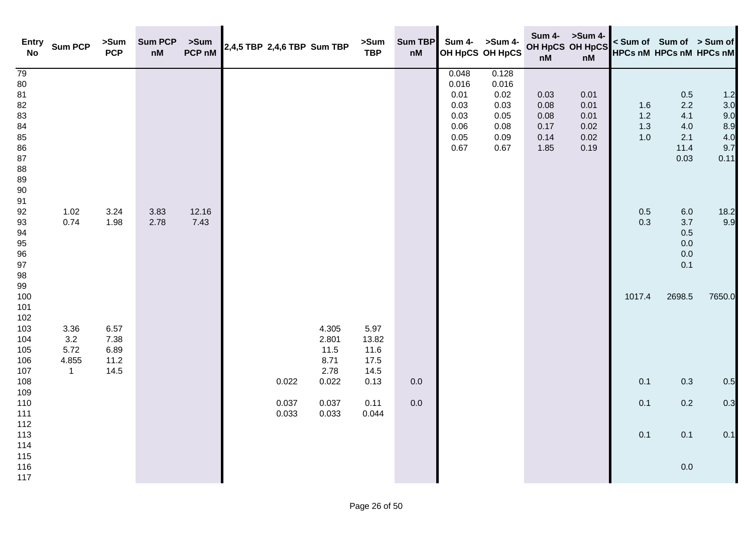| Entry No | Sum PCP | >Sum PCP | Sum PCP nM | >Sum PCP nM | 2,4,5 TBP | 2,4,6 TBP | Sum TBP | >Sum TBP | Sum TBP nM | Sum 4-OH HpCS | >Sum 4-OH HpCS | Sum 4-OH HpCS nM | >Sum 4-OH HpCS nM | < Sum of HPCs nM | Sum of HPCs nM | > Sum of HPCs nM |
|---|---|---|---|---|---|---|---|---|---|---|---|---|---|---|---|---|
| 79 | | | | | | | | | | 0.048 | 0.128 | | | | | |
| 80 | | | | | | | | | | 0.016 | 0.016 | | | | | |
| 81 | | | | | | | | | | 0.01 | 0.02 | 0.03 | 0.01 | | 0.5 | 1.2 |
| 82 | | | | | | | | | | 0.03 | 0.03 | 0.08 | 0.01 | 1.6 | 2.2 | 3.0 |
| 83 | | | | | | | | | | 0.03 | 0.05 | 0.08 | 0.01 | 1.2 | 4.1 | 9.0 |
| 84 | | | | | | | | | | 0.06 | 0.08 | 0.17 | 0.02 | 1.3 | 4.0 | 8.9 |
| 85 | | | | | | | | | | 0.05 | 0.09 | 0.14 | 0.02 | 1.0 | 2.1 | 4.0 |
| 86 | | | | | | | | | | 0.67 | 0.67 | 1.85 | 0.19 | | 11.4 | 9.7 |
| 87 | | | | | | | | | | | | | | | 0.03 | 0.11 |
| 88 | | | | | | | | | | | | | | | | |
| 89 | | | | | | | | | | | | | | | | |
| 90 | | | | | | | | | | | | | | | | |
| 91 | | | | | | | | | | | | | | | | |
| 92 | 1.02 | 3.24 | 3.83 | 12.16 | | | | | | | | | | 0.5 | 6.0 | 18.2 |
| 93 | 0.74 | 1.98 | 2.78 | 7.43 | | | | | | | | | | 0.3 | 3.7 | 9.9 |
| 94 | | | | | | | | | | | | | | | 0.5 | |
| 95 | | | | | | | | | | | | | | | 0.0 | |
| 96 | | | | | | | | | | | | | | | 0.0 | |
| 97 | | | | | | | | | | | | | | | 0.1 | |
| 98 | | | | | | | | | | | | | | | | |
| 99 | | | | | | | | | | | | | | | | |
| 100 | | | | | | | | | | | | | | 1017.4 | 2698.5 | 7650.0 |
| 101 | | | | | | | | | | | | | | | | |
| 102 | | | | | | | | | | | | | | | | |
| 103 | 3.36 | 6.57 | | | | | 4.305 | 5.97 | | | | | | | | |
| 104 | 3.2 | 7.38 | | | | | 2.801 | 13.82 | | | | | | | | |
| 105 | 5.72 | 6.89 | | | | | 11.5 | 11.6 | | | | | | | | |
| 106 | 4.855 | 11.2 | | | | | 8.71 | 17.5 | | | | | | | | |
| 107 | 1 | 14.5 | | | | | 2.78 | 14.5 | | | | | | | | |
| 108 | | | | | | 0.022 | 0.022 | 0.13 | 0.0 | | | | | 0.1 | 0.3 | 0.5 |
| 109 | | | | | | | | | | | | | | | | |
| 110 | | | | | | 0.037 | 0.037 | 0.11 | 0.0 | | | | | 0.1 | 0.2 | 0.3 |
| 111 | | | | | | 0.033 | 0.033 | 0.044 | | | | | | | | |
| 112 | | | | | | | | | | | | | | | | |
| 113 | | | | | | | | | | | | | | 0.1 | 0.1 | 0.1 |
| 114 | | | | | | | | | | | | | | | | |
| 115 | | | | | | | | | | | | | | | | |
| 116 | | | | | | | | | | | | | | | 0.0 | |
| 117 | | | | | | | | | | | | | | | | |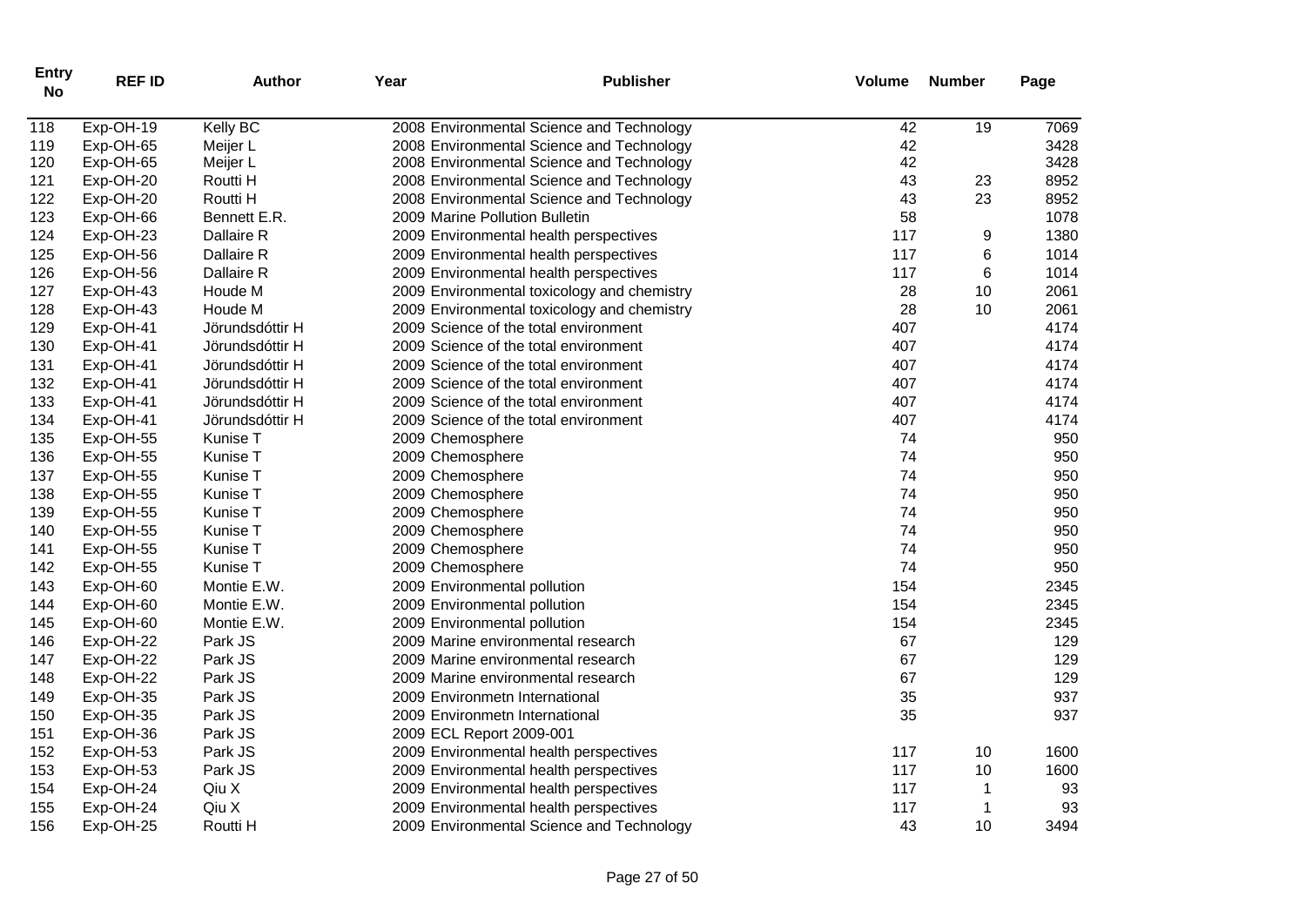| Entry No | REF ID | Author | Year | Publisher | Volume | Number | Page |
|---|---|---|---|---|---|---|---|
| 118 | Exp-OH-19 | Kelly BC | 2008 | Environmental Science and Technology | 42 | 19 | 7069 |
| 119 | Exp-OH-65 | Meijer L | 2008 | Environmental Science and Technology | 42 | | 3428 |
| 120 | Exp-OH-65 | Meijer L | 2008 | Environmental Science and Technology | 42 | | 3428 |
| 121 | Exp-OH-20 | Routti H | 2008 | Environmental Science and Technology | 43 | 23 | 8952 |
| 122 | Exp-OH-20 | Routti H | 2008 | Environmental Science and Technology | 43 | 23 | 8952 |
| 123 | Exp-OH-66 | Bennett E.R. | 2009 | Marine Pollution Bulletin | 58 | | 1078 |
| 124 | Exp-OH-23 | Dallaire R | 2009 | Environmental health perspectives | 117 | 9 | 1380 |
| 125 | Exp-OH-56 | Dallaire R | 2009 | Environmental health perspectives | 117 | 6 | 1014 |
| 126 | Exp-OH-56 | Dallaire R | 2009 | Environmental health perspectives | 117 | 6 | 1014 |
| 127 | Exp-OH-43 | Houde M | 2009 | Environmental toxicology and chemistry | 28 | 10 | 2061 |
| 128 | Exp-OH-43 | Houde M | 2009 | Environmental toxicology and chemistry | 28 | 10 | 2061 |
| 129 | Exp-OH-41 | Jörundsdóttir H | 2009 | Science of the total environment | 407 | | 4174 |
| 130 | Exp-OH-41 | Jörundsdóttir H | 2009 | Science of the total environment | 407 | | 4174 |
| 131 | Exp-OH-41 | Jörundsdóttir H | 2009 | Science of the total environment | 407 | | 4174 |
| 132 | Exp-OH-41 | Jörundsdóttir H | 2009 | Science of the total environment | 407 | | 4174 |
| 133 | Exp-OH-41 | Jörundsdóttir H | 2009 | Science of the total environment | 407 | | 4174 |
| 134 | Exp-OH-41 | Jörundsdóttir H | 2009 | Science of the total environment | 407 | | 4174 |
| 135 | Exp-OH-55 | Kunise T | 2009 | Chemosphere | 74 | | 950 |
| 136 | Exp-OH-55 | Kunise T | 2009 | Chemosphere | 74 | | 950 |
| 137 | Exp-OH-55 | Kunise T | 2009 | Chemosphere | 74 | | 950 |
| 138 | Exp-OH-55 | Kunise T | 2009 | Chemosphere | 74 | | 950 |
| 139 | Exp-OH-55 | Kunise T | 2009 | Chemosphere | 74 | | 950 |
| 140 | Exp-OH-55 | Kunise T | 2009 | Chemosphere | 74 | | 950 |
| 141 | Exp-OH-55 | Kunise T | 2009 | Chemosphere | 74 | | 950 |
| 142 | Exp-OH-55 | Kunise T | 2009 | Chemosphere | 74 | | 950 |
| 143 | Exp-OH-60 | Montie E.W. | 2009 | Environmental pollution | 154 | | 2345 |
| 144 | Exp-OH-60 | Montie E.W. | 2009 | Environmental pollution | 154 | | 2345 |
| 145 | Exp-OH-60 | Montie E.W. | 2009 | Environmental pollution | 154 | | 2345 |
| 146 | Exp-OH-22 | Park JS | 2009 | Marine environmental research | 67 | | 129 |
| 147 | Exp-OH-22 | Park JS | 2009 | Marine environmental research | 67 | | 129 |
| 148 | Exp-OH-22 | Park JS | 2009 | Marine environmental research | 67 | | 129 |
| 149 | Exp-OH-35 | Park JS | 2009 | Environmetn International | 35 | | 937 |
| 150 | Exp-OH-35 | Park JS | 2009 | Environmetn International | 35 | | 937 |
| 151 | Exp-OH-36 | Park JS | 2009 | ECL Report 2009-001 | | | |
| 152 | Exp-OH-53 | Park JS | 2009 | Environmental health perspectives | 117 | 10 | 1600 |
| 153 | Exp-OH-53 | Park JS | 2009 | Environmental health perspectives | 117 | 10 | 1600 |
| 154 | Exp-OH-24 | Qiu X | 2009 | Environmental health perspectives | 117 | 1 | 93 |
| 155 | Exp-OH-24 | Qiu X | 2009 | Environmental health perspectives | 117 | 1 | 93 |
| 156 | Exp-OH-25 | Routti H | 2009 | Environmental Science and Technology | 43 | 10 | 3494 |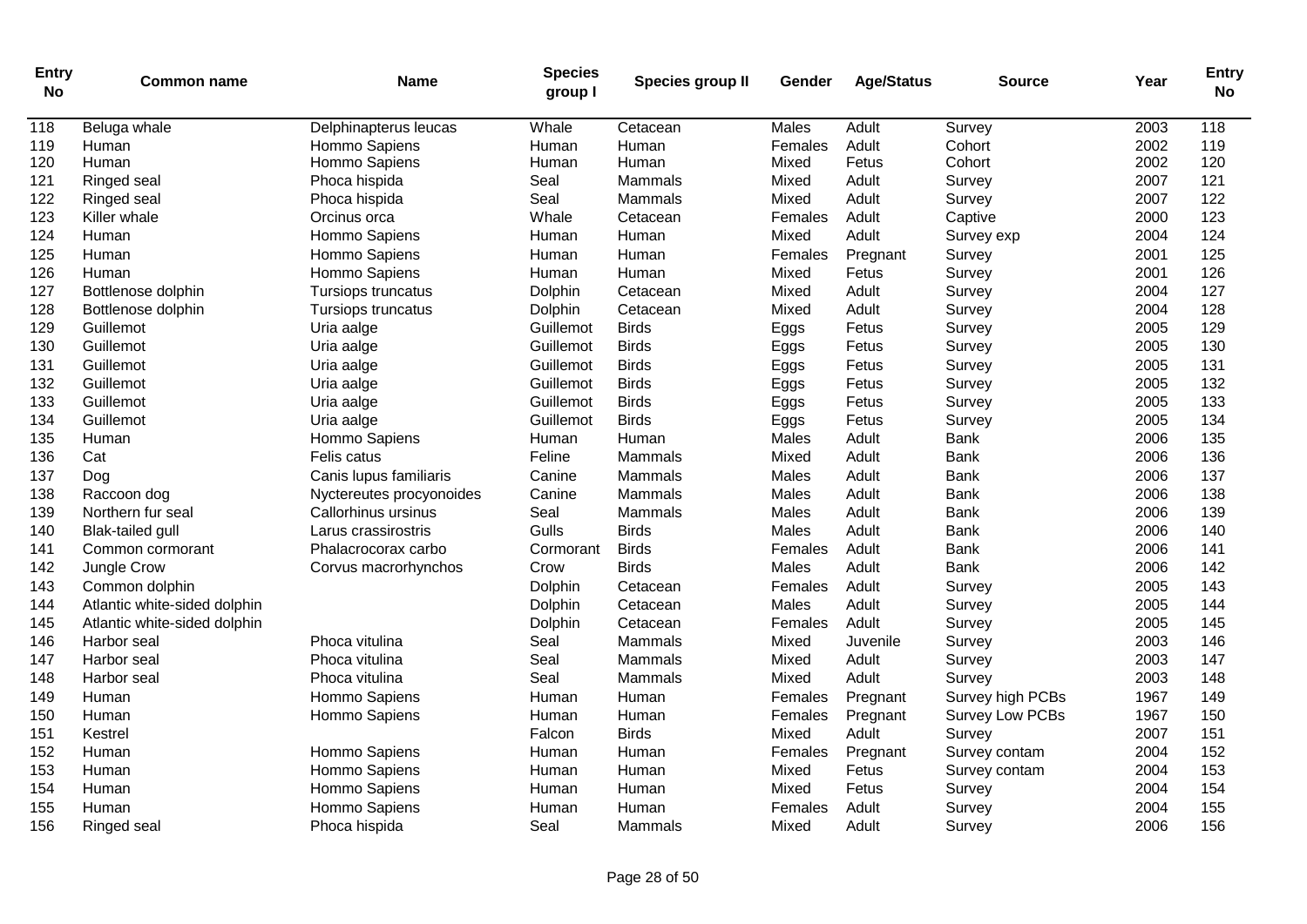| Entry No | Common name | Name | Species group I | Species group II | Gender | Age/Status | Source | Year | Entry No |
|---|---|---|---|---|---|---|---|---|---|
| 118 | Beluga whale | Delphinapterus leucas | Whale | Cetacean | Males | Adult | Survey | 2003 | 118 |
| 119 | Human | Hommo Sapiens | Human | Human | Females | Adult | Cohort | 2002 | 119 |
| 120 | Human | Hommo Sapiens | Human | Human | Mixed | Fetus | Cohort | 2002 | 120 |
| 121 | Ringed seal | Phoca hispida | Seal | Mammals | Mixed | Adult | Survey | 2007 | 121 |
| 122 | Ringed seal | Phoca hispida | Seal | Mammals | Mixed | Adult | Survey | 2007 | 122 |
| 123 | Killer whale | Orcinus orca | Whale | Cetacean | Females | Adult | Captive | 2000 | 123 |
| 124 | Human | Hommo Sapiens | Human | Human | Mixed | Adult | Survey exp | 2004 | 124 |
| 125 | Human | Hommo Sapiens | Human | Human | Females | Pregnant | Survey | 2001 | 125 |
| 126 | Human | Hommo Sapiens | Human | Human | Mixed | Fetus | Survey | 2001 | 126 |
| 127 | Bottlenose dolphin | Tursiops truncatus | Dolphin | Cetacean | Mixed | Adult | Survey | 2004 | 127 |
| 128 | Bottlenose dolphin | Tursiops truncatus | Dolphin | Cetacean | Mixed | Adult | Survey | 2004 | 128 |
| 129 | Guillemot | Uria aalge | Guillemot | Birds | Eggs | Fetus | Survey | 2005 | 129 |
| 130 | Guillemot | Uria aalge | Guillemot | Birds | Eggs | Fetus | Survey | 2005 | 130 |
| 131 | Guillemot | Uria aalge | Guillemot | Birds | Eggs | Fetus | Survey | 2005 | 131 |
| 132 | Guillemot | Uria aalge | Guillemot | Birds | Eggs | Fetus | Survey | 2005 | 132 |
| 133 | Guillemot | Uria aalge | Guillemot | Birds | Eggs | Fetus | Survey | 2005 | 133 |
| 134 | Guillemot | Uria aalge | Guillemot | Birds | Eggs | Fetus | Survey | 2005 | 134 |
| 135 | Human | Hommo Sapiens | Human | Human | Males | Adult | Bank | 2006 | 135 |
| 136 | Cat | Felis catus | Feline | Mammals | Mixed | Adult | Bank | 2006 | 136 |
| 137 | Dog | Canis lupus familiaris | Canine | Mammals | Males | Adult | Bank | 2006 | 137 |
| 138 | Raccoon dog | Nyctereutes procyonoides | Canine | Mammals | Males | Adult | Bank | 2006 | 138 |
| 139 | Northern fur seal | Callorhinus ursinus | Seal | Mammals | Males | Adult | Bank | 2006 | 139 |
| 140 | Blak-tailed gull | Larus crassirostris | Gulls | Birds | Males | Adult | Bank | 2006 | 140 |
| 141 | Common cormorant | Phalacrocorax carbo | Cormorant | Birds | Females | Adult | Bank | 2006 | 141 |
| 142 | Jungle Crow | Corvus macrorhynchos | Crow | Birds | Males | Adult | Bank | 2006 | 142 |
| 143 | Common dolphin | | Dolphin | Cetacean | Females | Adult | Survey | 2005 | 143 |
| 144 | Atlantic white-sided dolphin | | Dolphin | Cetacean | Males | Adult | Survey | 2005 | 144 |
| 145 | Atlantic white-sided dolphin | | Dolphin | Cetacean | Females | Adult | Survey | 2005 | 145 |
| 146 | Harbor seal | Phoca vitulina | Seal | Mammals | Mixed | Juvenile | Survey | 2003 | 146 |
| 147 | Harbor seal | Phoca vitulina | Seal | Mammals | Mixed | Adult | Survey | 2003 | 147 |
| 148 | Harbor seal | Phoca vitulina | Seal | Mammals | Mixed | Adult | Survey | 2003 | 148 |
| 149 | Human | Hommo Sapiens | Human | Human | Females | Pregnant | Survey high PCBs | 1967 | 149 |
| 150 | Human | Hommo Sapiens | Human | Human | Females | Pregnant | Survey Low PCBs | 1967 | 150 |
| 151 | Kestrel | | Falcon | Birds | Mixed | Adult | Survey | 2007 | 151 |
| 152 | Human | Hommo Sapiens | Human | Human | Females | Pregnant | Survey contam | 2004 | 152 |
| 153 | Human | Hommo Sapiens | Human | Human | Mixed | Fetus | Survey contam | 2004 | 153 |
| 154 | Human | Hommo Sapiens | Human | Human | Mixed | Fetus | Survey | 2004 | 154 |
| 155 | Human | Hommo Sapiens | Human | Human | Females | Adult | Survey | 2004 | 155 |
| 156 | Ringed seal | Phoca hispida | Seal | Mammals | Mixed | Adult | Survey | 2006 | 156 |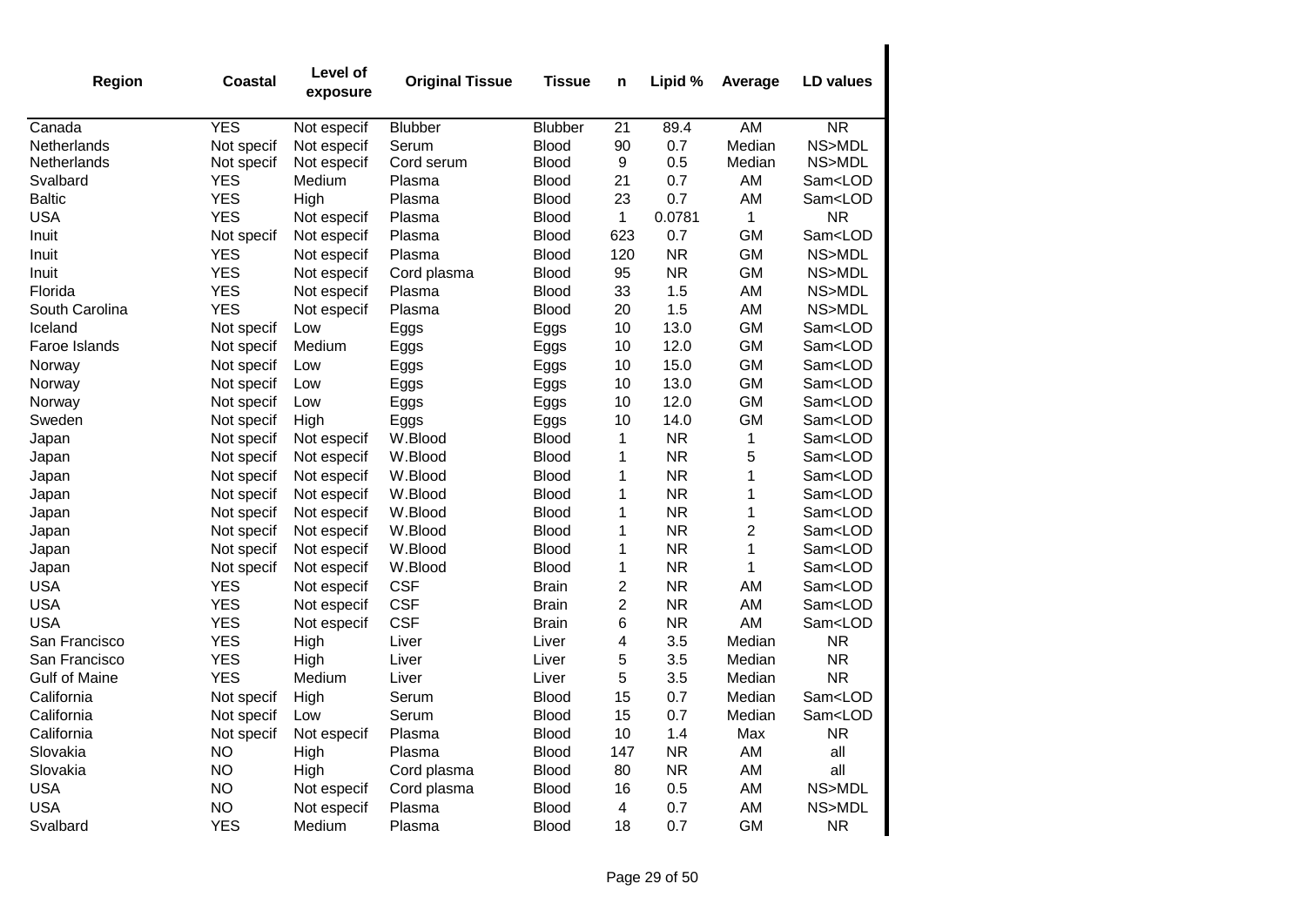| Region | Coastal | Level of exposure | Original Tissue | Tissue | n | Lipid % | Average | LD values |
|---|---|---|---|---|---|---|---|---|
| Canada | YES | Not especif | Blubber | Blubber | 21 | 89.4 | AM | NR |
| Netherlands | Not specif | Not especif | Serum | Blood | 90 | 0.7 | Median | NS>MDL |
| Netherlands | Not specif | Not especif | Cord serum | Blood | 9 | 0.5 | Median | NS>MDL |
| Svalbard | YES | Medium | Plasma | Blood | 21 | 0.7 | AM | Sam<LOD |
| Baltic | YES | High | Plasma | Blood | 23 | 0.7 | AM | Sam<LOD |
| USA | YES | Not especif | Plasma | Blood | 1 | 0.0781 | 1 | NR |
| Inuit | Not specif | Not especif | Plasma | Blood | 623 | 0.7 | GM | Sam<LOD |
| Inuit | YES | Not especif | Plasma | Blood | 120 | NR | GM | NS>MDL |
| Inuit | YES | Not especif | Cord plasma | Blood | 95 | NR | GM | NS>MDL |
| Florida | YES | Not especif | Plasma | Blood | 33 | 1.5 | AM | NS>MDL |
| South Carolina | YES | Not especif | Plasma | Blood | 20 | 1.5 | AM | NS>MDL |
| Iceland | Not specif | Low | Eggs | Eggs | 10 | 13.0 | GM | Sam<LOD |
| Faroe Islands | Not specif | Medium | Eggs | Eggs | 10 | 12.0 | GM | Sam<LOD |
| Norway | Not specif | Low | Eggs | Eggs | 10 | 15.0 | GM | Sam<LOD |
| Norway | Not specif | Low | Eggs | Eggs | 10 | 13.0 | GM | Sam<LOD |
| Norway | Not specif | Low | Eggs | Eggs | 10 | 12.0 | GM | Sam<LOD |
| Sweden | Not specif | High | Eggs | Eggs | 10 | 14.0 | GM | Sam<LOD |
| Japan | Not specif | Not especif | W.Blood | Blood | 1 | NR | 1 | Sam<LOD |
| Japan | Not specif | Not especif | W.Blood | Blood | 1 | NR | 5 | Sam<LOD |
| Japan | Not specif | Not especif | W.Blood | Blood | 1 | NR | 1 | Sam<LOD |
| Japan | Not specif | Not especif | W.Blood | Blood | 1 | NR | 1 | Sam<LOD |
| Japan | Not specif | Not especif | W.Blood | Blood | 1 | NR | 1 | Sam<LOD |
| Japan | Not specif | Not especif | W.Blood | Blood | 1 | NR | 2 | Sam<LOD |
| Japan | Not specif | Not especif | W.Blood | Blood | 1 | NR | 1 | Sam<LOD |
| Japan | Not specif | Not especif | W.Blood | Blood | 1 | NR | 1 | Sam<LOD |
| USA | YES | Not especif | CSF | Brain | 2 | NR | AM | Sam<LOD |
| USA | YES | Not especif | CSF | Brain | 2 | NR | AM | Sam<LOD |
| USA | YES | Not especif | CSF | Brain | 6 | NR | AM | Sam<LOD |
| San Francisco | YES | High | Liver | Liver | 4 | 3.5 | Median | NR |
| San Francisco | YES | High | Liver | Liver | 5 | 3.5 | Median | NR |
| Gulf of Maine | YES | Medium | Liver | Liver | 5 | 3.5 | Median | NR |
| California | Not specif | High | Serum | Blood | 15 | 0.7 | Median | Sam<LOD |
| California | Not specif | Low | Serum | Blood | 15 | 0.7 | Median | Sam<LOD |
| California | Not specif | Not especif | Plasma | Blood | 10 | 1.4 | Max | NR |
| Slovakia | NO | High | Plasma | Blood | 147 | NR | AM | all |
| Slovakia | NO | High | Cord plasma | Blood | 80 | NR | AM | all |
| USA | NO | Not especif | Cord plasma | Blood | 16 | 0.5 | AM | NS>MDL |
| USA | NO | Not especif | Plasma | Blood | 4 | 0.7 | AM | NS>MDL |
| Svalbard | YES | Medium | Plasma | Blood | 18 | 0.7 | GM | NR |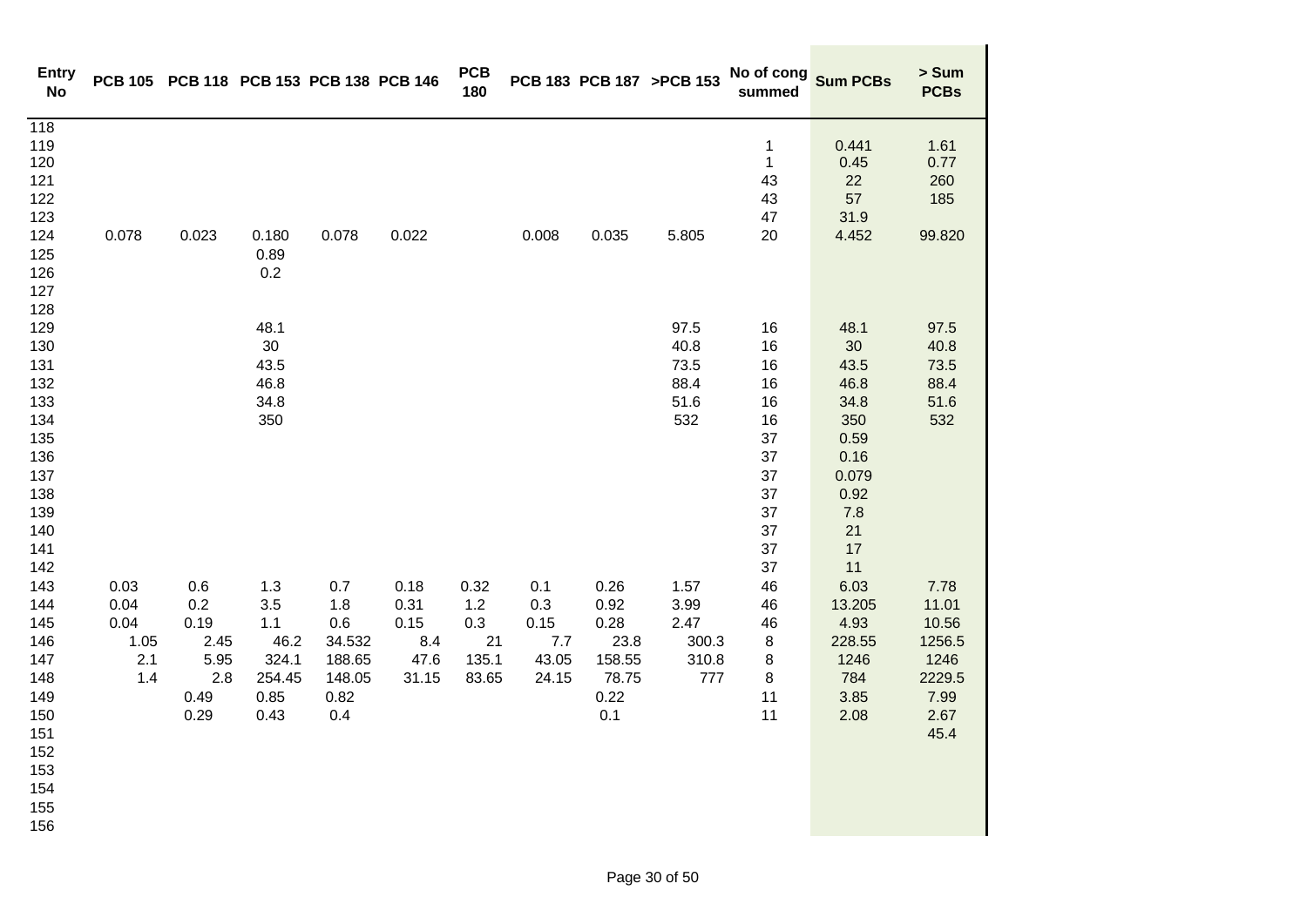| Entry No | PCB 105 | PCB 118 | PCB 153 | PCB 138 | PCB 146 | PCB 180 | PCB 183 | PCB 187 | >PCB 153 | No of cong summed | Sum PCBs | > Sum PCBs |
|---|---|---|---|---|---|---|---|---|---|---|---|---|
| 118 | | | | | | | | | | | | |
| 119 | | | | | | | | | | 1 | 0.441 | 1.61 |
| 120 | | | | | | | | | | 1 | 0.45 | 0.77 |
| 121 | | | | | | | | | | 43 | 22 | 260 |
| 122 | | | | | | | | | | 43 | 57 | 185 |
| 123 | | | | | | | | | | 47 | 31.9 | |
| 124 | 0.078 | 0.023 | 0.180 | 0.078 | 0.022 | | 0.008 | 0.035 | 5.805 | 20 | 4.452 | 99.820 |
| 125 | | | 0.89 | | | | | | | | | |
| 126 | | | 0.2 | | | | | | | | | |
| 127 | | | | | | | | | | | | |
| 128 | | | | | | | | | | | | |
| 129 | | | 48.1 | | | | | | 97.5 | 16 | 48.1 | 97.5 |
| 130 | | | 30 | | | | | | 40.8 | 16 | 30 | 40.8 |
| 131 | | | 43.5 | | | | | | 73.5 | 16 | 43.5 | 73.5 |
| 132 | | | 46.8 | | | | | | 88.4 | 16 | 46.8 | 88.4 |
| 133 | | | 34.8 | | | | | | 51.6 | 16 | 34.8 | 51.6 |
| 134 | | | 350 | | | | | | 532 | 16 | 350 | 532 |
| 135 | | | | | | | | | | 37 | 0.59 | |
| 136 | | | | | | | | | | 37 | 0.16 | |
| 137 | | | | | | | | | | 37 | 0.079 | |
| 138 | | | | | | | | | | 37 | 0.92 | |
| 139 | | | | | | | | | | 37 | 7.8 | |
| 140 | | | | | | | | | | 37 | 21 | |
| 141 | | | | | | | | | | 37 | 17 | |
| 142 | | | | | | | | | | 37 | 11 | |
| 143 | 0.03 | 0.6 | 1.3 | 0.7 | 0.18 | 0.32 | 0.1 | 0.26 | 1.57 | 46 | 6.03 | 7.78 |
| 144 | 0.04 | 0.2 | 3.5 | 1.8 | 0.31 | 1.2 | 0.3 | 0.92 | 3.99 | 46 | 13.205 | 11.01 |
| 145 | 0.04 | 0.19 | 1.1 | 0.6 | 0.15 | 0.3 | 0.15 | 0.28 | 2.47 | 46 | 4.93 | 10.56 |
| 146 | 1.05 | 2.45 | 46.2 | 34.532 | 8.4 | 21 | 7.7 | 23.8 | 300.3 | 8 | 228.55 | 1256.5 |
| 147 | 2.1 | 5.95 | 324.1 | 188.65 | 47.6 | 135.1 | 43.05 | 158.55 | 310.8 | 8 | 1246 | 1246 |
| 148 | 1.4 | 2.8 | 254.45 | 148.05 | 31.15 | 83.65 | 24.15 | 78.75 | 777 | 8 | 784 | 2229.5 |
| 149 | | 0.49 | 0.85 | 0.82 | | | | 0.22 | | 11 | 3.85 | 7.99 |
| 150 | | 0.29 | 0.43 | 0.4 | | | | 0.1 | | 11 | 2.08 | 2.67 |
| 151 | | | | | | | | | | | | 45.4 |
| 152 | | | | | | | | | | | | |
| 153 | | | | | | | | | | | | |
| 154 | | | | | | | | | | | | |
| 155 | | | | | | | | | | | | |
| 156 | | | | | | | | | | | | |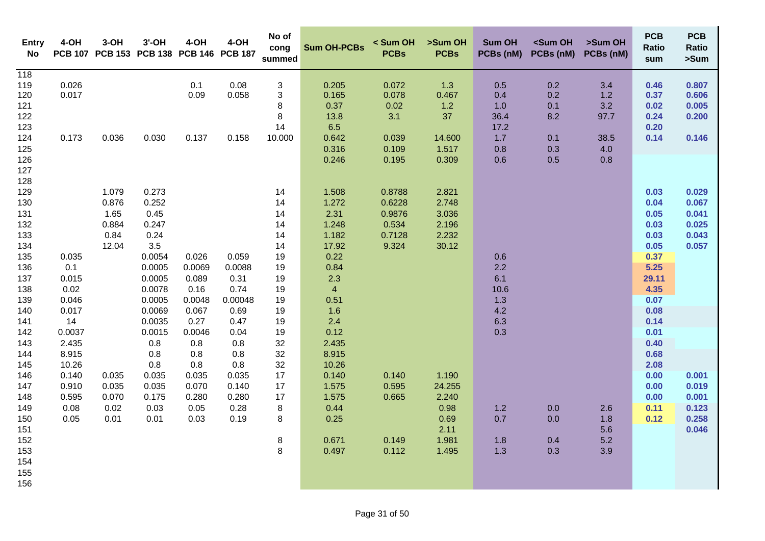| Entry No | 4-OH PCB 107 | 3-OH PCB 153 | 3'-OH PCB 138 | 4-OH PCB 146 | 4-OH PCB 187 | No of cong summed | Sum OH-PCBs | < Sum OH PCBs | >Sum OH PCBs | Sum OH PCBs (nM) | <Sum OH PCBs (nM) | >Sum OH PCBs (nM) | PCB Ratio sum | PCB Ratio >Sum |
|---|---|---|---|---|---|---|---|---|---|---|---|---|---|---|
| 118 | | | | | | | | | | | | | | |
| 119 | 0.026 | | | 0.1 | 0.08 | 3 | 0.205 | 0.072 | 1.3 | 0.5 | 0.2 | 3.4 | 0.46 | 0.807 |
| 120 | 0.017 | | | 0.09 | 0.058 | 3 | 0.165 | 0.078 | 0.467 | 0.4 | 0.2 | 1.2 | 0.37 | 0.606 |
| 121 | | | | | | 8 | 0.37 | 0.02 | 1.2 | 1.0 | 0.1 | 3.2 | 0.02 | 0.005 |
| 122 | | | | | | 8 | 13.8 | 3.1 | 37 | 36.4 | 8.2 | 97.7 | 0.24 | 0.200 |
| 123 | | | | | | 14 | 6.5 | | | 17.2 | | | 0.20 | |
| 124 | 0.173 | 0.036 | 0.030 | 0.137 | 0.158 | 10.000 | 0.642 | 0.039 | 14.600 | 1.7 | 0.1 | 38.5 | 0.14 | 0.146 |
| 125 | | | | | | | 0.316 | 0.109 | 1.517 | 0.8 | 0.3 | 4.0 | | |
| 126 | | | | | | | 0.246 | 0.195 | 0.309 | 0.6 | 0.5 | 0.8 | | |
| 127 | | | | | | | | | | | | | | |
| 128 | | | | | | | | | | | | | | |
| 129 | | 1.079 | 0.273 | | | 14 | 1.508 | 0.8788 | 2.821 | | | | 0.03 | 0.029 |
| 130 | | 0.876 | 0.252 | | | 14 | 1.272 | 0.6228 | 2.748 | | | | 0.04 | 0.067 |
| 131 | | 1.65 | 0.45 | | | 14 | 2.31 | 0.9876 | 3.036 | | | | 0.05 | 0.041 |
| 132 | | 0.884 | 0.247 | | | 14 | 1.248 | 0.534 | 2.196 | | | | 0.03 | 0.025 |
| 133 | | 0.84 | 0.24 | | | 14 | 1.182 | 0.7128 | 2.232 | | | | 0.03 | 0.043 |
| 134 | | 12.04 | 3.5 | | | 14 | 17.92 | 9.324 | 30.12 | | | | 0.05 | 0.057 |
| 135 | 0.035 | | 0.0054 | 0.026 | 0.059 | 19 | 0.22 | | | 0.6 | | | 0.37 | |
| 136 | 0.1 | | 0.0005 | 0.0069 | 0.0088 | 19 | 0.84 | | | 2.2 | | | 5.25 | |
| 137 | 0.015 | | 0.0005 | 0.089 | 0.31 | 19 | 2.3 | | | 6.1 | | | 29.11 | |
| 138 | 0.02 | | 0.0078 | 0.16 | 0.74 | 19 | 4 | | | 10.6 | | | 4.35 | |
| 139 | 0.046 | | 0.0005 | 0.0048 | 0.00048 | 19 | 0.51 | | | 1.3 | | | 0.07 | |
| 140 | 0.017 | | 0.0069 | 0.067 | 0.69 | 19 | 1.6 | | | 4.2 | | | 0.08 | |
| 141 | 14 | | 0.0035 | 0.27 | 0.47 | 19 | 2.4 | | | 6.3 | | | 0.14 | |
| 142 | 0.0037 | | 0.0015 | 0.0046 | 0.04 | 19 | 0.12 | | | 0.3 | | | 0.01 | |
| 143 | 2.435 | | 0.8 | 0.8 | 0.8 | 32 | 2.435 | | | | | | 0.40 | |
| 144 | 8.915 | | 0.8 | 0.8 | 0.8 | 32 | 8.915 | | | | | | 0.68 | |
| 145 | 10.26 | | 0.8 | 0.8 | 0.8 | 32 | 10.26 | | | | | | 2.08 | |
| 146 | 0.140 | 0.035 | 0.035 | 0.035 | 0.035 | 17 | 0.140 | 0.140 | 1.190 | | | | 0.00 | 0.001 |
| 147 | 0.910 | 0.035 | 0.035 | 0.070 | 0.140 | 17 | 1.575 | 0.595 | 24.255 | | | | 0.00 | 0.019 |
| 148 | 0.595 | 0.070 | 0.175 | 0.280 | 0.280 | 17 | 1.575 | 0.665 | 2.240 | | | | 0.00 | 0.001 |
| 149 | 0.08 | 0.02 | 0.03 | 0.05 | 0.28 | 8 | 0.44 | | 0.98 | 1.2 | 0.0 | 2.6 | 0.11 | 0.123 |
| 150 | 0.05 | 0.01 | 0.01 | 0.03 | 0.19 | 8 | 0.25 | | 0.69 | 0.7 | 0.0 | 1.8 | 0.12 | 0.258 |
| 151 | | | | | | | | | 2.11 | | | 5.6 | | 0.046 |
| 152 | | | | | | 8 | 0.671 | 0.149 | 1.981 | 1.8 | 0.4 | 5.2 | | |
| 153 | | | | | | 8 | 0.497 | 0.112 | 1.495 | 1.3 | 0.3 | 3.9 | | |
| 154 | | | | | | | | | | | | | | |
| 155 | | | | | | | | | | | | | | |
| 156 | | | | | | | | | | | | | | |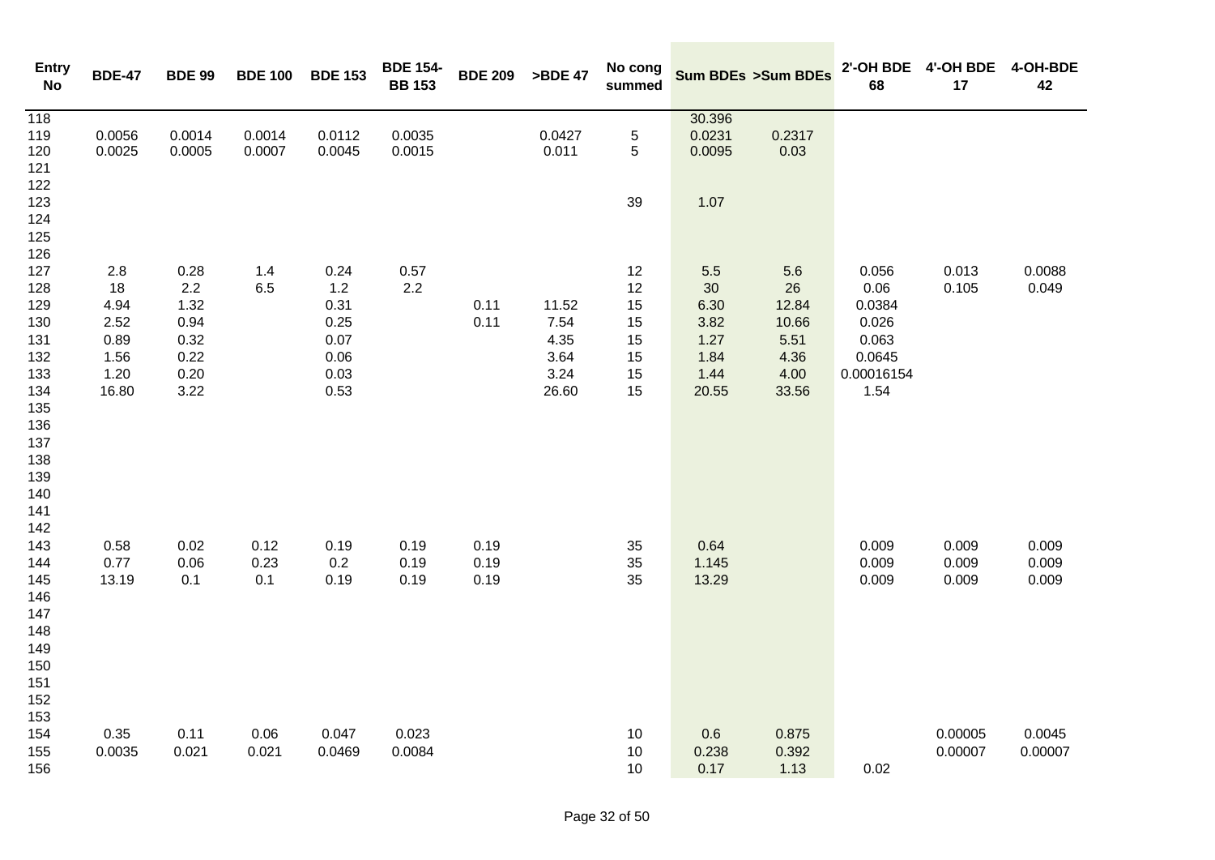| Entry No | BDE-47 | BDE 99 | BDE 100 | BDE 153 | BDE 154-BB 153 | BDE 209 | >BDE 47 | No cong summed | Sum BDEs | >Sum BDEs | 2'-OH BDE 68 | 4'-OH BDE 17 | 4-OH-BDE 42 |
|---|---|---|---|---|---|---|---|---|---|---|---|---|---|
| 118 | | | | | | | | | 30.396 | | | | |
| 119 | 0.0056 | 0.0014 | 0.0014 | 0.0112 | 0.0035 | | 0.0427 | 5 | 0.0231 | 0.2317 | | | |
| 120 | 0.0025 | 0.0005 | 0.0007 | 0.0045 | 0.0015 | | 0.011 | 5 | 0.0095 | 0.03 | | | |
| 121 | | | | | | | | | | | | | |
| 122 | | | | | | | | | | | | | |
| 123 | | | | | | | | 39 | 1.07 | | | | |
| 124 | | | | | | | | | | | | | |
| 125 | | | | | | | | | | | | | |
| 126 | | | | | | | | | | | | | |
| 127 | 2.8 | 0.28 | 1.4 | 0.24 | 0.57 | | | 12 | 5.5 | 5.6 | 0.056 | 0.013 | 0.0088 |
| 128 | 18 | 2.2 | 6.5 | 1.2 | 2.2 | | | 12 | 30 | 26 | 0.06 | 0.105 | 0.049 |
| 129 | 4.94 | 1.32 | | 0.31 | | 0.11 | 11.52 | 15 | 6.30 | 12.84 | 0.0384 | | |
| 130 | 2.52 | 0.94 | | 0.25 | | 0.11 | 7.54 | 15 | 3.82 | 10.66 | 0.026 | | |
| 131 | 0.89 | 0.32 | | 0.07 | | | 4.35 | 15 | 1.27 | 5.51 | 0.063 | | |
| 132 | 1.56 | 0.22 | | 0.06 | | | 3.64 | 15 | 1.84 | 4.36 | 0.0645 | | |
| 133 | 1.20 | 0.20 | | 0.03 | | | 3.24 | 15 | 1.44 | 4.00 | 0.00016154 | | |
| 134 | 16.80 | 3.22 | | 0.53 | | | 26.60 | 15 | 20.55 | 33.56 | 1.54 | | |
| 135 | | | | | | | | | | | | | |
| 136 | | | | | | | | | | | | | |
| 137 | | | | | | | | | | | | | |
| 138 | | | | | | | | | | | | | |
| 139 | | | | | | | | | | | | | |
| 140 | | | | | | | | | | | | | |
| 141 | | | | | | | | | | | | | |
| 142 | | | | | | | | | | | | | |
| 143 | 0.58 | 0.02 | 0.12 | 0.19 | 0.19 | 0.19 | | 35 | 0.64 | | 0.009 | 0.009 | 0.009 |
| 144 | 0.77 | 0.06 | 0.23 | 0.2 | 0.19 | 0.19 | | 35 | 1.145 | | 0.009 | 0.009 | 0.009 |
| 145 | 13.19 | 0.1 | 0.1 | 0.19 | 0.19 | 0.19 | | 35 | 13.29 | | 0.009 | 0.009 | 0.009 |
| 146 | | | | | | | | | | | | | |
| 147 | | | | | | | | | | | | | |
| 148 | | | | | | | | | | | | | |
| 149 | | | | | | | | | | | | | |
| 150 | | | | | | | | | | | | | |
| 151 | | | | | | | | | | | | | |
| 152 | | | | | | | | | | | | | |
| 153 | | | | | | | | | | | | | |
| 154 | 0.35 | 0.11 | 0.06 | 0.047 | 0.023 | | | 10 | 0.6 | 0.875 | | 0.00005 | 0.0045 |
| 155 | 0.0035 | 0.021 | 0.021 | 0.0469 | 0.0084 | | | 10 | 0.238 | 0.392 | | 0.00007 | 0.00007 |
| 156 | | | | | | | | 10 | 0.17 | 1.13 | 0.02 | | |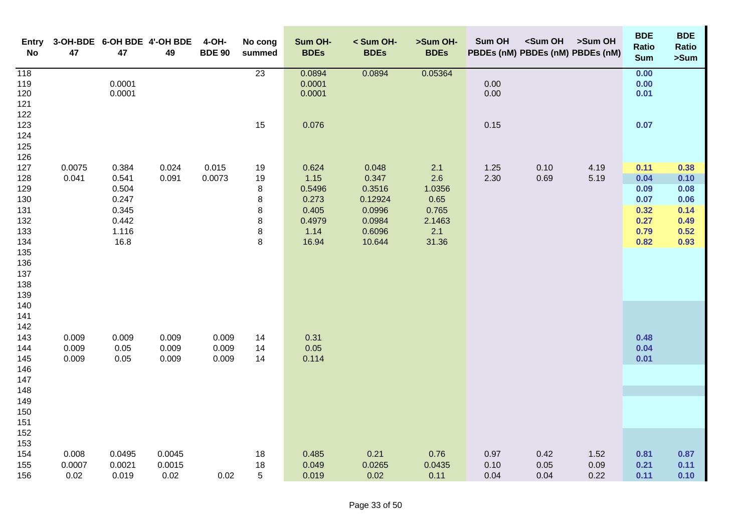| Entry No | 3-OH-BDE 47 | 6-OH BDE 47 | 4'-OH BDE 49 | 4-OH-BDE 90 | No cong summed | Sum OH-BDEs | < Sum OH-BDEs | >Sum OH-BDEs | Sum OH PBDEs (nM) | <Sum OH PBDEs (nM) | >Sum OH PBDEs (nM) | BDE Ratio Sum | BDE Ratio >Sum |
|---|---|---|---|---|---|---|---|---|---|---|---|---|---|
| 118 | | | | | 23 | 0.0894 | 0.0894 | 0.05364 | | | | 0.00 | |
| 119 | | 0.0001 | | | | 0.0001 | | | 0.00 | | | 0.00 | |
| 120 | | 0.0001 | | | | 0.0001 | | | 0.00 | | | 0.01 | |
| 121 | | | | | | | | | | | | | |
| 122 | | | | | | | | | | | | | |
| 123 | | | | | 15 | 0.076 | | | 0.15 | | | 0.07 | |
| 124 | | | | | | | | | | | | | |
| 125 | | | | | | | | | | | | | |
| 126 | | | | | | | | | | | | | |
| 127 | 0.0075 | 0.384 | 0.024 | 0.015 | 19 | 0.624 | 0.048 | 2.1 | 1.25 | 0.10 | 4.19 | 0.11 | 0.38 |
| 128 | 0.041 | 0.541 | 0.091 | 0.0073 | 19 | 1.15 | 0.347 | 2.6 | 2.30 | 0.69 | 5.19 | 0.04 | 0.10 |
| 129 | | 0.504 | | | 8 | 0.5496 | 0.3516 | 1.0356 | | | | 0.09 | 0.08 |
| 130 | | 0.247 | | | 8 | 0.273 | 0.12924 | 0.65 | | | | 0.07 | 0.06 |
| 131 | | 0.345 | | | 8 | 0.405 | 0.0996 | 0.765 | | | | 0.32 | 0.14 |
| 132 | | 0.442 | | | 8 | 0.4979 | 0.0984 | 2.1463 | | | | 0.27 | 0.49 |
| 133 | | 1.116 | | | 8 | 1.14 | 0.6096 | 2.1 | | | | 0.79 | 0.52 |
| 134 | | 16.8 | | | 8 | 16.94 | 10.644 | 31.36 | | | | 0.82 | 0.93 |
| 135 | | | | | | | | | | | | | |
| 136 | | | | | | | | | | | | | |
| 137 | | | | | | | | | | | | | |
| 138 | | | | | | | | | | | | | |
| 139 | | | | | | | | | | | | | |
| 140 | | | | | | | | | | | | | |
| 141 | | | | | | | | | | | | | |
| 142 | | | | | | | | | | | | | |
| 143 | 0.009 | 0.009 | 0.009 | 0.009 | 14 | 0.31 | | | | | | 0.48 | |
| 144 | 0.009 | 0.05 | 0.009 | 0.009 | 14 | 0.05 | | | | | | 0.04 | |
| 145 | 0.009 | 0.05 | 0.009 | 0.009 | 14 | 0.114 | | | | | | 0.01 | |
| 146 | | | | | | | | | | | | | |
| 147 | | | | | | | | | | | | | |
| 148 | | | | | | | | | | | | | |
| 149 | | | | | | | | | | | | | |
| 150 | | | | | | | | | | | | | |
| 151 | | | | | | | | | | | | | |
| 152 | | | | | | | | | | | | | |
| 153 | | | | | | | | | | | | | |
| 154 | 0.008 | 0.0495 | 0.0045 | | 18 | 0.485 | 0.21 | 0.76 | 0.97 | 0.42 | 1.52 | 0.81 | 0.87 |
| 155 | 0.0007 | 0.0021 | 0.0015 | | 18 | 0.049 | 0.0265 | 0.0435 | 0.10 | 0.05 | 0.09 | 0.21 | 0.11 |
| 156 | 0.02 | 0.019 | 0.02 | 0.02 | 5 | 0.019 | 0.02 | 0.11 | 0.04 | 0.04 | 0.22 | 0.11 | 0.10 |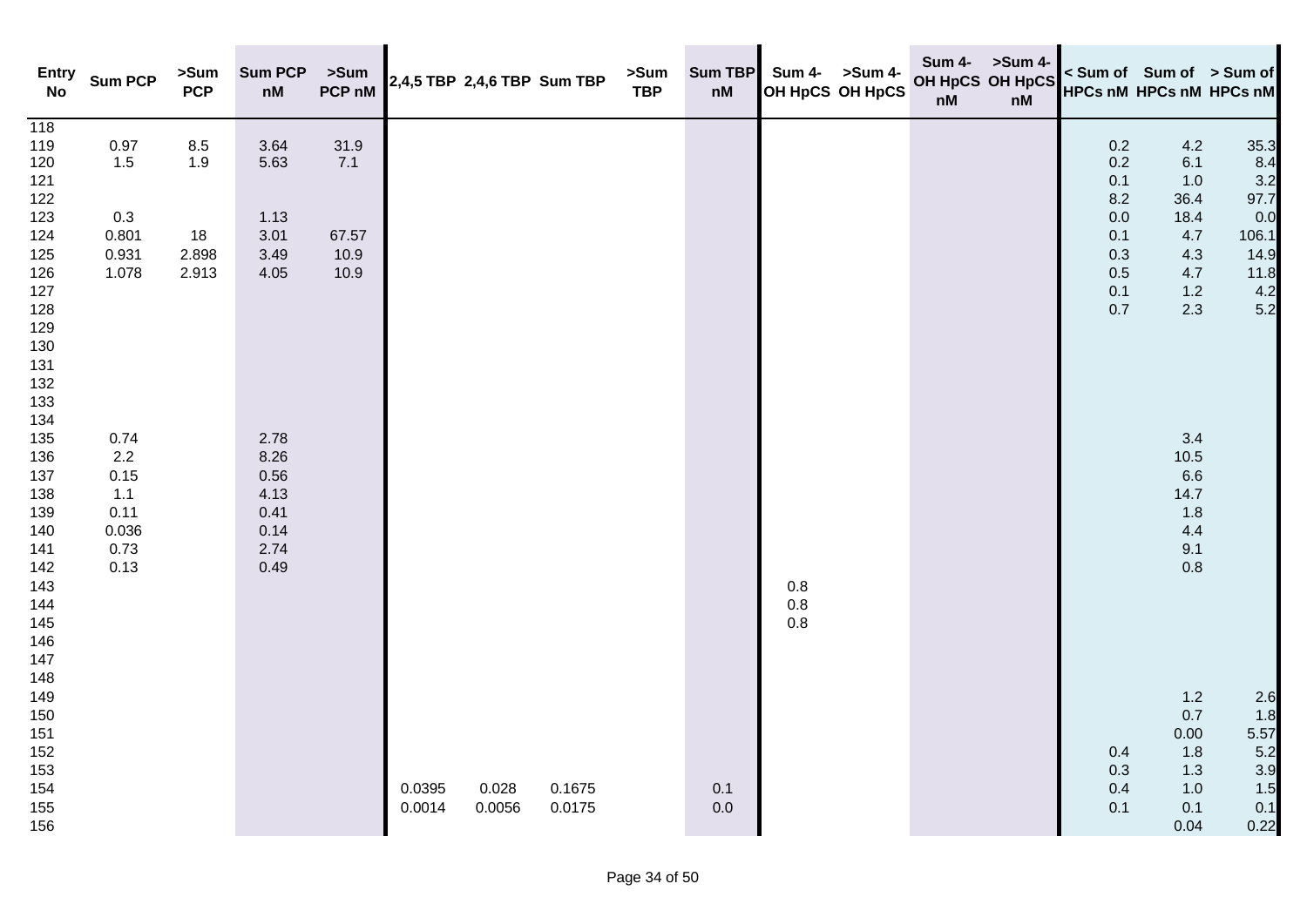| Entry No | Sum PCP | >Sum PCP | Sum PCP nM | >Sum PCP nM | 2,4,5 TBP | 2,4,6 TBP | Sum TBP | >Sum TBP | Sum TBP nM | Sum 4-OH HpCS | >Sum 4-OH HpCS | Sum 4-OH HpCS nM | >Sum 4-OH HpCS nM | < Sum of HPCs nM | Sum of HPCs nM | > Sum of HPCs nM |
|---|---|---|---|---|---|---|---|---|---|---|---|---|---|---|---|---|
| 118 | | | | | | | | | | | | | | | | |
| 119 | 0.97 | 8.5 | 3.64 | 31.9 | | | | | | | | | | 0.2 | 4.2 | 35.3 |
| 120 | 1.5 | 1.9 | 5.63 | 7.1 | | | | | | | | | | 0.2 | 6.1 | 8.4 |
| 121 | | | | | | | | | | | | | | 0.1 | 1.0 | 3.2 |
| 122 | | | | | | | | | | | | | | 8.2 | 36.4 | 97.7 |
| 123 | 0.3 | | 1.13 | | | | | | | | | | | 0.0 | 18.4 | 0.0 |
| 124 | 0.801 | 18 | 3.01 | 67.57 | | | | | | | | | | 0.1 | 4.7 | 106.1 |
| 125 | 0.931 | 2.898 | 3.49 | 10.9 | | | | | | | | | | 0.3 | 4.3 | 14.9 |
| 126 | 1.078 | 2.913 | 4.05 | 10.9 | | | | | | | | | | 0.5 | 4.7 | 11.8 |
| 127 | | | | | | | | | | | | | | 0.1 | 1.2 | 4.2 |
| 128 | | | | | | | | | | | | | | 0.7 | 2.3 | 5.2 |
| 129 | | | | | | | | | | | | | | | | |
| 130 | | | | | | | | | | | | | | | | |
| 131 | | | | | | | | | | | | | | | | |
| 132 | | | | | | | | | | | | | | | | |
| 133 | | | | | | | | | | | | | | | | |
| 134 | | | | | | | | | | | | | | | | |
| 135 | 0.74 | | 2.78 | | | | | | | | | | | | 3.4 | |
| 136 | 2.2 | | 8.26 | | | | | | | | | | | | 10.5 | |
| 137 | 0.15 | | 0.56 | | | | | | | | | | | | 6.6 | |
| 138 | 1.1 | | 4.13 | | | | | | | | | | | | 14.7 | |
| 139 | 0.11 | | 0.41 | | | | | | | | | | | | 1.8 | |
| 140 | 0.036 | | 0.14 | | | | | | | | | | | | 4.4 | |
| 141 | 0.73 | | 2.74 | | | | | | | | | | | | 9.1 | |
| 142 | 0.13 | | 0.49 | | | | | | | | | | | | 0.8 | |
| 143 | | | | | | | | | | 0.8 | | | | | | |
| 144 | | | | | | | | | | 0.8 | | | | | | |
| 145 | | | | | | | | | | 0.8 | | | | | | |
| 146 | | | | | | | | | | | | | | | | |
| 147 | | | | | | | | | | | | | | | | |
| 148 | | | | | | | | | | | | | | | | |
| 149 | | | | | | | | | | | | | | | 1.2 | 2.6 |
| 150 | | | | | | | | | | | | | | | 0.7 | 1.8 |
| 151 | | | | | | | | | | | | | | | 0.00 | 5.57 |
| 152 | | | | | | | | | | | | | | 0.4 | 1.8 | 5.2 |
| 153 | | | | | | | | | | | | | | 0.3 | 1.3 | 3.9 |
| 154 | | | | | 0.0395 | 0.028 | 0.1675 | | 0.1 | | | | | 0.4 | 1.0 | 1.5 |
| 155 | | | | | 0.0014 | 0.0056 | 0.0175 | | 0.0 | | | | | 0.1 | 0.1 | 0.1 |
| 156 | | | | | | | | | | | | | | | 0.04 | 0.22 |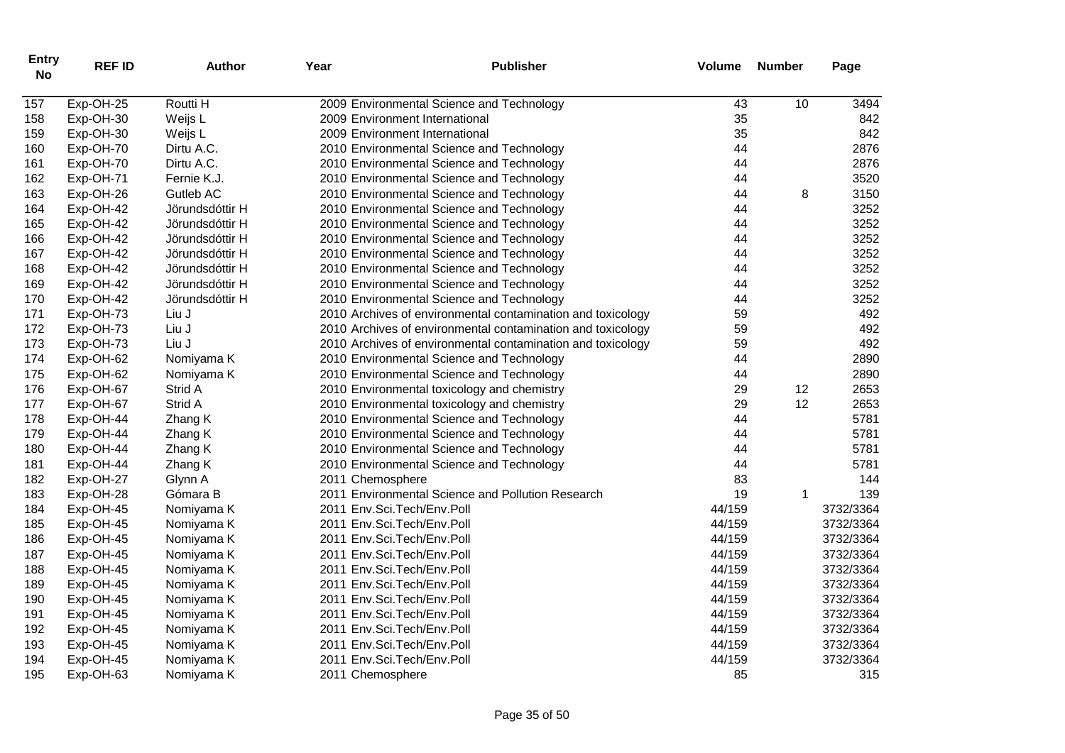| Entry No | REF ID | Author | Year | Publisher | Volume | Number | Page |
|---|---|---|---|---|---|---|---|
| 157 | Exp-OH-25 | Routti H | 2009 | Environmental Science and Technology | 43 | 10 | 3494 |
| 158 | Exp-OH-30 | Weijs L | 2009 | Environment International | 35 | | 842 |
| 159 | Exp-OH-30 | Weijs L | 2009 | Environment International | 35 | | 842 |
| 160 | Exp-OH-70 | Dirtu A.C. | 2010 | Environmental Science and Technology | 44 | | 2876 |
| 161 | Exp-OH-70 | Dirtu A.C. | 2010 | Environmental Science and Technology | 44 | | 2876 |
| 162 | Exp-OH-71 | Fernie K.J. | 2010 | Environmental Science and Technology | 44 | | 3520 |
| 163 | Exp-OH-26 | Gutleb AC | 2010 | Environmental Science and Technology | 44 | 8 | 3150 |
| 164 | Exp-OH-42 | Jörundsdóttir H | 2010 | Environmental Science and Technology | 44 | | 3252 |
| 165 | Exp-OH-42 | Jörundsdóttir H | 2010 | Environmental Science and Technology | 44 | | 3252 |
| 166 | Exp-OH-42 | Jörundsdóttir H | 2010 | Environmental Science and Technology | 44 | | 3252 |
| 167 | Exp-OH-42 | Jörundsdóttir H | 2010 | Environmental Science and Technology | 44 | | 3252 |
| 168 | Exp-OH-42 | Jörundsdóttir H | 2010 | Environmental Science and Technology | 44 | | 3252 |
| 169 | Exp-OH-42 | Jörundsdóttir H | 2010 | Environmental Science and Technology | 44 | | 3252 |
| 170 | Exp-OH-42 | Jörundsdóttir H | 2010 | Environmental Science and Technology | 44 | | 3252 |
| 171 | Exp-OH-73 | Liu J | 2010 | Archives of environmental contamination and toxicology | 59 | | 492 |
| 172 | Exp-OH-73 | Liu J | 2010 | Archives of environmental contamination and toxicology | 59 | | 492 |
| 173 | Exp-OH-73 | Liu J | 2010 | Archives of environmental contamination and toxicology | 59 | | 492 |
| 174 | Exp-OH-62 | Nomiyama K | 2010 | Environmental Science and Technology | 44 | | 2890 |
| 175 | Exp-OH-62 | Nomiyama K | 2010 | Environmental Science and Technology | 44 | | 2890 |
| 176 | Exp-OH-67 | Strid A | 2010 | Environmental toxicology and chemistry | 29 | 12 | 2653 |
| 177 | Exp-OH-67 | Strid A | 2010 | Environmental toxicology and chemistry | 29 | 12 | 2653 |
| 178 | Exp-OH-44 | Zhang K | 2010 | Environmental Science and Technology | 44 | | 5781 |
| 179 | Exp-OH-44 | Zhang K | 2010 | Environmental Science and Technology | 44 | | 5781 |
| 180 | Exp-OH-44 | Zhang K | 2010 | Environmental Science and Technology | 44 | | 5781 |
| 181 | Exp-OH-44 | Zhang K | 2010 | Environmental Science and Technology | 44 | | 5781 |
| 182 | Exp-OH-27 | Glynn A | 2011 | Chemosphere | 83 | | 144 |
| 183 | Exp-OH-28 | Gómara B | 2011 | Environmental Science and Pollution Research | 19 | 1 | 139 |
| 184 | Exp-OH-45 | Nomiyama K | 2011 | Env.Sci.Tech/Env.Poll | 44/159 | | 3732/3364 |
| 185 | Exp-OH-45 | Nomiyama K | 2011 | Env.Sci.Tech/Env.Poll | 44/159 | | 3732/3364 |
| 186 | Exp-OH-45 | Nomiyama K | 2011 | Env.Sci.Tech/Env.Poll | 44/159 | | 3732/3364 |
| 187 | Exp-OH-45 | Nomiyama K | 2011 | Env.Sci.Tech/Env.Poll | 44/159 | | 3732/3364 |
| 188 | Exp-OH-45 | Nomiyama K | 2011 | Env.Sci.Tech/Env.Poll | 44/159 | | 3732/3364 |
| 189 | Exp-OH-45 | Nomiyama K | 2011 | Env.Sci.Tech/Env.Poll | 44/159 | | 3732/3364 |
| 190 | Exp-OH-45 | Nomiyama K | 2011 | Env.Sci.Tech/Env.Poll | 44/159 | | 3732/3364 |
| 191 | Exp-OH-45 | Nomiyama K | 2011 | Env.Sci.Tech/Env.Poll | 44/159 | | 3732/3364 |
| 192 | Exp-OH-45 | Nomiyama K | 2011 | Env.Sci.Tech/Env.Poll | 44/159 | | 3732/3364 |
| 193 | Exp-OH-45 | Nomiyama K | 2011 | Env.Sci.Tech/Env.Poll | 44/159 | | 3732/3364 |
| 194 | Exp-OH-45 | Nomiyama K | 2011 | Env.Sci.Tech/Env.Poll | 44/159 | | 3732/3364 |
| 195 | Exp-OH-63 | Nomiyama K | 2011 | Chemosphere | 85 | | 315 |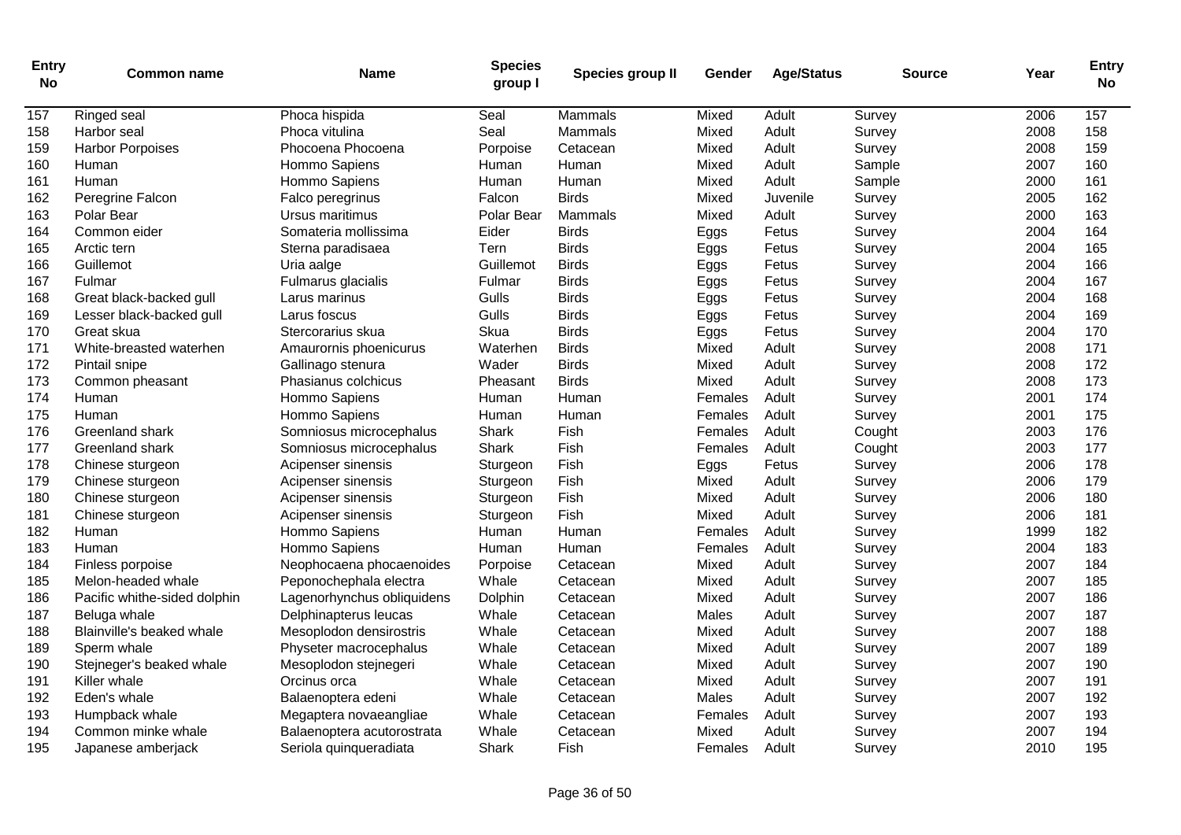| Entry No | Common name | Name | Species group I | Species group II | Gender | Age/Status | Source | Year | Entry No |
|---|---|---|---|---|---|---|---|---|---|
| 157 | Ringed seal | Phoca hispida | Seal | Mammals | Mixed | Adult | Survey | 2006 | 157 |
| 158 | Harbor seal | Phoca vitulina | Seal | Mammals | Mixed | Adult | Survey | 2008 | 158 |
| 159 | Harbor Porpoises | Phocoena Phocoena | Porpoise | Cetacean | Mixed | Adult | Survey | 2008 | 159 |
| 160 | Human | Hommo Sapiens | Human | Human | Mixed | Adult | Sample | 2007 | 160 |
| 161 | Human | Hommo Sapiens | Human | Human | Mixed | Adult | Sample | 2000 | 161 |
| 162 | Peregrine Falcon | Falco peregrinus | Falcon | Birds | Mixed | Juvenile | Survey | 2005 | 162 |
| 163 | Polar Bear | Ursus maritimus | Polar Bear | Mammals | Mixed | Adult | Survey | 2000 | 163 |
| 164 | Common eider | Somateria mollissima | Eider | Birds | Eggs | Fetus | Survey | 2004 | 164 |
| 165 | Arctic tern | Sterna paradisaea | Tern | Birds | Eggs | Fetus | Survey | 2004 | 165 |
| 166 | Guillemot | Uria aalge | Guillemot | Birds | Eggs | Fetus | Survey | 2004 | 166 |
| 167 | Fulmar | Fulmarus glacialis | Fulmar | Birds | Eggs | Fetus | Survey | 2004 | 167 |
| 168 | Great black-backed gull | Larus marinus | Gulls | Birds | Eggs | Fetus | Survey | 2004 | 168 |
| 169 | Lesser black-backed gull | Larus foscus | Gulls | Birds | Eggs | Fetus | Survey | 2004 | 169 |
| 170 | Great skua | Stercorarius skua | Skua | Birds | Eggs | Fetus | Survey | 2004 | 170 |
| 171 | White-breasted waterhen | Amaurornis phoenicurus | Waterhen | Birds | Mixed | Adult | Survey | 2008 | 171 |
| 172 | Pintail snipe | Gallinago stenura | Wader | Birds | Mixed | Adult | Survey | 2008 | 172 |
| 173 | Common pheasant | Phasianus colchicus | Pheasant | Birds | Mixed | Adult | Survey | 2008 | 173 |
| 174 | Human | Hommo Sapiens | Human | Human | Females | Adult | Survey | 2001 | 174 |
| 175 | Human | Hommo Sapiens | Human | Human | Females | Adult | Survey | 2001 | 175 |
| 176 | Greenland shark | Somniosus microcephalus | Shark | Fish | Females | Adult | Cought | 2003 | 176 |
| 177 | Greenland shark | Somniosus microcephalus | Shark | Fish | Females | Adult | Cought | 2003 | 177 |
| 178 | Chinese sturgeon | Acipenser sinensis | Sturgeon | Fish | Eggs | Fetus | Survey | 2006 | 178 |
| 179 | Chinese sturgeon | Acipenser sinensis | Sturgeon | Fish | Mixed | Adult | Survey | 2006 | 179 |
| 180 | Chinese sturgeon | Acipenser sinensis | Sturgeon | Fish | Mixed | Adult | Survey | 2006 | 180 |
| 181 | Chinese sturgeon | Acipenser sinensis | Sturgeon | Fish | Mixed | Adult | Survey | 2006 | 181 |
| 182 | Human | Hommo Sapiens | Human | Human | Females | Adult | Survey | 1999 | 182 |
| 183 | Human | Hommo Sapiens | Human | Human | Females | Adult | Survey | 2004 | 183 |
| 184 | Finless porpoise | Neophocaena phocaenoides | Porpoise | Cetacean | Mixed | Adult | Survey | 2007 | 184 |
| 185 | Melon-headed whale | Peponochephala electra | Whale | Cetacean | Mixed | Adult | Survey | 2007 | 185 |
| 186 | Pacific whithe-sided dolphin | Lagenorhynchus obliquidens | Dolphin | Cetacean | Mixed | Adult | Survey | 2007 | 186 |
| 187 | Beluga whale | Delphinapterus leucas | Whale | Cetacean | Males | Adult | Survey | 2007 | 187 |
| 188 | Blainville's beaked whale | Mesoplodon densirostris | Whale | Cetacean | Mixed | Adult | Survey | 2007 | 188 |
| 189 | Sperm whale | Physeter macrocephalus | Whale | Cetacean | Mixed | Adult | Survey | 2007 | 189 |
| 190 | Stejneger's beaked whale | Mesoplodon stejnegeri | Whale | Cetacean | Mixed | Adult | Survey | 2007 | 190 |
| 191 | Killer whale | Orcinus orca | Whale | Cetacean | Mixed | Adult | Survey | 2007 | 191 |
| 192 | Eden's whale | Balaenoptera edeni | Whale | Cetacean | Males | Adult | Survey | 2007 | 192 |
| 193 | Humpback whale | Megaptera novaeangliae | Whale | Cetacean | Females | Adult | Survey | 2007 | 193 |
| 194 | Common minke whale | Balaenoptera acutorostrata | Whale | Cetacean | Mixed | Adult | Survey | 2007 | 194 |
| 195 | Japanese amberjack | Seriola quinqueradiata | Shark | Fish | Females | Adult | Survey | 2010 | 195 |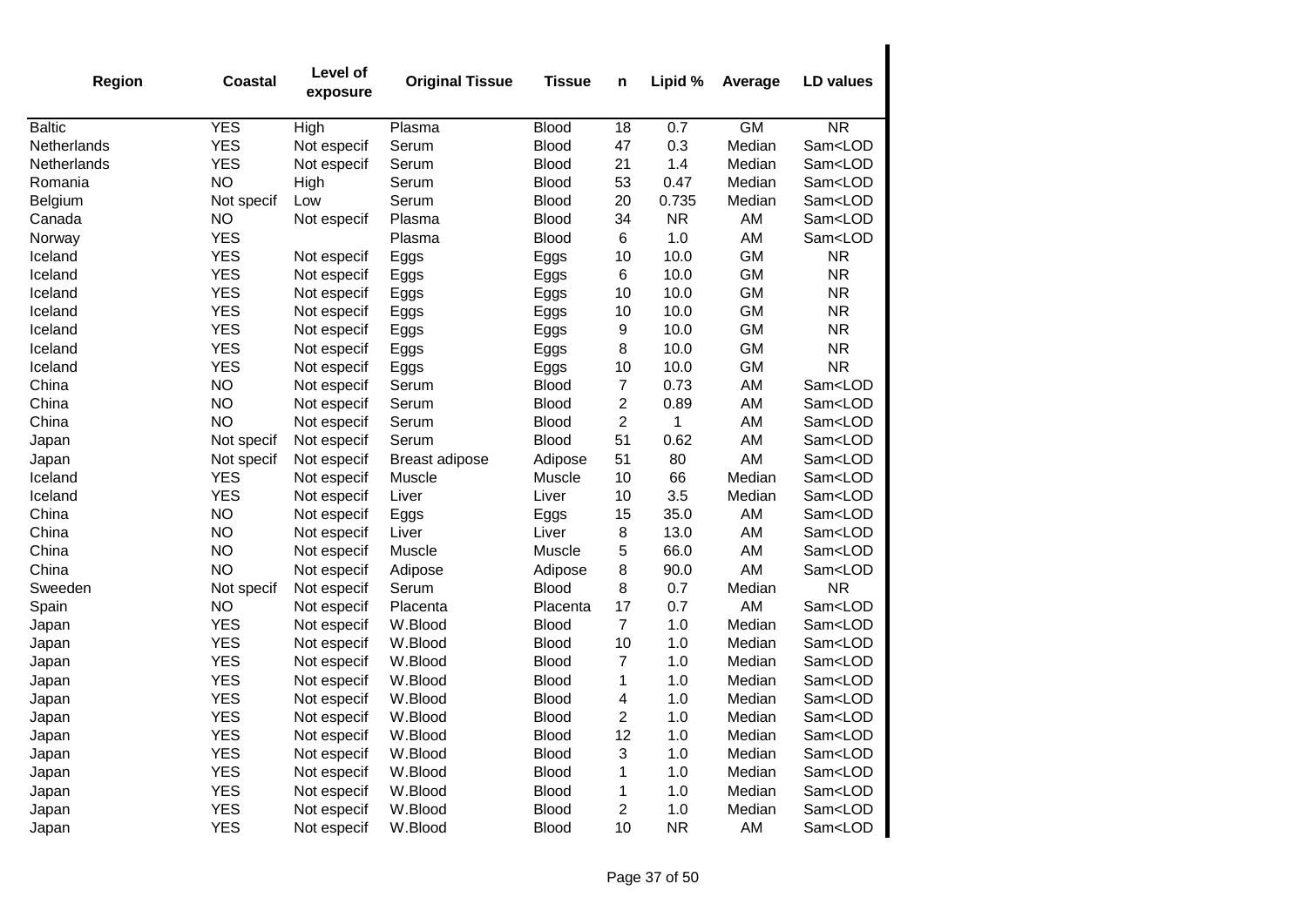| Region | Coastal | Level of exposure | Original Tissue | Tissue | n | Lipid % | Average | LD values |
|---|---|---|---|---|---|---|---|---|
| Baltic | YES | High | Plasma | Blood | 18 | 0.7 | GM | NR |
| Netherlands | YES | Not especif | Serum | Blood | 47 | 0.3 | Median | Sam<LOD |
| Netherlands | YES | Not especif | Serum | Blood | 21 | 1.4 | Median | Sam<LOD |
| Romania | NO | High | Serum | Blood | 53 | 0.47 | Median | Sam<LOD |
| Belgium | Not specif | Low | Serum | Blood | 20 | 0.735 | Median | Sam<LOD |
| Canada | NO | Not especif | Plasma | Blood | 34 | NR | AM | Sam<LOD |
| Norway | YES | | Plasma | Blood | 6 | 1.0 | AM | Sam<LOD |
| Iceland | YES | Not especif | Eggs | Eggs | 10 | 10.0 | GM | NR |
| Iceland | YES | Not especif | Eggs | Eggs | 6 | 10.0 | GM | NR |
| Iceland | YES | Not especif | Eggs | Eggs | 10 | 10.0 | GM | NR |
| Iceland | YES | Not especif | Eggs | Eggs | 10 | 10.0 | GM | NR |
| Iceland | YES | Not especif | Eggs | Eggs | 9 | 10.0 | GM | NR |
| Iceland | YES | Not especif | Eggs | Eggs | 8 | 10.0 | GM | NR |
| Iceland | YES | Not especif | Eggs | Eggs | 10 | 10.0 | GM | NR |
| China | NO | Not especif | Serum | Blood | 7 | 0.73 | AM | Sam<LOD |
| China | NO | Not especif | Serum | Blood | 2 | 0.89 | AM | Sam<LOD |
| China | NO | Not especif | Serum | Blood | 2 | 1 | AM | Sam<LOD |
| Japan | Not specif | Not especif | Serum | Blood | 51 | 0.62 | AM | Sam<LOD |
| Japan | Not specif | Not especif | Breast adipose | Adipose | 51 | 80 | AM | Sam<LOD |
| Iceland | YES | Not especif | Muscle | Muscle | 10 | 66 | Median | Sam<LOD |
| Iceland | YES | Not especif | Liver | Liver | 10 | 3.5 | Median | Sam<LOD |
| China | NO | Not especif | Eggs | Eggs | 15 | 35.0 | AM | Sam<LOD |
| China | NO | Not especif | Liver | Liver | 8 | 13.0 | AM | Sam<LOD |
| China | NO | Not especif | Muscle | Muscle | 5 | 66.0 | AM | Sam<LOD |
| China | NO | Not especif | Adipose | Adipose | 8 | 90.0 | AM | Sam<LOD |
| Sweeden | Not specif | Not especif | Serum | Blood | 8 | 0.7 | Median | NR |
| Spain | NO | Not especif | Placenta | Placenta | 17 | 0.7 | AM | Sam<LOD |
| Japan | YES | Not especif | W.Blood | Blood | 7 | 1.0 | Median | Sam<LOD |
| Japan | YES | Not especif | W.Blood | Blood | 10 | 1.0 | Median | Sam<LOD |
| Japan | YES | Not especif | W.Blood | Blood | 7 | 1.0 | Median | Sam<LOD |
| Japan | YES | Not especif | W.Blood | Blood | 1 | 1.0 | Median | Sam<LOD |
| Japan | YES | Not especif | W.Blood | Blood | 4 | 1.0 | Median | Sam<LOD |
| Japan | YES | Not especif | W.Blood | Blood | 2 | 1.0 | Median | Sam<LOD |
| Japan | YES | Not especif | W.Blood | Blood | 12 | 1.0 | Median | Sam<LOD |
| Japan | YES | Not especif | W.Blood | Blood | 3 | 1.0 | Median | Sam<LOD |
| Japan | YES | Not especif | W.Blood | Blood | 1 | 1.0 | Median | Sam<LOD |
| Japan | YES | Not especif | W.Blood | Blood | 1 | 1.0 | Median | Sam<LOD |
| Japan | YES | Not especif | W.Blood | Blood | 2 | 1.0 | Median | Sam<LOD |
| Japan | YES | Not especif | W.Blood | Blood | 10 | NR | AM | Sam<LOD |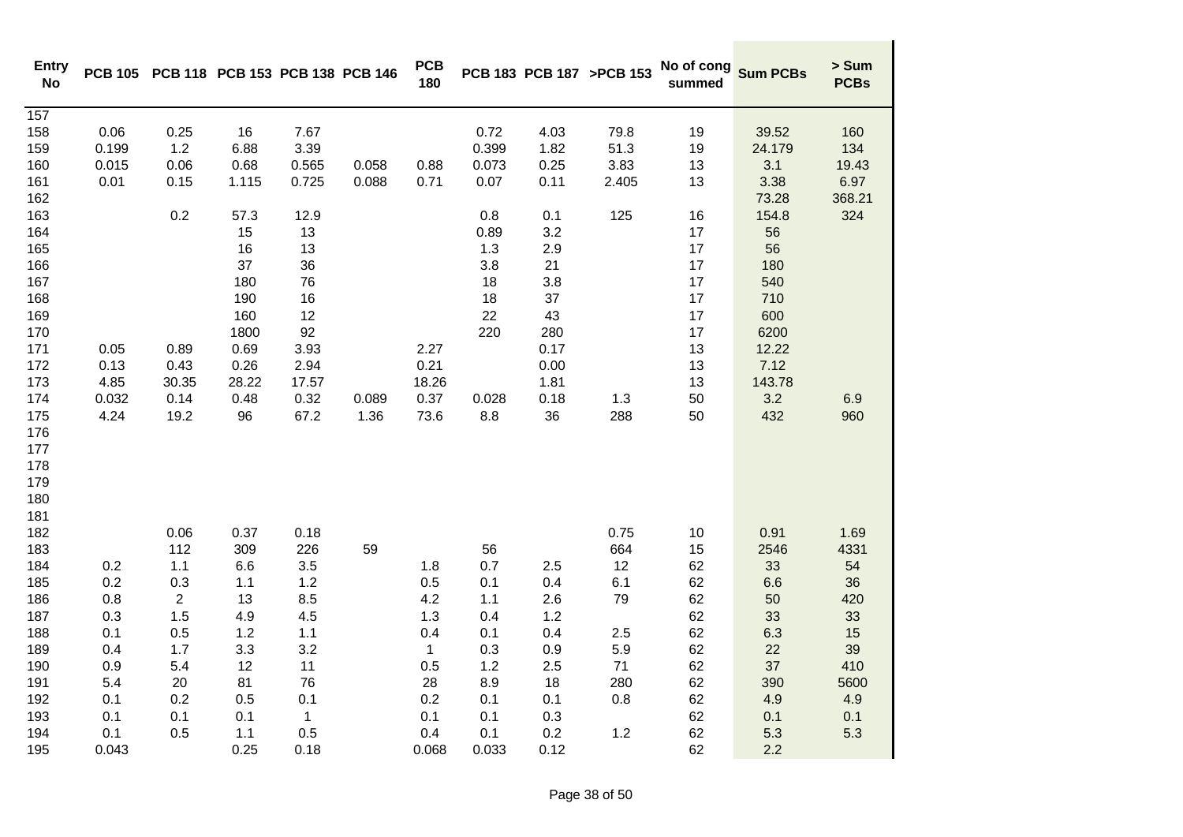| Entry No | PCB 105 | PCB 118 | PCB 153 | PCB 138 | PCB 146 | PCB 180 | PCB 183 | PCB 187 | >PCB 153 | No of cong summed | Sum PCBs | > Sum PCBs |
|---|---|---|---|---|---|---|---|---|---|---|---|---|
| 157 | | | | | | | | | | | | |
| 158 | 0.06 | 0.25 | 16 | 7.67 | | | 0.72 | 4.03 | 79.8 | 19 | 39.52 | 160 |
| 159 | 0.199 | 1.2 | 6.88 | 3.39 | | | 0.399 | 1.82 | 51.3 | 19 | 24.179 | 134 |
| 160 | 0.015 | 0.06 | 0.68 | 0.565 | 0.058 | 0.88 | 0.073 | 0.25 | 3.83 | 13 | 3.1 | 19.43 |
| 161 | 0.01 | 0.15 | 1.115 | 0.725 | 0.088 | 0.71 | 0.07 | 0.11 | 2.405 | 13 | 3.38 | 6.97 |
| 162 | | | | | | | | | | | 73.28 | 368.21 |
| 163 | | 0.2 | 57.3 | 12.9 | | | 0.8 | 0.1 | 125 | 16 | 154.8 | 324 |
| 164 | | | 15 | 13 | | | 0.89 | 3.2 | | 17 | 56 | |
| 165 | | | 16 | 13 | | | 1.3 | 2.9 | | 17 | 56 | |
| 166 | | | 37 | 36 | | | 3.8 | 21 | | 17 | 180 | |
| 167 | | | 180 | 76 | | | 18 | 3.8 | | 17 | 540 | |
| 168 | | | 190 | 16 | | | 18 | 37 | | 17 | 710 | |
| 169 | | | 160 | 12 | | | 22 | 43 | | 17 | 600 | |
| 170 | | | 1800 | 92 | | | 220 | 280 | | 17 | 6200 | |
| 171 | 0.05 | 0.89 | 0.69 | 3.93 | | 2.27 | | 0.17 | | 13 | 12.22 | |
| 172 | 0.13 | 0.43 | 0.26 | 2.94 | | 0.21 | | 0.00 | | 13 | 7.12 | |
| 173 | 4.85 | 30.35 | 28.22 | 17.57 | | 18.26 | | 1.81 | | 13 | 143.78 | |
| 174 | 0.032 | 0.14 | 0.48 | 0.32 | 0.089 | 0.37 | 0.028 | 0.18 | 1.3 | 50 | 3.2 | 6.9 |
| 175 | 4.24 | 19.2 | 96 | 67.2 | 1.36 | 73.6 | 8.8 | 36 | 288 | 50 | 432 | 960 |
| 176 | | | | | | | | | | | | |
| 177 | | | | | | | | | | | | |
| 178 | | | | | | | | | | | | |
| 179 | | | | | | | | | | | | |
| 180 | | | | | | | | | | | | |
| 181 | | | | | | | | | | | | |
| 182 | | 0.06 | 0.37 | 0.18 | | | | | 0.75 | 10 | 0.91 | 1.69 |
| 183 | | 112 | 309 | 226 | 59 | | 56 | | 664 | 15 | 2546 | 4331 |
| 184 | 0.2 | 1.1 | 6.6 | 3.5 | | 1.8 | 0.7 | 2.5 | 12 | 62 | 33 | 54 |
| 185 | 0.2 | 0.3 | 1.1 | 1.2 | | 0.5 | 0.1 | 0.4 | 6.1 | 62 | 6.6 | 36 |
| 186 | 0.8 | 2 | 13 | 8.5 | | 4.2 | 1.1 | 2.6 | 79 | 62 | 50 | 420 |
| 187 | 0.3 | 1.5 | 4.9 | 4.5 | | 1.3 | 0.4 | 1.2 | | 62 | 33 | 33 |
| 188 | 0.1 | 0.5 | 1.2 | 1.1 | | 0.4 | 0.1 | 0.4 | 2.5 | 62 | 6.3 | 15 |
| 189 | 0.4 | 1.7 | 3.3 | 3.2 | | 1 | 0.3 | 0.9 | 5.9 | 62 | 22 | 39 |
| 190 | 0.9 | 5.4 | 12 | 11 | | 0.5 | 1.2 | 2.5 | 71 | 62 | 37 | 410 |
| 191 | 5.4 | 20 | 81 | 76 | | 28 | 8.9 | 18 | 280 | 62 | 390 | 5600 |
| 192 | 0.1 | 0.2 | 0.5 | 0.1 | | 0.2 | 0.1 | 0.1 | 0.8 | 62 | 4.9 | 4.9 |
| 193 | 0.1 | 0.1 | 0.1 | 1 | | 0.1 | 0.1 | 0.3 | | 62 | 0.1 | 0.1 |
| 194 | 0.1 | 0.5 | 1.1 | 0.5 | | 0.4 | 0.1 | 0.2 | 1.2 | 62 | 5.3 | 5.3 |
| 195 | 0.043 | | 0.25 | 0.18 | | 0.068 | 0.033 | 0.12 | | 62 | 2.2 | |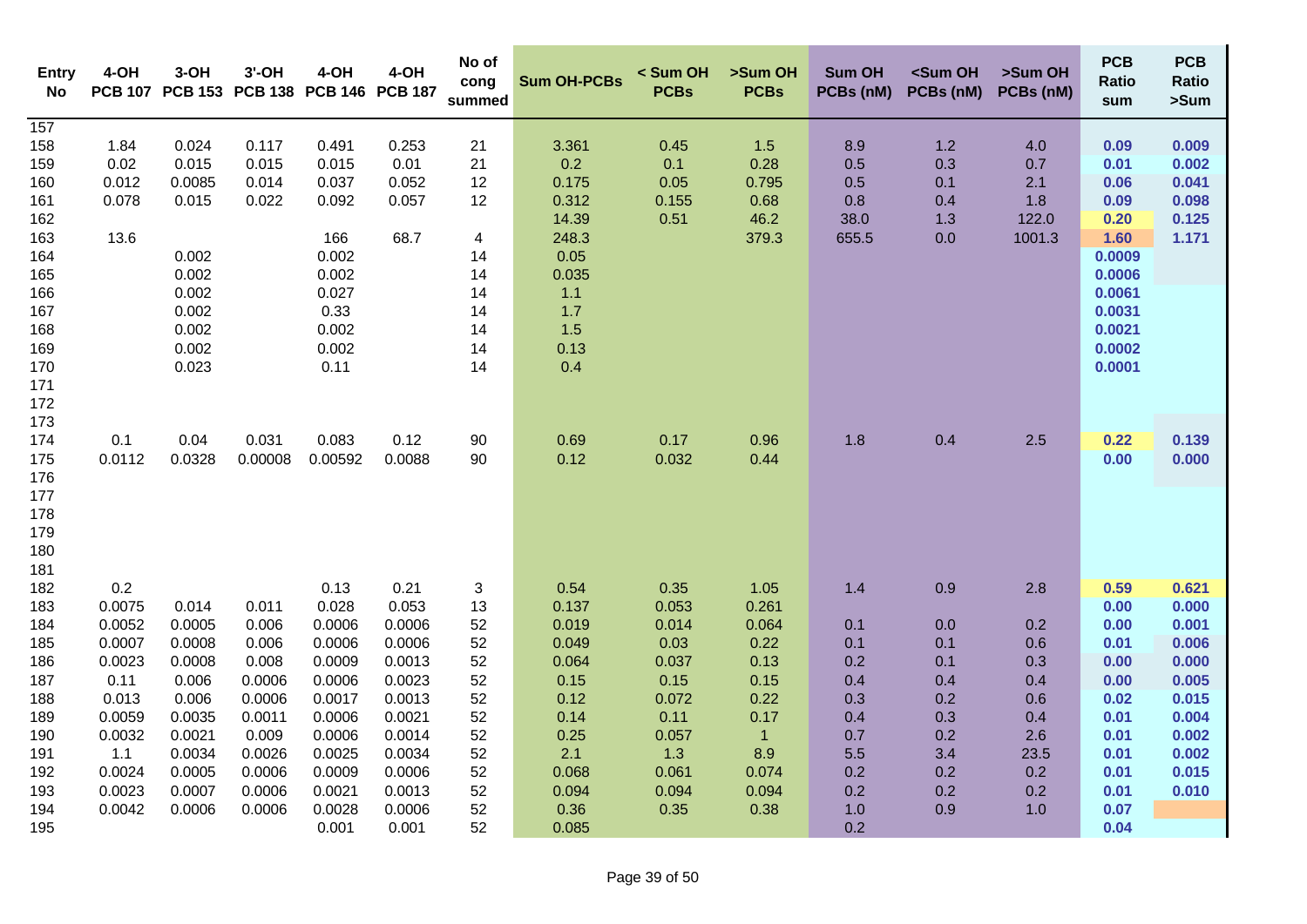| Entry No | 4-OH PCB 107 | 3-OH PCB 153 | 3'-OH PCB 138 | 4-OH PCB 146 | 4-OH PCB 187 | No of cong summed | Sum OH-PCBs | < Sum OH PCBs | >Sum OH PCBs | Sum OH PCBs (nM) | <Sum OH PCBs (nM) | >Sum OH PCBs (nM) | PCB Ratio sum | PCB Ratio >Sum |
|---|---|---|---|---|---|---|---|---|---|---|---|---|---|---|
| 157 | | | | | | | | | | | | | | |
| 158 | 1.84 | 0.024 | 0.117 | 0.491 | 0.253 | 21 | 3.361 | 0.45 | 1.5 | 8.9 | 1.2 | 4.0 | 0.09 | 0.009 |
| 159 | 0.02 | 0.015 | 0.015 | 0.015 | 0.01 | 21 | 0.2 | 0.1 | 0.28 | 0.5 | 0.3 | 0.7 | 0.01 | 0.002 |
| 160 | 0.012 | 0.0085 | 0.014 | 0.037 | 0.052 | 12 | 0.175 | 0.05 | 0.795 | 0.5 | 0.1 | 2.1 | 0.06 | 0.041 |
| 161 | 0.078 | 0.015 | 0.022 | 0.092 | 0.057 | 12 | 0.312 | 0.155 | 0.68 | 0.8 | 0.4 | 1.8 | 0.09 | 0.098 |
| 162 | | | | | | | 14.39 | 0.51 | 46.2 | 38.0 | 1.3 | 122.0 | 0.20 | 0.125 |
| 163 | 13.6 | | | 166 | 68.7 | 4 | 248.3 | | 379.3 | 655.5 | 0.0 | 1001.3 | 1.60 | 1.171 |
| 164 | | 0.002 | | 0.002 | | 14 | 0.05 | | | | | | 0.0009 | |
| 165 | | 0.002 | | 0.002 | | 14 | 0.035 | | | | | | 0.0006 | |
| 166 | | 0.002 | | 0.027 | | 14 | 1.1 | | | | | | 0.0061 | |
| 167 | | 0.002 | | 0.33 | | 14 | 1.7 | | | | | | 0.0031 | |
| 168 | | 0.002 | | 0.002 | | 14 | 1.5 | | | | | | 0.0021 | |
| 169 | | 0.002 | | 0.002 | | 14 | 0.13 | | | | | | 0.0002 | |
| 170 | | 0.023 | | 0.11 | | 14 | 0.4 | | | | | | 0.0001 | |
| 171 | | | | | | | | | | | | | | |
| 172 | | | | | | | | | | | | | | |
| 173 | | | | | | | | | | | | | | |
| 174 | 0.1 | 0.04 | 0.031 | 0.083 | 0.12 | 90 | 0.69 | 0.17 | 0.96 | 1.8 | 0.4 | 2.5 | 0.22 | 0.139 |
| 175 | 0.0112 | 0.0328 | 0.00008 | 0.00592 | 0.0088 | 90 | 0.12 | 0.032 | 0.44 | | | | 0.00 | 0.000 |
| 176 | | | | | | | | | | | | | | |
| 177 | | | | | | | | | | | | | | |
| 178 | | | | | | | | | | | | | | |
| 179 | | | | | | | | | | | | | | |
| 180 | | | | | | | | | | | | | | |
| 181 | | | | | | | | | | | | | | |
| 182 | 0.2 | | | 0.13 | 0.21 | 3 | 0.54 | 0.35 | 1.05 | 1.4 | 0.9 | 2.8 | 0.59 | 0.621 |
| 183 | 0.0075 | 0.014 | 0.011 | 0.028 | 0.053 | 13 | 0.137 | 0.053 | 0.261 | | | | 0.00 | 0.000 |
| 184 | 0.0052 | 0.0005 | 0.006 | 0.0006 | 0.0006 | 52 | 0.019 | 0.014 | 0.064 | 0.1 | 0.0 | 0.2 | 0.00 | 0.001 |
| 185 | 0.0007 | 0.0008 | 0.006 | 0.0006 | 0.0006 | 52 | 0.049 | 0.03 | 0.22 | 0.1 | 0.1 | 0.6 | 0.01 | 0.006 |
| 186 | 0.0023 | 0.0008 | 0.008 | 0.0009 | 0.0013 | 52 | 0.064 | 0.037 | 0.13 | 0.2 | 0.1 | 0.3 | 0.00 | 0.000 |
| 187 | 0.11 | 0.006 | 0.0006 | 0.0006 | 0.0023 | 52 | 0.15 | 0.15 | 0.15 | 0.4 | 0.4 | 0.4 | 0.00 | 0.005 |
| 188 | 0.013 | 0.006 | 0.0006 | 0.0017 | 0.0013 | 52 | 0.12 | 0.072 | 0.22 | 0.3 | 0.2 | 0.6 | 0.02 | 0.015 |
| 189 | 0.0059 | 0.0035 | 0.0011 | 0.0006 | 0.0021 | 52 | 0.14 | 0.11 | 0.17 | 0.4 | 0.3 | 0.4 | 0.01 | 0.004 |
| 190 | 0.0032 | 0.0021 | 0.009 | 0.0006 | 0.0014 | 52 | 0.25 | 0.057 | 1 | 0.7 | 0.2 | 2.6 | 0.01 | 0.002 |
| 191 | 1.1 | 0.0034 | 0.0026 | 0.0025 | 0.0034 | 52 | 2.1 | 1.3 | 8.9 | 5.5 | 3.4 | 23.5 | 0.01 | 0.002 |
| 192 | 0.0024 | 0.0005 | 0.0006 | 0.0009 | 0.0006 | 52 | 0.068 | 0.061 | 0.074 | 0.2 | 0.2 | 0.2 | 0.01 | 0.015 |
| 193 | 0.0023 | 0.0007 | 0.0006 | 0.0021 | 0.0013 | 52 | 0.094 | 0.094 | 0.094 | 0.2 | 0.2 | 0.2 | 0.01 | 0.010 |
| 194 | 0.0042 | 0.0006 | 0.0006 | 0.0028 | 0.0006 | 52 | 0.36 | 0.35 | 0.38 | 1.0 | 0.9 | 1.0 | 0.07 | |
| 195 | | | | 0.001 | 0.001 | 52 | 0.085 | | | 0.2 | | | 0.04 | |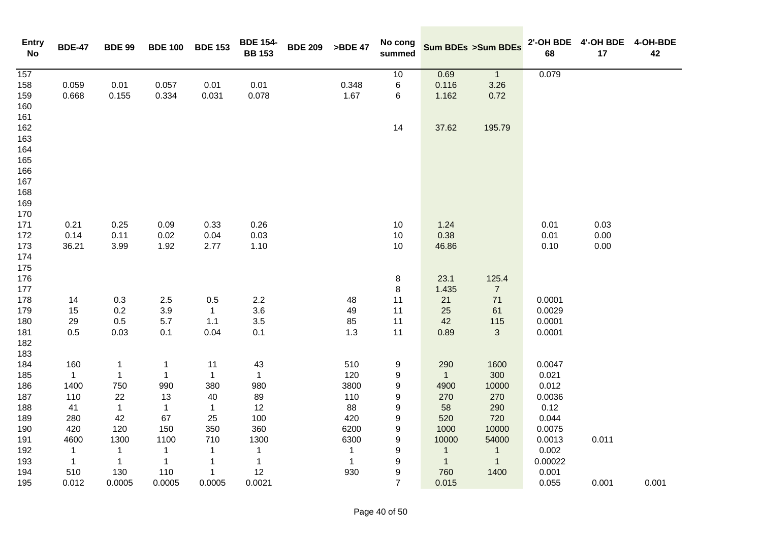| Entry No | BDE-47 | BDE 99 | BDE 100 | BDE 153 | BDE 154-BB 153 | BDE 209 | >BDE 47 | No cong summed | Sum BDEs | >Sum BDEs | 2'-OH BDE 68 | 4'-OH BDE 17 | 4-OH-BDE 42 |
|---|---|---|---|---|---|---|---|---|---|---|---|---|---|
| 157 | | | | | | | | 10 | 0.69 | 1 | 0.079 | | |
| 158 | 0.059 | 0.01 | 0.057 | 0.01 | 0.01 | | 0.348 | 6 | 0.116 | 3.26 | | | |
| 159 | 0.668 | 0.155 | 0.334 | 0.031 | 0.078 | | 1.67 | 6 | 1.162 | 0.72 | | | |
| 160 | | | | | | | | | | | | | |
| 161 | | | | | | | | | | | | | |
| 162 | | | | | | | | 14 | 37.62 | 195.79 | | | |
| 163 | | | | | | | | | | | | | |
| 164 | | | | | | | | | | | | | |
| 165 | | | | | | | | | | | | | |
| 166 | | | | | | | | | | | | | |
| 167 | | | | | | | | | | | | | |
| 168 | | | | | | | | | | | | | |
| 169 | | | | | | | | | | | | | |
| 170 | | | | | | | | | | | | | |
| 171 | 0.21 | 0.25 | 0.09 | 0.33 | 0.26 | | | 10 | 1.24 | | 0.01 | 0.03 | |
| 172 | 0.14 | 0.11 | 0.02 | 0.04 | 0.03 | | | 10 | 0.38 | | 0.01 | 0.00 | |
| 173 | 36.21 | 3.99 | 1.92 | 2.77 | 1.10 | | | 10 | 46.86 | | 0.10 | 0.00 | |
| 174 | | | | | | | | | | | | | |
| 175 | | | | | | | | | | | | | |
| 176 | | | | | | | | 8 | 23.1 | 125.4 | | | |
| 177 | | | | | | | | 8 | 1.435 | 7 | | | |
| 178 | 14 | 0.3 | 2.5 | 0.5 | 2.2 | | 48 | 11 | 21 | 71 | 0.0001 | | |
| 179 | 15 | 0.2 | 3.9 | 1 | 3.6 | | 49 | 11 | 25 | 61 | 0.0029 | | |
| 180 | 29 | 0.5 | 5.7 | 1.1 | 3.5 | | 85 | 11 | 42 | 115 | 0.0001 | | |
| 181 | 0.5 | 0.03 | 0.1 | 0.04 | 0.1 | | 1.3 | 11 | 0.89 | 3 | 0.0001 | | |
| 182 | | | | | | | | | | | | | |
| 183 | | | | | | | | | | | | | |
| 184 | 160 | 1 | 1 | 11 | 43 | | 510 | 9 | 290 | 1600 | 0.0047 | | |
| 185 | 1 | 1 | 1 | 1 | 1 | | 120 | 9 | 1 | 300 | 0.021 | | |
| 186 | 1400 | 750 | 990 | 380 | 980 | | 3800 | 9 | 4900 | 10000 | 0.012 | | |
| 187 | 110 | 22 | 13 | 40 | 89 | | 110 | 9 | 270 | 270 | 0.0036 | | |
| 188 | 41 | 1 | 1 | 1 | 12 | | 88 | 9 | 58 | 290 | 0.12 | | |
| 189 | 280 | 42 | 67 | 25 | 100 | | 420 | 9 | 520 | 720 | 0.044 | | |
| 190 | 420 | 120 | 150 | 350 | 360 | | 6200 | 9 | 1000 | 10000 | 0.0075 | | |
| 191 | 4600 | 1300 | 1100 | 710 | 1300 | | 6300 | 9 | 10000 | 54000 | 0.0013 | 0.011 | |
| 192 | 1 | 1 | 1 | 1 | 1 | | 1 | 9 | 1 | 1 | 0.002 | | |
| 193 | 1 | 1 | 1 | 1 | 1 | | 1 | 9 | 1 | 1 | 0.00022 | | |
| 194 | 510 | 130 | 110 | 1 | 12 | | 930 | 9 | 760 | 1400 | 0.001 | | |
| 195 | 0.012 | 0.0005 | 0.0005 | 0.0005 | 0.0021 | | | 7 | 0.015 | | 0.055 | 0.001 | 0.001 |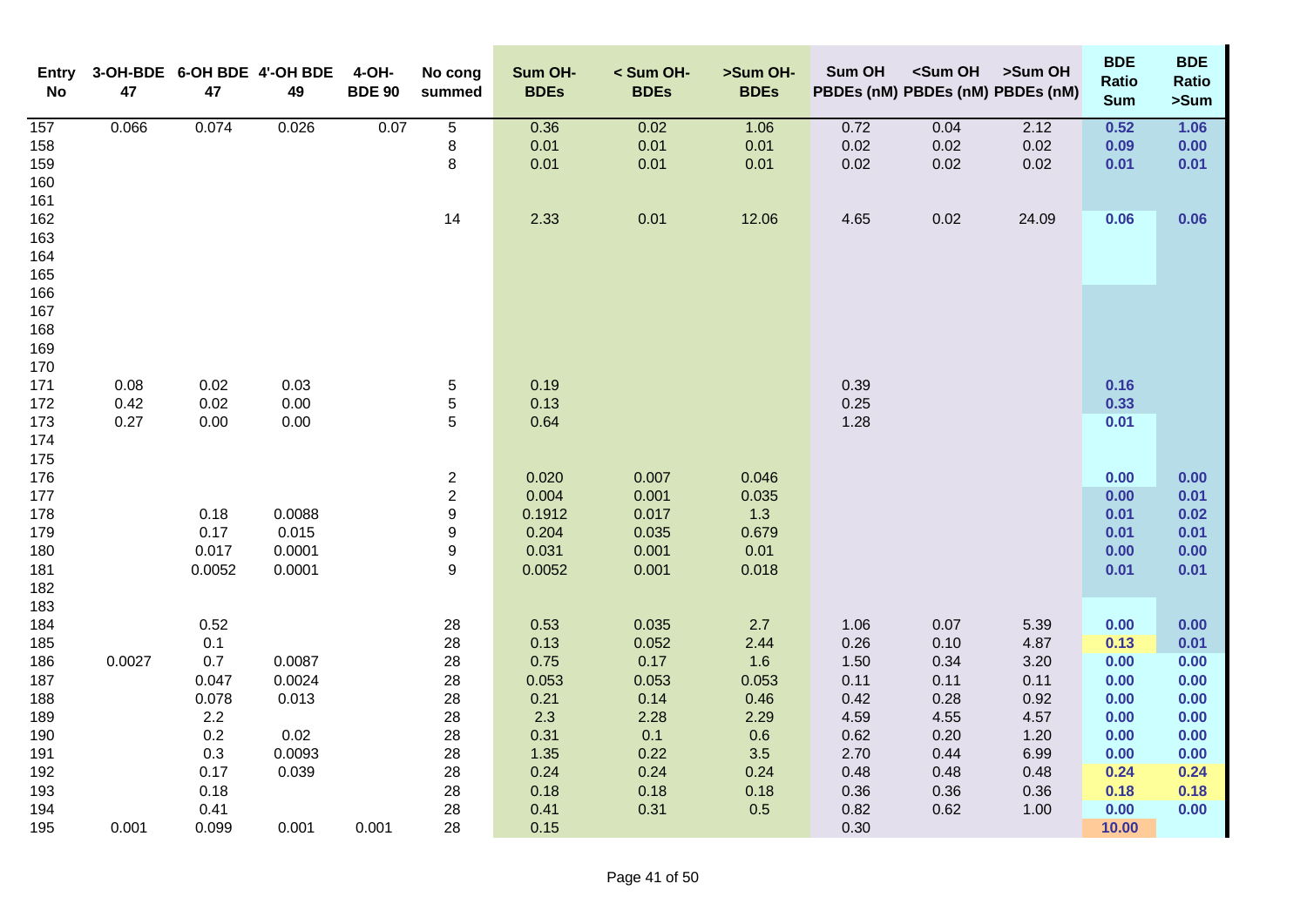| Entry No | 3-OH-BDE 47 | 6-OH BDE 47 | 4'-OH BDE 49 | 4-OH-BDE 90 | No cong summed | Sum OH-BDEs | < Sum OH-BDEs | >Sum OH-BDEs | Sum OH PBDEs (nM) | <Sum OH PBDEs (nM) | >Sum OH PBDEs (nM) | BDE Ratio Sum | BDE Ratio >Sum |
|---|---|---|---|---|---|---|---|---|---|---|---|---|---|
| 157 | 0.066 | 0.074 | 0.026 | 0.07 | 5 | 0.36 | 0.02 | 1.06 | 0.72 | 0.04 | 2.12 | 0.52 | 1.06 |
| 158 | | | | | 8 | 0.01 | 0.01 | 0.01 | 0.02 | 0.02 | 0.02 | 0.09 | 0.00 |
| 159 | | | | | 8 | 0.01 | 0.01 | 0.01 | 0.02 | 0.02 | 0.02 | 0.01 | 0.01 |
| 160 | | | | | | | | | | | | | |
| 161 | | | | | | | | | | | | | |
| 162 | | | | | 14 | 2.33 | 0.01 | 12.06 | 4.65 | 0.02 | 24.09 | 0.06 | 0.06 |
| 163 | | | | | | | | | | | | | |
| 164 | | | | | | | | | | | | | |
| 165 | | | | | | | | | | | | | |
| 166 | | | | | | | | | | | | | |
| 167 | | | | | | | | | | | | | |
| 168 | | | | | | | | | | | | | |
| 169 | | | | | | | | | | | | | |
| 170 | | | | | | | | | | | | | |
| 171 | 0.08 | 0.02 | 0.03 | | 5 | 0.19 | | | 0.39 | | | 0.16 | |
| 172 | 0.42 | 0.02 | 0.00 | | 5 | 0.13 | | | 0.25 | | | 0.33 | |
| 173 | 0.27 | 0.00 | 0.00 | | 5 | 0.64 | | | 1.28 | | | 0.01 | |
| 174 | | | | | | | | | | | | | |
| 175 | | | | | | | | | | | | | |
| 176 | | | | | 2 | 0.020 | 0.007 | 0.046 | | | | 0.00 | 0.00 |
| 177 | | | | | 2 | 0.004 | 0.001 | 0.035 | | | | 0.00 | 0.01 |
| 178 | | 0.18 | 0.0088 | | 9 | 0.1912 | 0.017 | 1.3 | | | | 0.01 | 0.02 |
| 179 | | 0.17 | 0.015 | | 9 | 0.204 | 0.035 | 0.679 | | | | 0.01 | 0.01 |
| 180 | | 0.017 | 0.0001 | | 9 | 0.031 | 0.001 | 0.01 | | | | 0.00 | 0.00 |
| 181 | | 0.0052 | 0.0001 | | 9 | 0.0052 | 0.001 | 0.018 | | | | 0.01 | 0.01 |
| 182 | | | | | | | | | | | | | |
| 183 | | | | | | | | | | | | | |
| 184 | | 0.52 | | | 28 | 0.53 | 0.035 | 2.7 | 1.06 | 0.07 | 5.39 | 0.00 | 0.00 |
| 185 | | 0.1 | | | 28 | 0.13 | 0.052 | 2.44 | 0.26 | 0.10 | 4.87 | 0.13 | 0.01 |
| 186 | 0.0027 | 0.7 | 0.0087 | | 28 | 0.75 | 0.17 | 1.6 | 1.50 | 0.34 | 3.20 | 0.00 | 0.00 |
| 187 | | 0.047 | 0.0024 | | 28 | 0.053 | 0.053 | 0.053 | 0.11 | 0.11 | 0.11 | 0.00 | 0.00 |
| 188 | | 0.078 | 0.013 | | 28 | 0.21 | 0.14 | 0.46 | 0.42 | 0.28 | 0.92 | 0.00 | 0.00 |
| 189 | | 2.2 | | | 28 | 2.3 | 2.28 | 2.29 | 4.59 | 4.55 | 4.57 | 0.00 | 0.00 |
| 190 | | 0.2 | 0.02 | | 28 | 0.31 | 0.1 | 0.6 | 0.62 | 0.20 | 1.20 | 0.00 | 0.00 |
| 191 | | 0.3 | 0.0093 | | 28 | 1.35 | 0.22 | 3.5 | 2.70 | 0.44 | 6.99 | 0.00 | 0.00 |
| 192 | | 0.17 | 0.039 | | 28 | 0.24 | 0.24 | 0.24 | 0.48 | 0.48 | 0.48 | 0.24 | 0.24 |
| 193 | | 0.18 | | | 28 | 0.18 | 0.18 | 0.18 | 0.36 | 0.36 | 0.36 | 0.18 | 0.18 |
| 194 | | 0.41 | | | 28 | 0.41 | 0.31 | 0.5 | 0.82 | 0.62 | 1.00 | 0.00 | 0.00 |
| 195 | 0.001 | 0.099 | 0.001 | 0.001 | 28 | 0.15 | | | 0.30 | | | 10.00 | |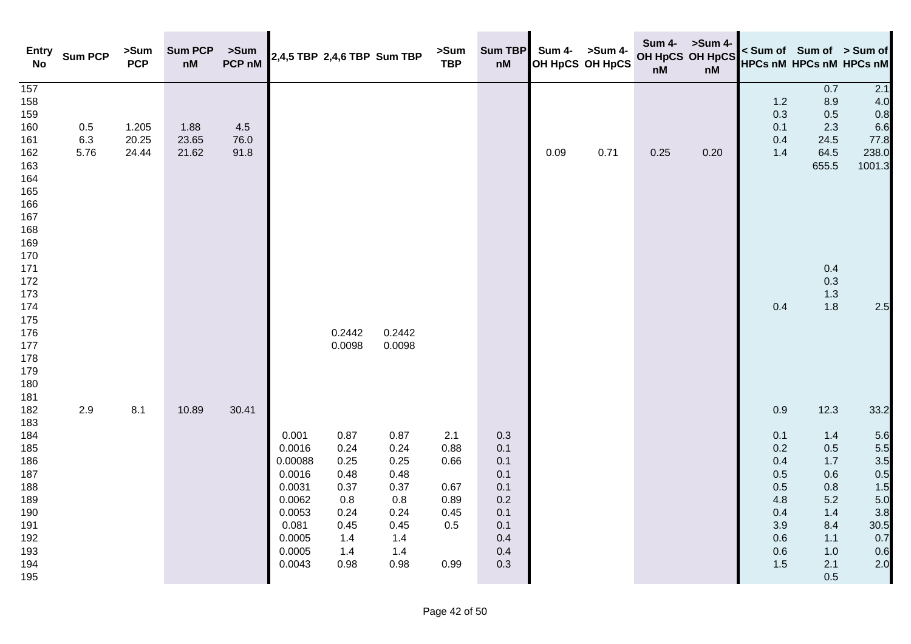| Entry No | Sum PCP | >Sum PCP | Sum PCP nM | >Sum PCP nM | 2,4,5 TBP | 2,4,6 TBP | Sum TBP | >Sum TBP | Sum TBP nM | Sum 4-OH HpCS | >Sum 4-OH HpCS | Sum 4-OH HpCS nM | >Sum 4-OH HpCS nM | < Sum of HPCs nM | Sum of HPCs nM | > Sum of HPCs nM |
|---|---|---|---|---|---|---|---|---|---|---|---|---|---|---|---|---|
| 157 | | | | | | | | | | | | | | | 0.7 | 2.1 |
| 158 | | | | | | | | | | | | | | 1.2 | 8.9 | 4.0 |
| 159 | | | | | | | | | | | | | | 0.3 | 0.5 | 0.8 |
| 160 | 0.5 | 1.205 | 1.88 | 4.5 | | | | | | | | | | 0.1 | 2.3 | 6.6 |
| 161 | 6.3 | 20.25 | 23.65 | 76.0 | | | | | | | | | | 0.4 | 24.5 | 77.8 |
| 162 | 5.76 | 24.44 | 21.62 | 91.8 | | | | | | 0.09 | 0.71 | 0.25 | 0.20 | 1.4 | 64.5 | 238.0 |
| 163 | | | | | | | | | | | | | | | 655.5 | 1001.3 |
| 164 | | | | | | | | | | | | | | | | |
| 165 | | | | | | | | | | | | | | | | |
| 166 | | | | | | | | | | | | | | | | |
| 167 | | | | | | | | | | | | | | | | |
| 168 | | | | | | | | | | | | | | | | |
| 169 | | | | | | | | | | | | | | | | |
| 170 | | | | | | | | | | | | | | | | |
| 171 | | | | | | | | | | | | | | | 0.4 | |
| 172 | | | | | | | | | | | | | | | 0.3 | |
| 173 | | | | | | | | | | | | | | | 1.3 | |
| 174 | | | | | | | | | | | | | | 0.4 | 1.8 | 2.5 |
| 175 | | | | | | | | | | | | | | | | |
| 176 | | | | | | 0.2442 | 0.2442 | | | | | | | | | |
| 177 | | | | | | 0.0098 | 0.0098 | | | | | | | | | |
| 178 | | | | | | | | | | | | | | | | |
| 179 | | | | | | | | | | | | | | | | |
| 180 | | | | | | | | | | | | | | | | |
| 181 | | | | | | | | | | | | | | | | |
| 182 | 2.9 | 8.1 | 10.89 | 30.41 | | | | | | | | | | 0.9 | 12.3 | 33.2 |
| 183 | | | | | | | | | | | | | | | | |
| 184 | | | | | 0.001 | 0.87 | 0.87 | 2.1 | 0.3 | | | | | 0.1 | 1.4 | 5.6 |
| 185 | | | | | 0.0016 | 0.24 | 0.24 | 0.88 | 0.1 | | | | | 0.2 | 0.5 | 5.5 |
| 186 | | | | | 0.00088 | 0.25 | 0.25 | 0.66 | 0.1 | | | | | 0.4 | 1.7 | 3.5 |
| 187 | | | | | 0.0016 | 0.48 | 0.48 | | 0.1 | | | | | 0.5 | 0.6 | 0.5 |
| 188 | | | | | 0.0031 | 0.37 | 0.37 | 0.67 | 0.1 | | | | | 0.5 | 0.8 | 1.5 |
| 189 | | | | | 0.0062 | 0.8 | 0.8 | 0.89 | 0.2 | | | | | 4.8 | 5.2 | 5.0 |
| 190 | | | | | 0.0053 | 0.24 | 0.24 | 0.45 | 0.1 | | | | | 0.4 | 1.4 | 3.8 |
| 191 | | | | | 0.081 | 0.45 | 0.45 | 0.5 | 0.1 | | | | | 3.9 | 8.4 | 30.5 |
| 192 | | | | | 0.0005 | 1.4 | 1.4 | | 0.4 | | | | | 0.6 | 1.1 | 0.7 |
| 193 | | | | | 0.0005 | 1.4 | 1.4 | | 0.4 | | | | | 0.6 | 1.0 | 0.6 |
| 194 | | | | | 0.0043 | 0.98 | 0.98 | 0.99 | 0.3 | | | | | 1.5 | 2.1 | 2.0 |
| 195 | | | | | | | | | | | | | | | 0.5 | |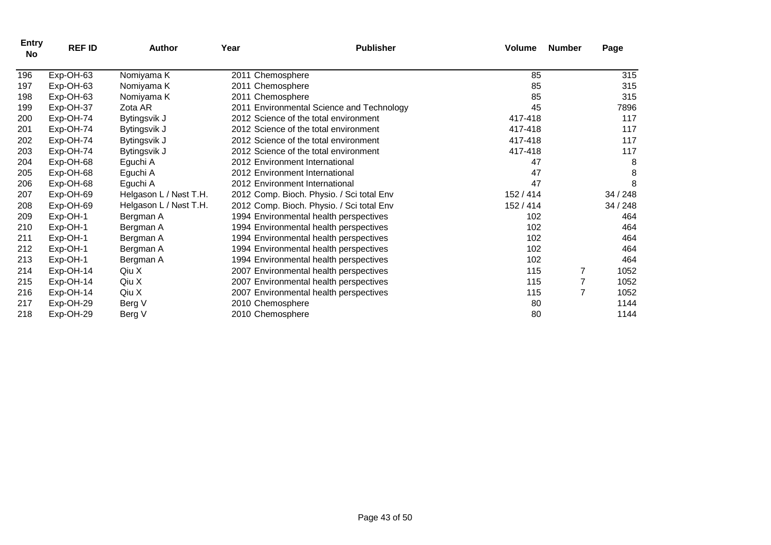| Entry No | REF ID | Author | Year | Publisher | Volume | Number | Page |
|---|---|---|---|---|---|---|---|
| 196 | Exp-OH-63 | Nomiyama K | 2011 | Chemosphere | 85 | | 315 |
| 197 | Exp-OH-63 | Nomiyama K | 2011 | Chemosphere | 85 | | 315 |
| 198 | Exp-OH-63 | Nomiyama K | 2011 | Chemosphere | 85 | | 315 |
| 199 | Exp-OH-37 | Zota AR | 2011 | Environmental Science and Technology | 45 | | 7896 |
| 200 | Exp-OH-74 | Bytingsvik J | 2012 | Science of the total environment | 417-418 | | 117 |
| 201 | Exp-OH-74 | Bytingsvik J | 2012 | Science of the total environment | 417-418 | | 117 |
| 202 | Exp-OH-74 | Bytingsvik J | 2012 | Science of the total environment | 417-418 | | 117 |
| 203 | Exp-OH-74 | Bytingsvik J | 2012 | Science of the total environment | 417-418 | | 117 |
| 204 | Exp-OH-68 | Eguchi A | 2012 | Environment International | 47 | | 8 |
| 205 | Exp-OH-68 | Eguchi A | 2012 | Environment International | 47 | | 8 |
| 206 | Exp-OH-68 | Eguchi A | 2012 | Environment International | 47 | | 8 |
| 207 | Exp-OH-69 | Helgason L / Nøst T.H. | 2012 | Comp. Bioch. Physio. / Sci total Env | 152 / 414 | | 34 / 248 |
| 208 | Exp-OH-69 | Helgason L / Nøst T.H. | 2012 | Comp. Bioch. Physio. / Sci total Env | 152 / 414 | | 34 / 248 |
| 209 | Exp-OH-1 | Bergman A | 1994 | Environmental health perspectives | 102 | | 464 |
| 210 | Exp-OH-1 | Bergman A | 1994 | Environmental health perspectives | 102 | | 464 |
| 211 | Exp-OH-1 | Bergman A | 1994 | Environmental health perspectives | 102 | | 464 |
| 212 | Exp-OH-1 | Bergman A | 1994 | Environmental health perspectives | 102 | | 464 |
| 213 | Exp-OH-1 | Bergman A | 1994 | Environmental health perspectives | 102 | | 464 |
| 214 | Exp-OH-14 | Qiu X | 2007 | Environmental health perspectives | 115 | 7 | 1052 |
| 215 | Exp-OH-14 | Qiu X | 2007 | Environmental health perspectives | 115 | 7 | 1052 |
| 216 | Exp-OH-14 | Qiu X | 2007 | Environmental health perspectives | 115 | 7 | 1052 |
| 217 | Exp-OH-29 | Berg V | 2010 | Chemosphere | 80 | | 1144 |
| 218 | Exp-OH-29 | Berg V | 2010 | Chemosphere | 80 | | 1144 |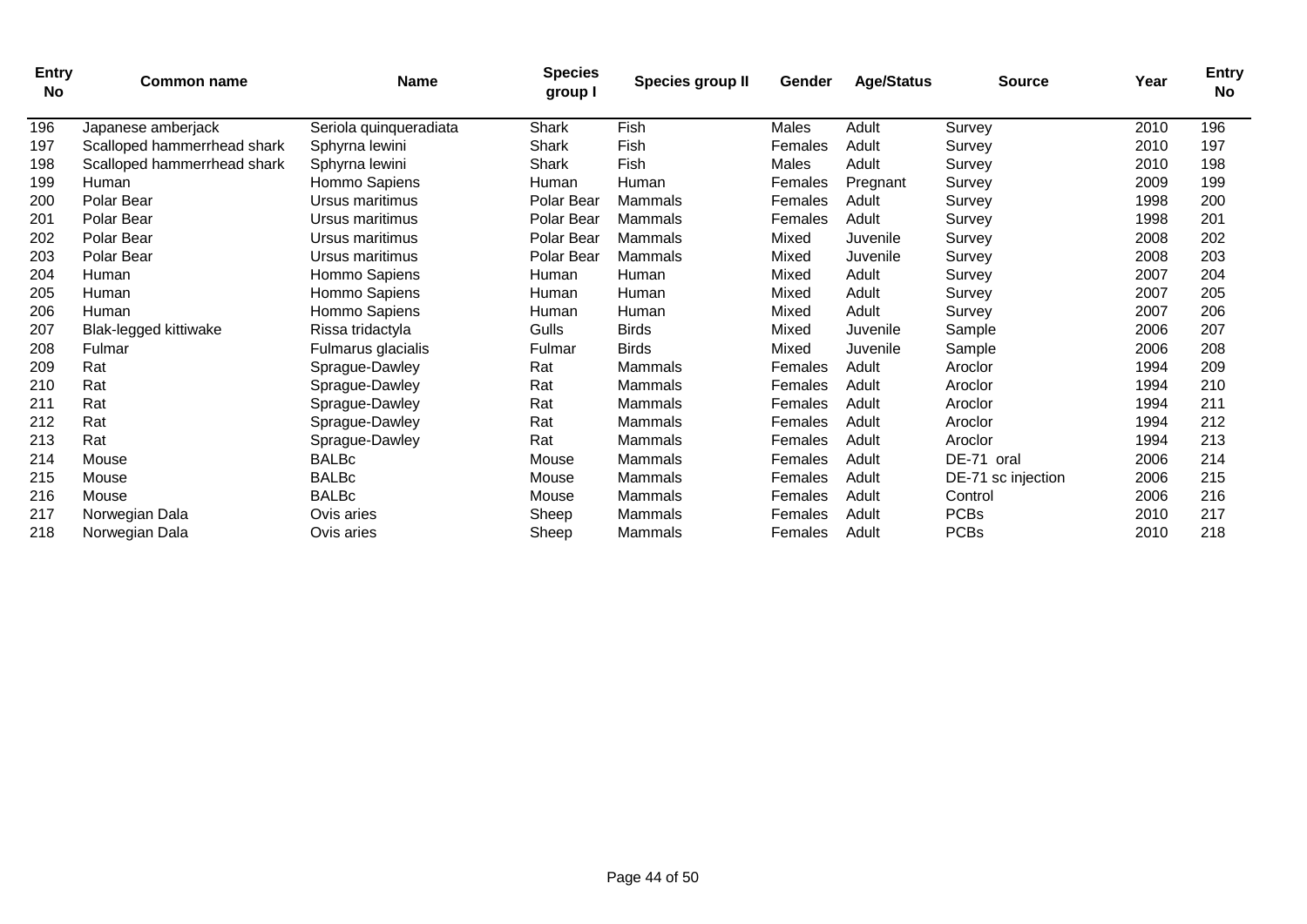| Entry No | Common name | Name | Species group I | Species group II | Gender | Age/Status | Source | Year | Entry No |
|---|---|---|---|---|---|---|---|---|---|
| 196 | Japanese amberjack | Seriola quinqueradiata | Shark | Fish | Males | Adult | Survey | 2010 | 196 |
| 197 | Scalloped hammerrhead shark | Sphyrna lewini | Shark | Fish | Females | Adult | Survey | 2010 | 197 |
| 198 | Scalloped hammerrhead shark | Sphyrna lewini | Shark | Fish | Males | Adult | Survey | 2010 | 198 |
| 199 | Human | Hommo Sapiens | Human | Human | Females | Pregnant | Survey | 2009 | 199 |
| 200 | Polar Bear | Ursus maritimus | Polar Bear | Mammals | Females | Adult | Survey | 1998 | 200 |
| 201 | Polar Bear | Ursus maritimus | Polar Bear | Mammals | Females | Adult | Survey | 1998 | 201 |
| 202 | Polar Bear | Ursus maritimus | Polar Bear | Mammals | Mixed | Juvenile | Survey | 2008 | 202 |
| 203 | Polar Bear | Ursus maritimus | Polar Bear | Mammals | Mixed | Juvenile | Survey | 2008 | 203 |
| 204 | Human | Hommo Sapiens | Human | Human | Mixed | Adult | Survey | 2007 | 204 |
| 205 | Human | Hommo Sapiens | Human | Human | Mixed | Adult | Survey | 2007 | 205 |
| 206 | Human | Hommo Sapiens | Human | Human | Mixed | Adult | Survey | 2007 | 206 |
| 207 | Blak-legged kittiwake | Rissa tridactyla | Gulls | Birds | Mixed | Juvenile | Sample | 2006 | 207 |
| 208 | Fulmar | Fulmarus glacialis | Fulmar | Birds | Mixed | Juvenile | Sample | 2006 | 208 |
| 209 | Rat | Sprague-Dawley | Rat | Mammals | Females | Adult | Aroclor | 1994 | 209 |
| 210 | Rat | Sprague-Dawley | Rat | Mammals | Females | Adult | Aroclor | 1994 | 210 |
| 211 | Rat | Sprague-Dawley | Rat | Mammals | Females | Adult | Aroclor | 1994 | 211 |
| 212 | Rat | Sprague-Dawley | Rat | Mammals | Females | Adult | Aroclor | 1994 | 212 |
| 213 | Rat | Sprague-Dawley | Rat | Mammals | Females | Adult | Aroclor | 1994 | 213 |
| 214 | Mouse | BALBc | Mouse | Mammals | Females | Adult | DE-71 oral | 2006 | 214 |
| 215 | Mouse | BALBc | Mouse | Mammals | Females | Adult | DE-71 sc injection | 2006 | 215 |
| 216 | Mouse | BALBc | Mouse | Mammals | Females | Adult | Control | 2006 | 216 |
| 217 | Norwegian Dala | Ovis aries | Sheep | Mammals | Females | Adult | PCBs | 2010 | 217 |
| 218 | Norwegian Dala | Ovis aries | Sheep | Mammals | Females | Adult | PCBs | 2010 | 218 |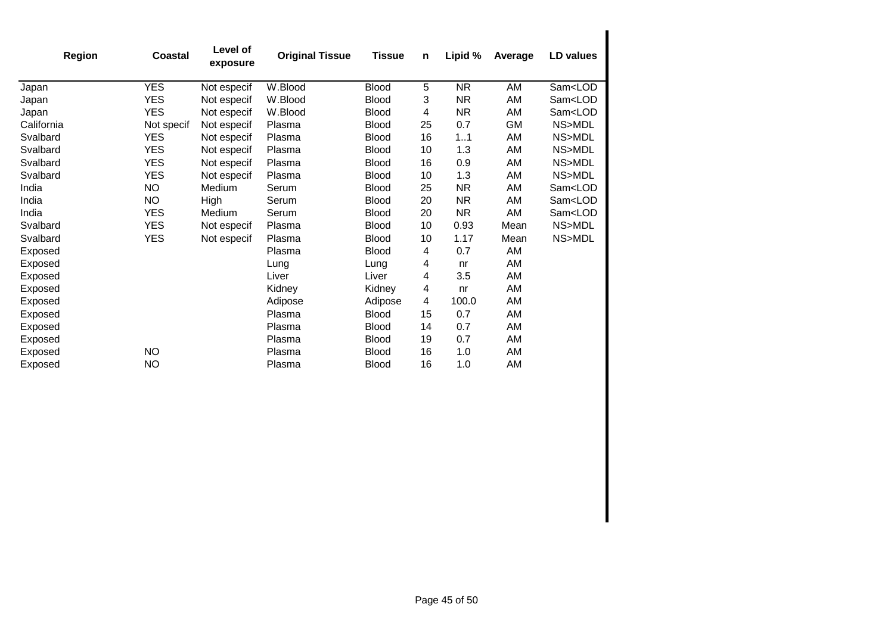| Region | Coastal | Level of exposure | Original Tissue | Tissue | n | Lipid % | Average | LD values |
|---|---|---|---|---|---|---|---|---|
| Japan | YES | Not especif | W.Blood | Blood | 5 | NR | AM | Sam<LOD |
| Japan | YES | Not especif | W.Blood | Blood | 3 | NR | AM | Sam<LOD |
| Japan | YES | Not especif | W.Blood | Blood | 4 | NR | AM | Sam<LOD |
| California | Not specif | Not especif | Plasma | Blood | 25 | 0.7 | GM | NS>MDL |
| Svalbard | YES | Not especif | Plasma | Blood | 16 | 1..1 | AM | NS>MDL |
| Svalbard | YES | Not especif | Plasma | Blood | 10 | 1.3 | AM | NS>MDL |
| Svalbard | YES | Not especif | Plasma | Blood | 16 | 0.9 | AM | NS>MDL |
| Svalbard | YES | Not especif | Plasma | Blood | 10 | 1.3 | AM | NS>MDL |
| India | NO | Medium | Serum | Blood | 25 | NR | AM | Sam<LOD |
| India | NO | High | Serum | Blood | 20 | NR | AM | Sam<LOD |
| India | YES | Medium | Serum | Blood | 20 | NR | AM | Sam<LOD |
| Svalbard | YES | Not especif | Plasma | Blood | 10 | 0.93 | Mean | NS>MDL |
| Svalbard | YES | Not especif | Plasma | Blood | 10 | 1.17 | Mean | NS>MDL |
| Exposed | | | Plasma | Blood | 4 | 0.7 | AM | |
| Exposed | | | Lung | Lung | 4 | nr | AM | |
| Exposed | | | Liver | Liver | 4 | 3.5 | AM | |
| Exposed | | | Kidney | Kidney | 4 | nr | AM | |
| Exposed | | | Adipose | Adipose | 4 | 100.0 | AM | |
| Exposed | | | Plasma | Blood | 15 | 0.7 | AM | |
| Exposed | | | Plasma | Blood | 14 | 0.7 | AM | |
| Exposed | | | Plasma | Blood | 19 | 0.7 | AM | |
| Exposed | NO | | Plasma | Blood | 16 | 1.0 | AM | |
| Exposed | NO | | Plasma | Blood | 16 | 1.0 | AM | |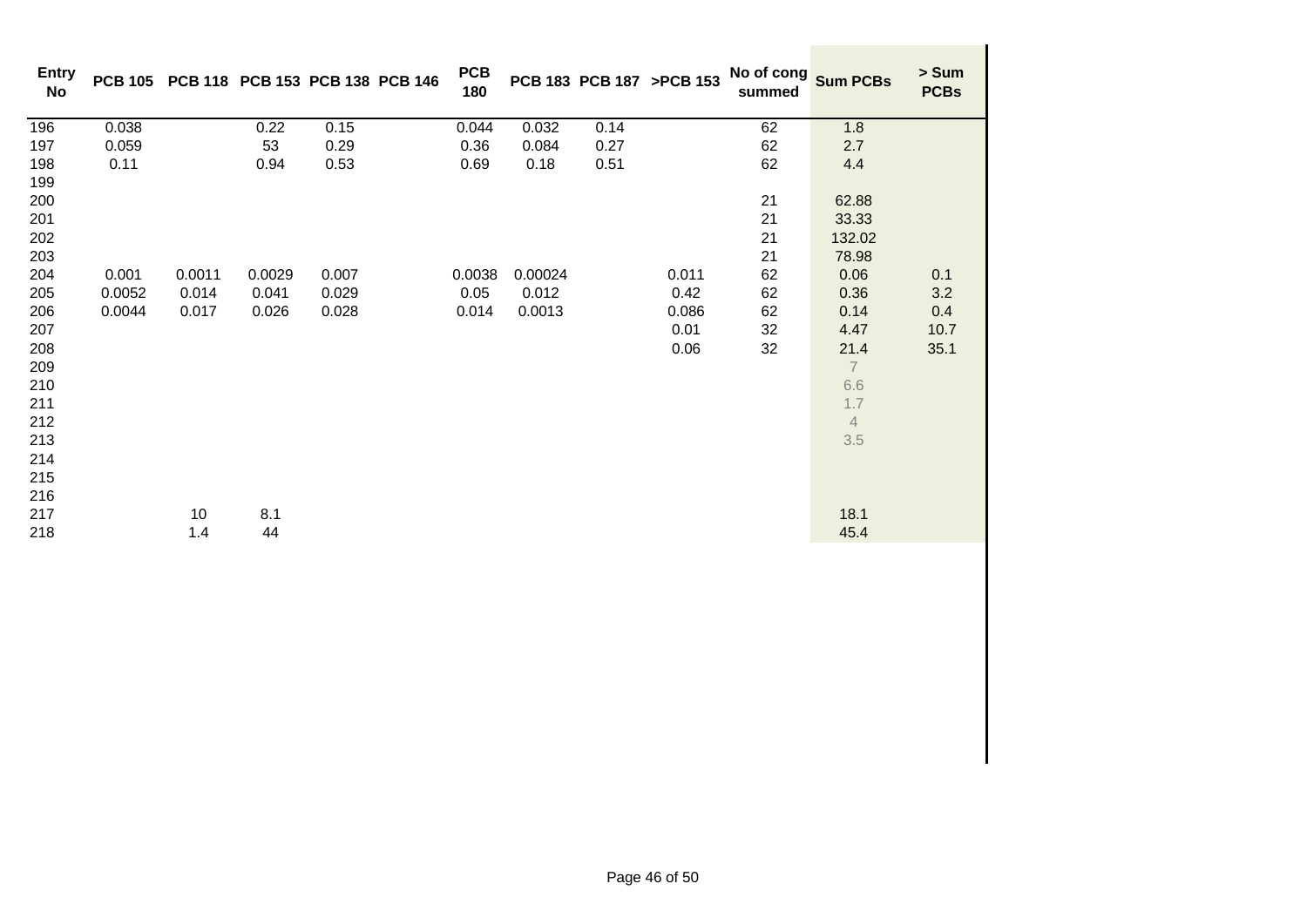| Entry No | PCB 105 | PCB 118 | PCB 153 | PCB 138 | PCB 146 | PCB 180 | PCB 183 | PCB 187 | >PCB 153 | No of cong summed | Sum PCBs | > Sum PCBs |
|---|---|---|---|---|---|---|---|---|---|---|---|---|
| 196 | 0.038 | | 0.22 | 0.15 | | 0.044 | 0.032 | 0.14 | | 62 | 1.8 | |
| 197 | 0.059 | | 53 | 0.29 | | 0.36 | 0.084 | 0.27 | | 62 | 2.7 | |
| 198 | 0.11 | | 0.94 | 0.53 | | 0.69 | 0.18 | 0.51 | | 62 | 4.4 | |
| 199 | | | | | | | | | | | | |
| 200 | | | | | | | | | | 21 | 62.88 | |
| 201 | | | | | | | | | | 21 | 33.33 | |
| 202 | | | | | | | | | | 21 | 132.02 | |
| 203 | | | | | | | | | | 21 | 78.98 | |
| 204 | 0.001 | 0.0011 | 0.0029 | 0.007 | | 0.0038 | 0.00024 | | 0.011 | 62 | 0.06 | 0.1 |
| 205 | 0.0052 | 0.014 | 0.041 | 0.029 | | 0.05 | 0.012 | | 0.42 | 62 | 0.36 | 3.2 |
| 206 | 0.0044 | 0.017 | 0.026 | 0.028 | | 0.014 | 0.0013 | | 0.086 | 62 | 0.14 | 0.4 |
| 207 | | | | | | | | | 0.01 | 32 | 4.47 | 10.7 |
| 208 | | | | | | | | | 0.06 | 32 | 21.4 | 35.1 |
| 209 | | | | | | | | | | | 7 | |
| 210 | | | | | | | | | | | 6.6 | |
| 211 | | | | | | | | | | | 1.7 | |
| 212 | | | | | | | | | | | 4 | |
| 213 | | | | | | | | | | | 3.5 | |
| 214 | | | | | | | | | | | | |
| 215 | | | | | | | | | | | | |
| 216 | | | | | | | | | | | | |
| 217 | | 10 | 8.1 | | | | | | | | 18.1 | |
| 218 | | 1.4 | 44 | | | | | | | | 45.4 | |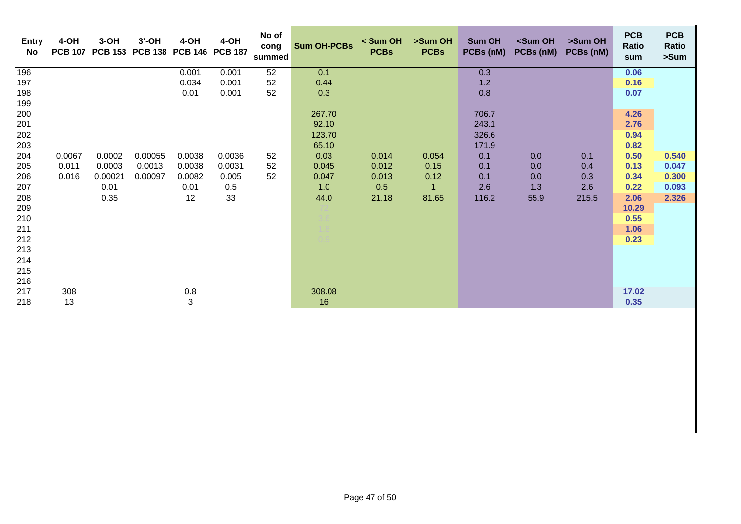| Entry No | 4-OH PCB 107 | 3-OH PCB 153 | 3'-OH PCB 138 | 4-OH PCB 146 | 4-OH PCB 187 | No of cong summed | Sum OH-PCBs | < Sum OH PCBs | >Sum OH PCBs | Sum OH PCBs (nM) | <Sum OH PCBs (nM) | >Sum OH PCBs (nM) | PCB Ratio sum | PCB Ratio >Sum |
|---|---|---|---|---|---|---|---|---|---|---|---|---|---|---|
| 196 | | | | 0.001 | 0.001 | 52 | 0.1 | | | 0.3 | | | 0.06 | |
| 197 | | | | 0.034 | 0.001 | 52 | 0.44 | | | 1.2 | | | 0.16 | |
| 198 | | | | 0.01 | 0.001 | 52 | 0.3 | | | 0.8 | | | 0.07 | |
| 199 | | | | | | | | | | | | | | |
| 200 | | | | | | | 267.70 | | | 706.7 | | | 4.26 | |
| 201 | | | | | | | 92.10 | | | 243.1 | | | 2.76 | |
| 202 | | | | | | | 123.70 | | | 326.6 | | | 0.94 | |
| 203 | | | | | | | 65.10 | | | 171.9 | | | 0.82 | |
| 204 | 0.0067 | 0.0002 | 0.00055 | 0.0038 | 0.0036 | 52 | 0.03 | 0.014 | 0.054 | 0.1 | 0.0 | 0.1 | 0.50 | 0.540 |
| 205 | 0.011 | 0.0003 | 0.0013 | 0.0038 | 0.0031 | 52 | 0.045 | 0.012 | 0.15 | 0.1 | 0.0 | 0.4 | 0.13 | 0.047 |
| 206 | 0.016 | 0.00021 | 0.00097 | 0.0082 | 0.005 | 52 | 0.047 | 0.013 | 0.12 | 0.1 | 0.0 | 0.3 | 0.34 | 0.300 |
| 207 | | 0.01 | | 0.01 | 0.5 | | 1.0 | 0.5 | 1 | 2.6 | 1.3 | 2.6 | 0.22 | 0.093 |
| 208 | | 0.35 | | 12 | 33 | | 44.0 | 21.18 | 81.65 | 116.2 | 55.9 | 215.5 | 2.06 | 2.326 |
| 209 | | | | | | | 72 | | | | | | 10.29 | |
| 210 | | | | | | | 3.6 | | | | | | 0.55 | |
| 211 | | | | | | | 1.8 | | | | | | 1.06 | |
| 212 | | | | | | | 0.9 | | | | | | 0.23 | |
| 213 | | | | | | | | | | | | | | |
| 214 | | | | | | | | | | | | | | |
| 215 | | | | | | | | | | | | | | |
| 216 | | | | | | | | | | | | | | |
| 217 | 308 | | | 0.8 | | | 308.08 | | | | | | 17.02 | |
| 218 | 13 | | | 3 | | | 16 | | | | | | 0.35 | |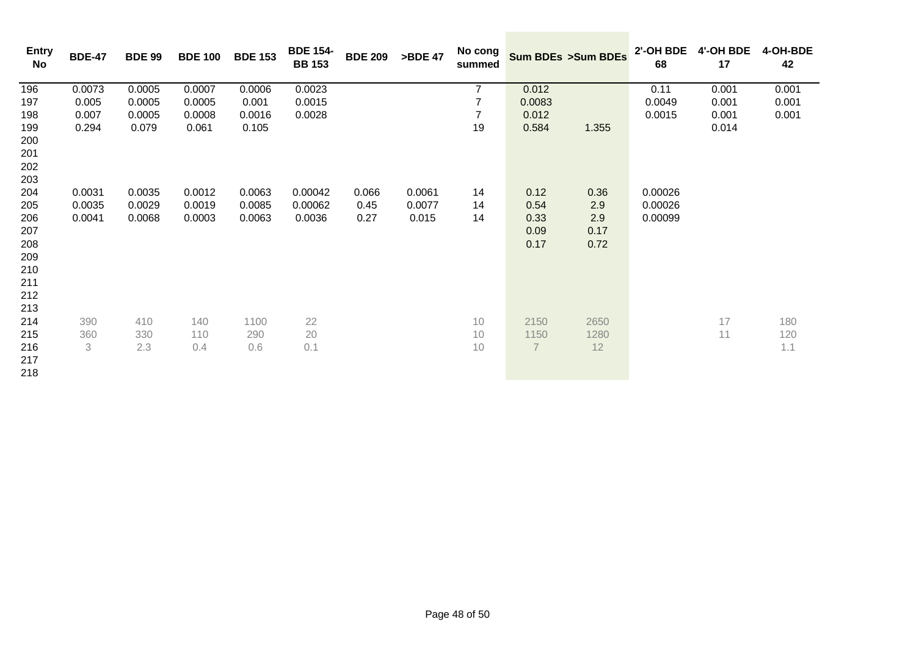| Entry No | BDE-47 | BDE 99 | BDE 100 | BDE 153 | BDE 154-BB 153 | BDE 209 | >BDE 47 | No cong summed | Sum BDEs | >Sum BDEs | 2'-OH BDE 68 | 4'-OH BDE 17 | 4-OH-BDE 42 |
|---|---|---|---|---|---|---|---|---|---|---|---|---|---|
| 196 | 0.0073 | 0.0005 | 0.0007 | 0.0006 | 0.0023 | | | 7 | 0.012 | | 0.11 | 0.001 | 0.001 |
| 197 | 0.005 | 0.0005 | 0.0005 | 0.001 | 0.0015 | | | 7 | 0.0083 | | 0.0049 | 0.001 | 0.001 |
| 198 | 0.007 | 0.0005 | 0.0008 | 0.0016 | 0.0028 | | | 7 | 0.012 | | 0.0015 | 0.001 | 0.001 |
| 199 | 0.294 | 0.079 | 0.061 | 0.105 | | | | 19 | 0.584 | 1.355 | | 0.014 | |
| 200 | | | | | | | | | | | | | |
| 201 | | | | | | | | | | | | | |
| 202 | | | | | | | | | | | | | |
| 203 | | | | | | | | | | | | | |
| 204 | 0.0031 | 0.0035 | 0.0012 | 0.0063 | 0.00042 | 0.066 | 0.0061 | 14 | 0.12 | 0.36 | 0.00026 | | |
| 205 | 0.0035 | 0.0029 | 0.0019 | 0.0085 | 0.00062 | 0.45 | 0.0077 | 14 | 0.54 | 2.9 | 0.00026 | | |
| 206 | 0.0041 | 0.0068 | 0.0003 | 0.0063 | 0.0036 | 0.27 | 0.015 | 14 | 0.33 | 2.9 | 0.00099 | | |
| 207 | | | | | | | | | 0.09 | 0.17 | | | |
| 208 | | | | | | | | | 0.17 | 0.72 | | | |
| 209 | | | | | | | | | | | | | |
| 210 | | | | | | | | | | | | | |
| 211 | | | | | | | | | | | | | |
| 212 | | | | | | | | | | | | | |
| 213 | | | | | | | | | | | | | |
| 214 | 390 | 410 | 140 | 1100 | 22 | | | 10 | 2150 | 2650 | | 17 | 180 |
| 215 | 360 | 330 | 110 | 290 | 20 | | | 10 | 1150 | 1280 | | 11 | 120 |
| 216 | 3 | 2.3 | 0.4 | 0.6 | 0.1 | | | 10 | 7 | 12 | | | 1.1 |
| 217 | | | | | | | | | | | | | |
| 218 | | | | | | | | | | | | | |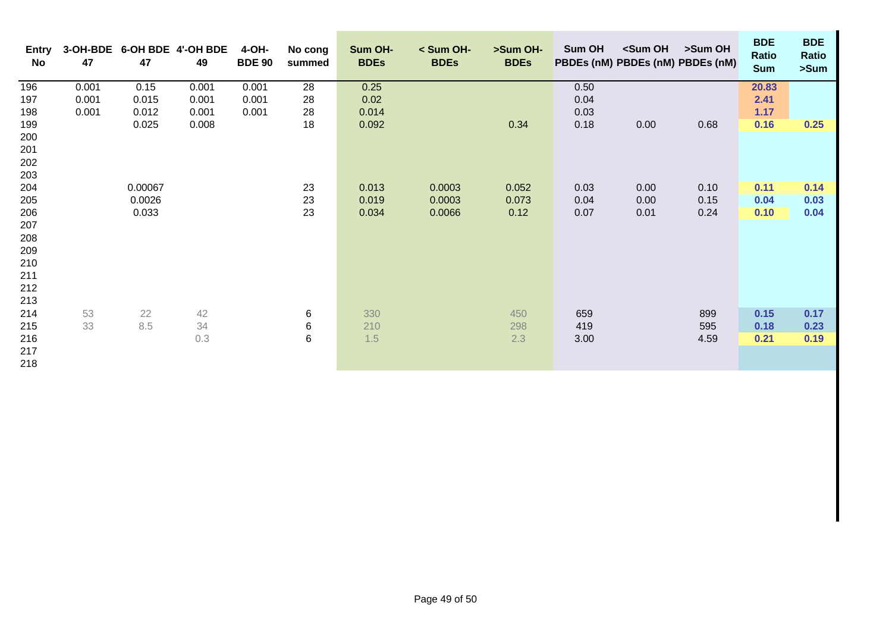| Entry No | 3-OH-BDE 47 | 6-OH BDE 47 | 4'-OH BDE 49 | 4-OH-BDE 90 | No cong summed | Sum OH-BDEs | < Sum OH-BDEs | >Sum OH-BDEs | Sum OH PBDEs (nM) | <Sum OH PBDEs (nM) | >Sum OH PBDEs (nM) | BDE Ratio Sum | BDE Ratio >Sum |
|---|---|---|---|---|---|---|---|---|---|---|---|---|---|
| 196 | 0.001 | 0.15 | 0.001 | 0.001 | 28 | 0.25 | | | 0.50 | | | 20.83 | |
| 197 | 0.001 | 0.015 | 0.001 | 0.001 | 28 | 0.02 | | | 0.04 | | | 2.41 | |
| 198 | 0.001 | 0.012 | 0.001 | 0.001 | 28 | 0.014 | | | 0.03 | | | 1.17 | |
| 199 | | 0.025 | 0.008 | | 18 | 0.092 | | 0.34 | 0.18 | 0.00 | 0.68 | 0.16 | 0.25 |
| 200 | | | | | | | | | | | | | |
| 201 | | | | | | | | | | | | | |
| 202 | | | | | | | | | | | | | |
| 203 | | | | | | | | | | | | | |
| 204 | | 0.00067 | | | 23 | 0.013 | 0.0003 | 0.052 | 0.03 | 0.00 | 0.10 | 0.11 | 0.14 |
| 205 | | 0.0026 | | | 23 | 0.019 | 0.0003 | 0.073 | 0.04 | 0.00 | 0.15 | 0.04 | 0.03 |
| 206 | | 0.033 | | | 23 | 0.034 | 0.0066 | 0.12 | 0.07 | 0.01 | 0.24 | 0.10 | 0.04 |
| 207 | | | | | | | | | | | | | |
| 208 | | | | | | | | | | | | | |
| 209 | | | | | | | | | | | | | |
| 210 | | | | | | | | | | | | | |
| 211 | | | | | | | | | | | | | |
| 212 | | | | | | | | | | | | | |
| 213 | | | | | | | | | | | | | |
| 214 | 53 | 22 | 42 | | 6 | 330 | | 450 | 659 | | 899 | 0.15 | 0.17 |
| 215 | 33 | 8.5 | 34 | | 6 | 210 | | 298 | 419 | | 595 | 0.18 | 0.23 |
| 216 | | | 0.3 | | 6 | 1.5 | | 2.3 | 3.00 | | 4.59 | 0.21 | 0.19 |
| 217 | | | | | | | | | | | | | |
| 218 | | | | | | | | | | | | | |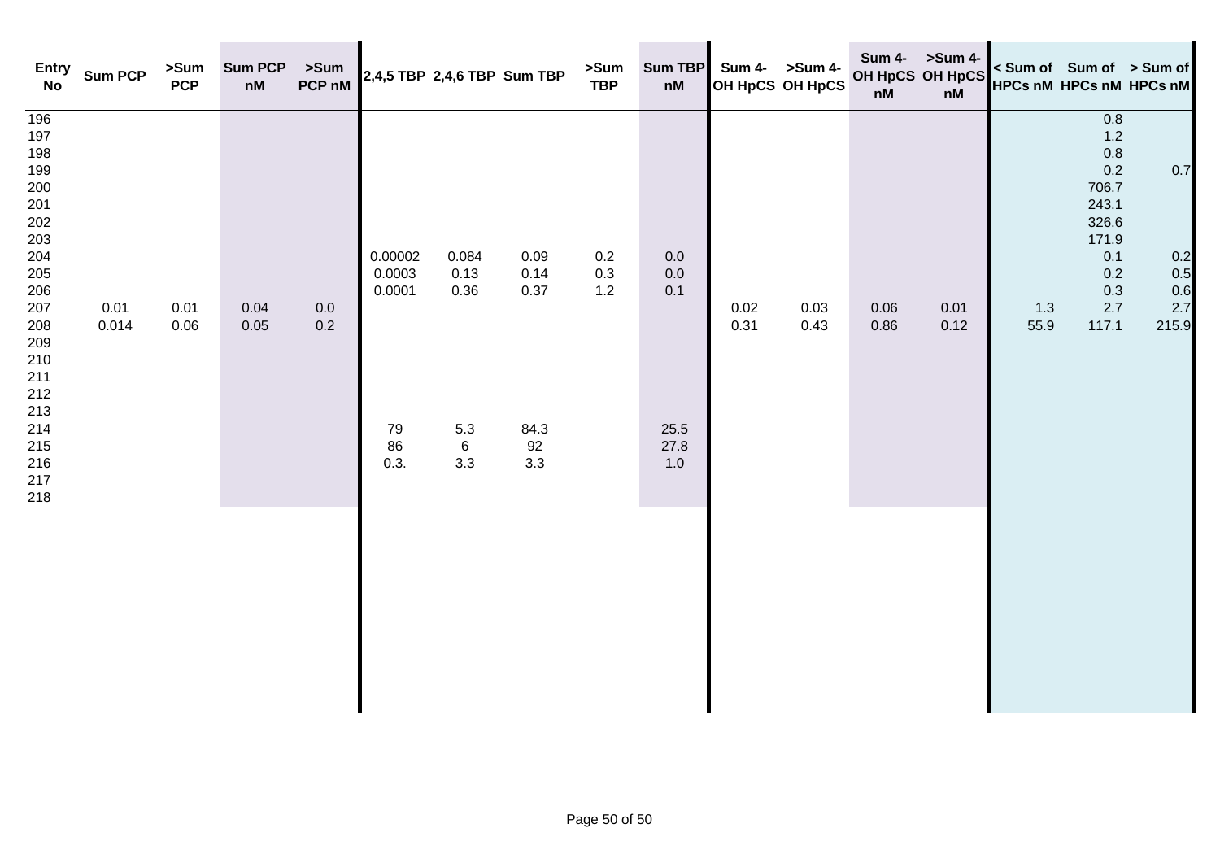| Entry No | Sum PCP | >Sum PCP | Sum PCP nM | >Sum PCP nM | 2,4,5 TBP | 2,4,6 TBP | Sum TBP | >Sum TBP | Sum TBP nM | Sum 4-OH HpCS | >Sum 4-OH HpCS | Sum 4-OH HpCS nM | >Sum 4-OH HpCS nM | < Sum of HPCs nM | Sum of HPCs nM | > Sum of HPCs nM |
|---|---|---|---|---|---|---|---|---|---|---|---|---|---|---|---|---|
| 196 | | | | | | | | | | | | | | | 0.8 | |
| 197 | | | | | | | | | | | | | | | 1.2 | |
| 198 | | | | | | | | | | | | | | | 0.8 | |
| 199 | | | | | | | | | | | | | | | 0.2 | 0.7 |
| 200 | | | | | | | | | | | | | | | 706.7 | |
| 201 | | | | | | | | | | | | | | | 243.1 | |
| 202 | | | | | | | | | | | | | | | 326.6 | |
| 203 | | | | | | | | | | | | | | | 171.9 | |
| 204 | | | | | 0.00002 | 0.084 | 0.09 | 0.2 | 0.0 | | | | | | 0.1 | 0.2 |
| 205 | | | | | 0.0003 | 0.13 | 0.14 | 0.3 | 0.0 | | | | | | 0.2 | 0.5 |
| 206 | | | | | 0.0001 | 0.36 | 0.37 | 1.2 | 0.1 | | | | | | 0.3 | 0.6 |
| 207 | 0.01 | 0.01 | 0.04 | 0.0 | | | | | | 0.02 | 0.03 | 0.06 | 0.01 | 1.3 | 2.7 | 2.7 |
| 208 | 0.014 | 0.06 | 0.05 | 0.2 | | | | | | 0.31 | 0.43 | 0.86 | 0.12 | 55.9 | 117.1 | 215.9 |
| 209 | | | | | | | | | | | | | | | | |
| 210 | | | | | | | | | | | | | | | | |
| 211 | | | | | | | | | | | | | | | | |
| 212 | | | | | | | | | | | | | | | | |
| 213 | | | | | | | | | | | | | | | | |
| 214 | | | | | 79 | 5.3 | 84.3 | | 25.5 | | | | | | | |
| 215 | | | | | 86 | 6 | 92 | | 27.8 | | | | | | | |
| 216 | | | | | 0.3. | 3.3 | 3.3 | | 1.0 | | | | | | | |
| 217 | | | | | | | | | | | | | | | | |
| 218 | | | | | | | | | | | | | | | | |